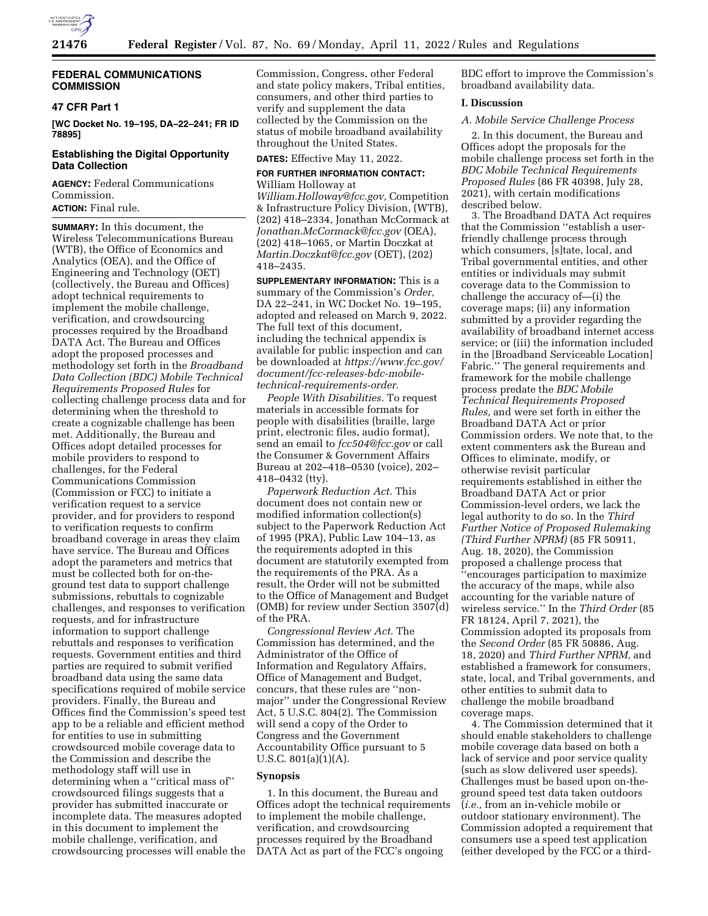## FEDERAL COMMUNICATIONS COMMISSION

### 47 CFR Part 1

**[WC Docket No. 19–195, DA–22–241; FR ID 78895]**

### Establishing the Digital Opportunity Data Collection

**AGENCY:** Federal Communications Commission.

**ACTION:** Final rule.

**SUMMARY:** In this document, the Wireless Telecommunications Bureau (WTB), the Office of Economics and Analytics (OEA), and the Office of Engineering and Technology (OET) (collectively, the Bureau and Offices) adopt technical requirements to implement the mobile challenge, verification, and crowdsourcing processes required by the Broadband DATA Act. The Bureau and Offices adopt the proposed processes and methodology set forth in the *Broadband Data Collection (BDC) Mobile Technical Requirements Proposed Rules* for collecting challenge process data and for determining when the threshold to create a cognizable challenge has been met. Additionally, the Bureau and Offices adopt detailed processes for mobile providers to respond to challenges, for the Federal Communications Commission (Commission or FCC) to initiate a verification request to a service provider, and for providers to respond to verification requests to confirm broadband coverage in areas they claim have service. The Bureau and Offices adopt the parameters and metrics that must be collected both for on-the-ground test data to support challenge submissions, rebuttals to cognizable challenges, and responses to verification requests, and for infrastructure information to support challenge rebuttals and responses to verification requests. Government entities and third parties are required to submit verified broadband data using the same data specifications required of mobile service providers. Finally, the Bureau and Offices find the Commission's speed test app to be a reliable and efficient method for entities to use in submitting crowdsourced mobile coverage data to the Commission and describe the methodology staff will use in determining when a ''critical mass of'' crowdsourced filings suggests that a provider has submitted inaccurate or incomplete data. The measures adopted in this document to implement the mobile challenge, verification, and crowdsourcing processes will enable the Commission, Congress, other Federal and state policy makers, Tribal entities, consumers, and other third parties to verify and supplement the data collected by the Commission on the status of mobile broadband availability throughout the United States.

**DATES:** Effective May 11, 2022.

**FOR FURTHER INFORMATION CONTACT:** William Holloway at *William.Holloway@fcc.gov,* Competition & Infrastructure Policy Division, (WTB), (202) 418–2334, Jonathan McCormack at *Jonathan.McCormack@fcc.gov* (OEA), (202) 418–1065, or Martin Doczkat at *Martin.Doczkat@fcc.gov* (OET), (202) 418–2435.

**SUPPLEMENTARY INFORMATION:** This is a summary of the Commission's *Order,* DA 22–241, in WC Docket No. 19–195, adopted and released on March 9, 2022. The full text of this document, including the technical appendix is available for public inspection and can be downloaded at *https://www.fcc.gov/document/fcc-releases-bdc-mobile-technical-requirements-order.*

*People With Disabilities.* To request materials in accessible formats for people with disabilities (braille, large print, electronic files, audio format), send an email to *fcc504@fcc.gov* or call the Consumer & Government Affairs Bureau at 202–418–0530 (voice), 202–418–0432 (tty).

*Paperwork Reduction Act.* This document does not contain new or modified information collection(s) subject to the Paperwork Reduction Act of 1995 (PRA), Public Law 104–13, as the requirements adopted in this document are statutorily exempted from the requirements of the PRA. As a result, the Order will not be submitted to the Office of Management and Budget (OMB) for review under Section 3507(d) of the PRA.

*Congressional Review Act.* The Commission has determined, and the Administrator of the Office of Information and Regulatory Affairs, Office of Management and Budget, concurs, that these rules are ''non-major'' under the Congressional Review Act, 5 U.S.C. 804(2). The Commission will send a copy of the Order to Congress and the Government Accountability Office pursuant to 5 U.S.C. 801(a)(1)(A).

### Synopsis

1. In this document, the Bureau and Offices adopt the technical requirements to implement the mobile challenge, verification, and crowdsourcing processes required by the Broadband DATA Act as part of the FCC's ongoing BDC effort to improve the Commission's broadband availability data.

### I. Discussion

#### *A. Mobile Service Challenge Process*

2. In this document, the Bureau and Offices adopt the proposals for the mobile challenge process set forth in the *BDC Mobile Technical Requirements Proposed Rules* (86 FR 40398, July 28, 2021), with certain modifications described below.

3. The Broadband DATA Act requires that the Commission ''establish a user-friendly challenge process through which consumers, [s]tate, local, and Tribal governmental entities, and other entities or individuals may submit coverage data to the Commission to challenge the accuracy of—(i) the coverage maps; (ii) any information submitted by a provider regarding the availability of broadband internet access service; or (iii) the information included in the [Broadband Serviceable Location] Fabric.'' The general requirements and framework for the mobile challenge process predate the *BDC Mobile Technical Requirements Proposed Rules,* and were set forth in either the Broadband DATA Act or prior Commission orders. We note that, to the extent commenters ask the Bureau and Offices to eliminate, modify, or otherwise revisit particular requirements established in either the Broadband DATA Act or prior Commission-level orders, we lack the legal authority to do so. In the *Third Further Notice of Proposed Rulemaking (Third Further NPRM)* (85 FR 50911, Aug. 18, 2020), the Commission proposed a challenge process that ''encourages participation to maximize the accuracy of the maps, while also accounting for the variable nature of wireless service.'' In the *Third Order* (85 FR 18124, April 7, 2021), the Commission adopted its proposals from the *Second Order* (85 FR 50886, Aug. 18, 2020) and *Third Further NPRM,* and established a framework for consumers, state, local, and Tribal governments, and other entities to submit data to challenge the mobile broadband coverage maps.

4. The Commission determined that it should enable stakeholders to challenge mobile coverage data based on both a lack of service and poor service quality (such as slow delivered user speeds). Challenges must be based upon on-the-ground speed test data taken outdoors (*i.e.,* from an in-vehicle mobile or outdoor stationary environment). The Commission adopted a requirement that consumers use a speed test application (either developed by the FCC or a third-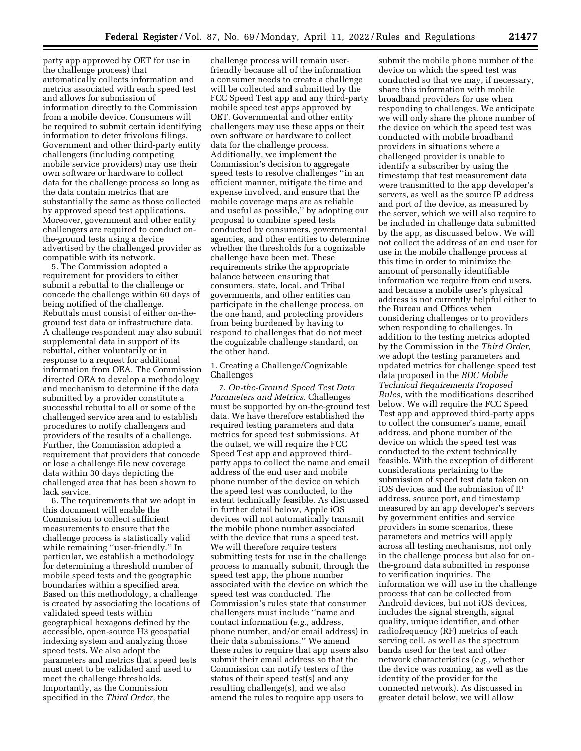party app approved by OET for use in the challenge process) that automatically collects information and metrics associated with each speed test and allows for submission of information directly to the Commission from a mobile device. Consumers will be required to submit certain identifying information to deter frivolous filings. Government and other third-party entity challengers (including competing mobile service providers) may use their own software or hardware to collect data for the challenge process so long as the data contain metrics that are substantially the same as those collected by approved speed test applications. Moreover, government and other entity challengers are required to conduct on-the-ground tests using a device advertised by the challenged provider as compatible with its network.

5. The Commission adopted a requirement for providers to either submit a rebuttal to the challenge or concede the challenge within 60 days of being notified of the challenge. Rebuttals must consist of either on-the-ground test data or infrastructure data. A challenge respondent may also submit supplemental data in support of its rebuttal, either voluntarily or in response to a request for additional information from OEA. The Commission directed OEA to develop a methodology and mechanism to determine if the data submitted by a provider constitute a successful rebuttal to all or some of the challenged service area and to establish procedures to notify challengers and providers of the results of a challenge. Further, the Commission adopted a requirement that providers that concede or lose a challenge file new coverage data within 30 days depicting the challenged area that has been shown to lack service.

6. The requirements that we adopt in this document will enable the Commission to collect sufficient measurements to ensure that the challenge process is statistically valid while remaining ''user-friendly.'' In particular, we establish a methodology for determining a threshold number of mobile speed tests and the geographic boundaries within a specified area. Based on this methodology, a challenge is created by associating the locations of validated speed tests within geographical hexagons defined by the accessible, open-source H3 geospatial indexing system and analyzing those speed tests. We also adopt the parameters and metrics that speed tests must meet to be validated and used to meet the challenge thresholds. Importantly, as the Commission specified in the *Third Order,* the challenge process will remain user-friendly because all of the information a consumer needs to create a challenge will be collected and submitted by the FCC Speed Test app and any third-party mobile speed test apps approved by OET. Governmental and other entity challengers may use these apps or their own software or hardware to collect data for the challenge process. Additionally, we implement the Commission's decision to aggregate speed tests to resolve challenges ''in an efficient manner, mitigate the time and expense involved, and ensure that the mobile coverage maps are as reliable and useful as possible,'' by adopting our proposal to combine speed tests conducted by consumers, governmental agencies, and other entities to determine whether the thresholds for a cognizable challenge have been met. These requirements strike the appropriate balance between ensuring that consumers, state, local, and Tribal governments, and other entities can participate in the challenge process, on the one hand, and protecting providers from being burdened by having to respond to challenges that do not meet the cognizable challenge standard, on the other hand.

1. Creating a Challenge/Cognizable Challenges

7. *On-the-Ground Speed Test Data Parameters and Metrics.* Challenges must be supported by on-the-ground test data. We have therefore established the required testing parameters and data metrics for speed test submissions. At the outset, we will require the FCC Speed Test app and approved third-party apps to collect the name and email address of the end user and mobile phone number of the device on which the speed test was conducted, to the extent technically feasible. As discussed in further detail below, Apple iOS devices will not automatically transmit the mobile phone number associated with the device that runs a speed test. We will therefore require testers submitting tests for use in the challenge process to manually submit, through the speed test app, the phone number associated with the device on which the speed test was conducted. The Commission's rules state that consumer challengers must include ''name and contact information (*e.g.,* address, phone number, and/or email address) in their data submissions.'' We amend these rules to require that app users also submit their email address so that the Commission can notify testers of the status of their speed test(s) and any resulting challenge(s), and we also amend the rules to require app users to submit the mobile phone number of the device on which the speed test was conducted so that we may, if necessary, share this information with mobile broadband providers for use when responding to challenges. We anticipate we will only share the phone number of the device on which the speed test was conducted with mobile broadband providers in situations where a challenged provider is unable to identify a subscriber by using the timestamp that test measurement data were transmitted to the app developer's servers, as well as the source IP address and port of the device, as measured by the server, which we will also require to be included in challenge data submitted by the app, as discussed below. We will not collect the address of an end user for use in the mobile challenge process at this time in order to minimize the amount of personally identifiable information we require from end users, and because a mobile user's physical address is not currently helpful either to the Bureau and Offices when considering challenges or to providers when responding to challenges. In addition to the testing metrics adopted by the Commission in the *Third Order,* we adopt the testing parameters and updated metrics for challenge speed test data proposed in the *BDC Mobile Technical Requirements Proposed Rules,* with the modifications described below. We will require the FCC Speed Test app and approved third-party apps to collect the consumer's name, email address, and phone number of the device on which the speed test was conducted to the extent technically feasible. With the exception of different considerations pertaining to the submission of speed test data taken on iOS devices and the submission of IP address, source port, and timestamp measured by an app developer's servers by government entities and service providers in some scenarios, these parameters and metrics will apply across all testing mechanisms, not only in the challenge process but also for on-the-ground data submitted in response to verification inquiries. The information we will use in the challenge process that can be collected from Android devices, but not iOS devices, includes the signal strength, signal quality, unique identifier, and other radiofrequency (RF) metrics of each serving cell, as well as the spectrum bands used for the test and other network characteristics (*e.g.,* whether the device was roaming, as well as the identity of the provider for the connected network). As discussed in greater detail below, we will allow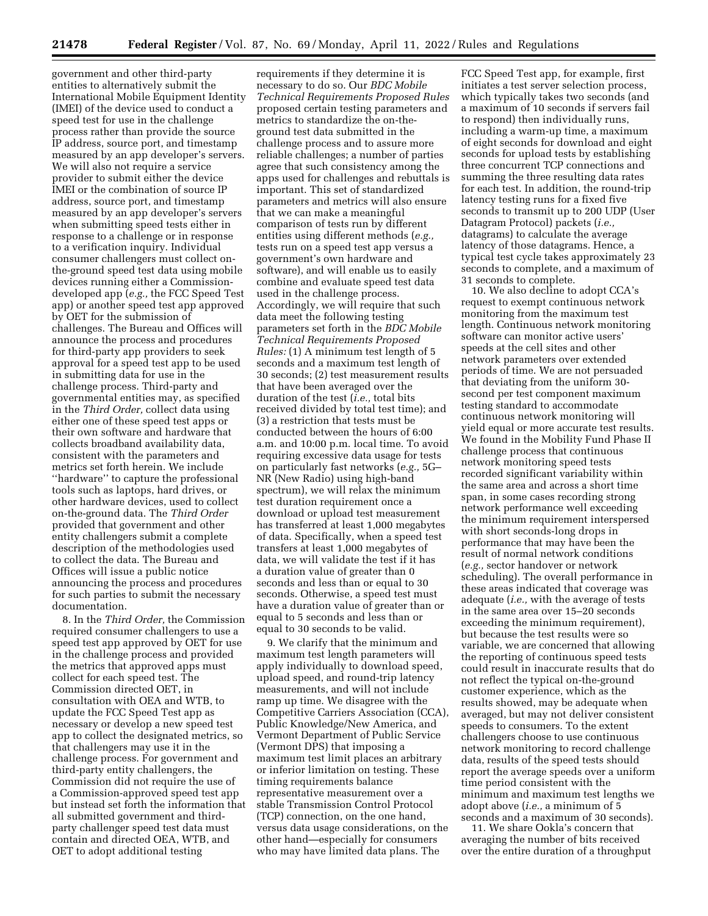government and other third-party entities to alternatively submit the International Mobile Equipment Identity (IMEI) of the device used to conduct a speed test for use in the challenge process rather than provide the source IP address, source port, and timestamp measured by an app developer's servers. We will also not require a service provider to submit either the device IMEI or the combination of source IP address, source port, and timestamp measured by an app developer's servers when submitting speed tests either in response to a challenge or in response to a verification inquiry. Individual consumer challengers must collect on-the-ground speed test data using mobile devices running either a Commission-developed app (*e.g.,* the FCC Speed Test app) or another speed test app approved by OET for the submission of challenges. The Bureau and Offices will announce the process and procedures for third-party app providers to seek approval for a speed test app to be used in submitting data for use in the challenge process. Third-party and governmental entities may, as specified in the *Third Order,* collect data using either one of these speed test apps or their own software and hardware that collects broadband availability data, consistent with the parameters and metrics set forth herein. We include ''hardware'' to capture the professional tools such as laptops, hard drives, or other hardware devices, used to collect on-the-ground data. The *Third Order* provided that government and other entity challengers submit a complete description of the methodologies used to collect the data. The Bureau and Offices will issue a public notice announcing the process and procedures for such parties to submit the necessary documentation.

8. In the *Third Order,* the Commission required consumer challengers to use a speed test app approved by OET for use in the challenge process and provided the metrics that approved apps must collect for each speed test. The Commission directed OET, in consultation with OEA and WTB, to update the FCC Speed Test app as necessary or develop a new speed test app to collect the designated metrics, so that challengers may use it in the challenge process. For government and third-party entity challengers, the Commission did not require the use of a Commission-approved speed test app but instead set forth the information that all submitted government and third-party challenger speed test data must contain and directed OEA, WTB, and OET to adopt additional testing requirements if they determine it is necessary to do so. Our *BDC Mobile Technical Requirements Proposed Rules* proposed certain testing parameters and metrics to standardize the on-the-ground test data submitted in the challenge process and to assure more reliable challenges; a number of parties agree that such consistency among the apps used for challenges and rebuttals is important. This set of standardized parameters and metrics will also ensure that we can make a meaningful comparison of tests run by different entities using different methods (*e.g.,* tests run on a speed test app versus a government's own hardware and software), and will enable us to easily combine and evaluate speed test data used in the challenge process. Accordingly, we will require that such data meet the following testing parameters set forth in the *BDC Mobile Technical Requirements Proposed Rules:* (1) A minimum test length of 5 seconds and a maximum test length of 30 seconds; (2) test measurement results that have been averaged over the duration of the test (*i.e.,* total bits received divided by total test time); and (3) a restriction that tests must be conducted between the hours of 6:00 a.m. and 10:00 p.m. local time. To avoid requiring excessive data usage for tests on particularly fast networks (*e.g.,* 5G–NR (New Radio) using high-band spectrum), we will relax the minimum test duration requirement once a download or upload test measurement has transferred at least 1,000 megabytes of data. Specifically, when a speed test transfers at least 1,000 megabytes of data, we will validate the test if it has a duration value of greater than 0 seconds and less than or equal to 30 seconds. Otherwise, a speed test must have a duration value of greater than or equal to 5 seconds and less than or equal to 30 seconds to be valid.

9. We clarify that the minimum and maximum test length parameters will apply individually to download speed, upload speed, and round-trip latency measurements, and will not include ramp up time. We disagree with the Competitive Carriers Association (CCA), Public Knowledge/New America, and Vermont Department of Public Service (Vermont DPS) that imposing a maximum test limit places an arbitrary or inferior limitation on testing. These timing requirements balance representative measurement over a stable Transmission Control Protocol (TCP) connection, on the one hand, versus data usage considerations, on the other hand—especially for consumers who may have limited data plans. The FCC Speed Test app, for example, first initiates a test server selection process, which typically takes two seconds (and a maximum of 10 seconds if servers fail to respond) then individually runs, including a warm-up time, a maximum of eight seconds for download and eight seconds for upload tests by establishing three concurrent TCP connections and summing the three resulting data rates for each test. In addition, the round-trip latency testing runs for a fixed five seconds to transmit up to 200 UDP (User Datagram Protocol) packets (*i.e.,* datagrams) to calculate the average latency of those datagrams. Hence, a typical test cycle takes approximately 23 seconds to complete, and a maximum of 31 seconds to complete.

10. We also decline to adopt CCA's request to exempt continuous network monitoring from the maximum test length. Continuous network monitoring software can monitor active users' speeds at the cell sites and other network parameters over extended periods of time. We are not persuaded that deviating from the uniform 30-second per test component maximum testing standard to accommodate continuous network monitoring will yield equal or more accurate test results. We found in the Mobility Fund Phase II challenge process that continuous network monitoring speed tests recorded significant variability within the same area and across a short time span, in some cases recording strong network performance well exceeding the minimum requirement interspersed with short seconds-long drops in performance that may have been the result of normal network conditions (*e.g.,* sector handover or network scheduling). The overall performance in these areas indicated that coverage was adequate (*i.e.,* with the average of tests in the same area over 15–20 seconds exceeding the minimum requirement), but because the test results were so variable, we are concerned that allowing the reporting of continuous speed tests could result in inaccurate results that do not reflect the typical on-the-ground customer experience, which as the results showed, may be adequate when averaged, but may not deliver consistent speeds to consumers. To the extent challengers choose to use continuous network monitoring to record challenge data, results of the speed tests should report the average speeds over a uniform time period consistent with the minimum and maximum test lengths we adopt above (*i.e.,* a minimum of 5 seconds and a maximum of 30 seconds).

11. We share Ookla's concern that averaging the number of bits received over the entire duration of a throughput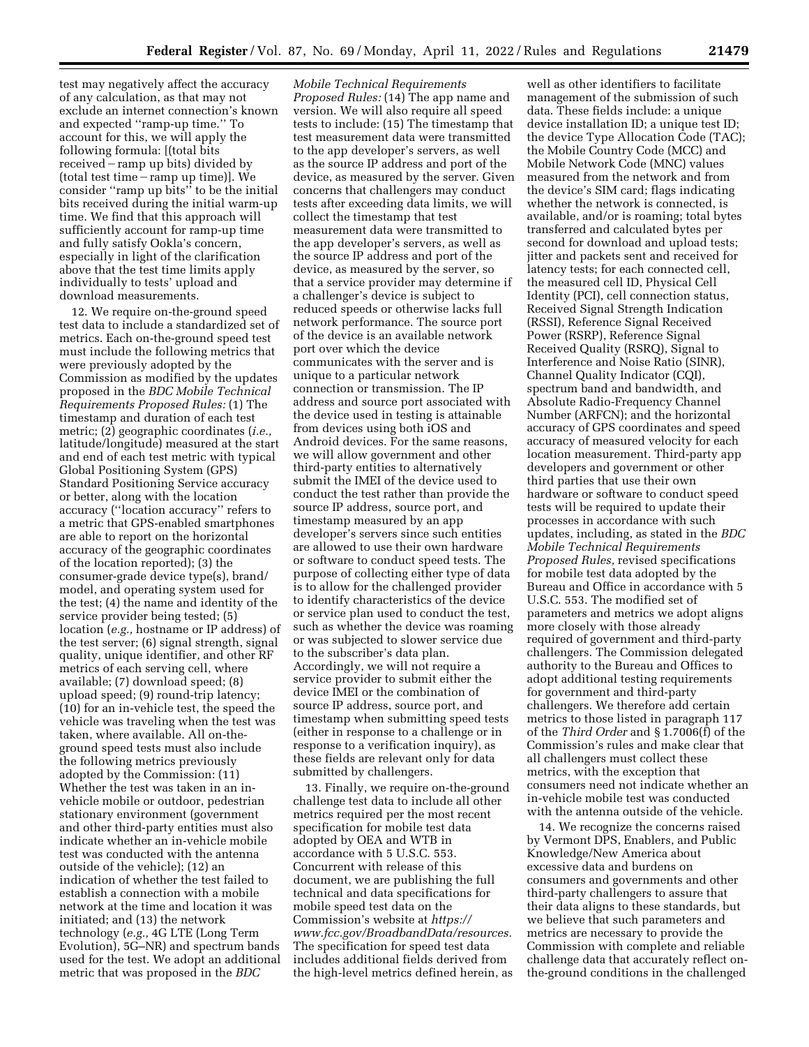test may negatively affect the accuracy of any calculation, as that may not exclude an internet connection's known and expected ''ramp-up time.'' To account for this, we will apply the following formula: [(total bits received − ramp up bits) divided by (total test time − ramp up time)]. We consider ''ramp up bits'' to be the initial bits received during the initial warm-up time. We find that this approach will sufficiently account for ramp-up time and fully satisfy Ookla's concern, especially in light of the clarification above that the test time limits apply individually to tests' upload and download measurements.

12. We require on-the-ground speed test data to include a standardized set of metrics. Each on-the-ground speed test must include the following metrics that were previously adopted by the Commission as modified by the updates proposed in the *BDC Mobile Technical Requirements Proposed Rules:* (1) The timestamp and duration of each test metric; (2) geographic coordinates (*i.e.,* latitude/longitude) measured at the start and end of each test metric with typical Global Positioning System (GPS) Standard Positioning Service accuracy or better, along with the location accuracy (''location accuracy'' refers to a metric that GPS-enabled smartphones are able to report on the horizontal accuracy of the geographic coordinates of the location reported); (3) the consumer-grade device type(s), brand/model, and operating system used for the test; (4) the name and identity of the service provider being tested; (5) location (*e.g.,* hostname or IP address) of the test server; (6) signal strength, signal quality, unique identifier, and other RF metrics of each serving cell, where available; (7) download speed; (8) upload speed; (9) round-trip latency; (10) for an in-vehicle test, the speed the vehicle was traveling when the test was taken, where available. All on-the-ground speed tests must also include the following metrics previously adopted by the Commission: (11) Whether the test was taken in an in-vehicle mobile or outdoor, pedestrian stationary environment (government and other third-party entities must also indicate whether an in-vehicle mobile test was conducted with the antenna outside of the vehicle); (12) an indication of whether the test failed to establish a connection with a mobile network at the time and location it was initiated; and (13) the network technology (*e.g.,* 4G LTE (Long Term Evolution), 5G–NR) and spectrum bands used for the test. We adopt an additional metric that was proposed in the *BDC Mobile Technical Requirements Proposed Rules:* (14) The app name and version. We will also require all speed tests to include: (15) The timestamp that test measurement data were transmitted to the app developer's servers, as well as the source IP address and port of the device, as measured by the server. Given concerns that challengers may conduct tests after exceeding data limits, we will collect the timestamp that test measurement data were transmitted to the app developer's servers, as well as the source IP address and port of the device, as measured by the server, so that a service provider may determine if a challenger's device is subject to reduced speeds or otherwise lacks full network performance. The source port of the device is an available network port over which the device communicates with the server and is unique to a particular network connection or transmission. The IP address and source port associated with the device used in testing is attainable from devices using both iOS and Android devices. For the same reasons, we will allow government and other third-party entities to alternatively submit the IMEI of the device used to conduct the test rather than provide the source IP address, source port, and timestamp measured by an app developer's servers since such entities are allowed to use their own hardware or software to conduct speed tests. The purpose of collecting either type of data is to allow for the challenged provider to identify characteristics of the device or service plan used to conduct the test, such as whether the device was roaming or was subjected to slower service due to the subscriber's data plan. Accordingly, we will not require a service provider to submit either the device IMEI or the combination of source IP address, source port, and timestamp when submitting speed tests (either in response to a challenge or in response to a verification inquiry), as these fields are relevant only for data submitted by challengers.

13. Finally, we require on-the-ground challenge test data to include all other metrics required per the most recent specification for mobile test data adopted by OEA and WTB in accordance with 5 U.S.C. 553. Concurrent with release of this document, we are publishing the full technical and data specifications for mobile speed test data on the Commission's website at *https://www.fcc.gov/BroadbandData/resources.* The specification for speed test data includes additional fields derived from the high-level metrics defined herein, as well as other identifiers to facilitate management of the submission of such data. These fields include: a unique device installation ID; a unique test ID; the device Type Allocation Code (TAC); the Mobile Country Code (MCC) and Mobile Network Code (MNC) values measured from the network and from the device's SIM card; flags indicating whether the network is connected, is available, and/or is roaming; total bytes transferred and calculated bytes per second for download and upload tests; jitter and packets sent and received for latency tests; for each connected cell, the measured cell ID, Physical Cell Identity (PCI), cell connection status, Received Signal Strength Indication (RSSI), Reference Signal Received Power (RSRP), Reference Signal Received Quality (RSRQ), Signal to Interference and Noise Ratio (SINR), Channel Quality Indicator (CQI), spectrum band and bandwidth, and Absolute Radio-Frequency Channel Number (ARFCN); and the horizontal accuracy of GPS coordinates and speed accuracy of measured velocity for each location measurement. Third-party app developers and government or other third parties that use their own hardware or software to conduct speed tests will be required to update their processes in accordance with such updates, including, as stated in the *BDC Mobile Technical Requirements Proposed Rules,* revised specifications for mobile test data adopted by the Bureau and Office in accordance with 5 U.S.C. 553. The modified set of parameters and metrics we adopt aligns more closely with those already required of government and third-party challengers. The Commission delegated authority to the Bureau and Offices to adopt additional testing requirements for government and third-party challengers. We therefore add certain metrics to those listed in paragraph 117 of the *Third Order* and § 1.7006(f) of the Commission's rules and make clear that all challengers must collect these metrics, with the exception that consumers need not indicate whether an in-vehicle mobile test was conducted with the antenna outside of the vehicle.

14. We recognize the concerns raised by Vermont DPS, Enablers, and Public Knowledge/New America about excessive data and burdens on consumers and governments and other third-party challengers to assure that their data aligns to these standards, but we believe that such parameters and metrics are necessary to provide the Commission with complete and reliable challenge data that accurately reflect on-the-ground conditions in the challenged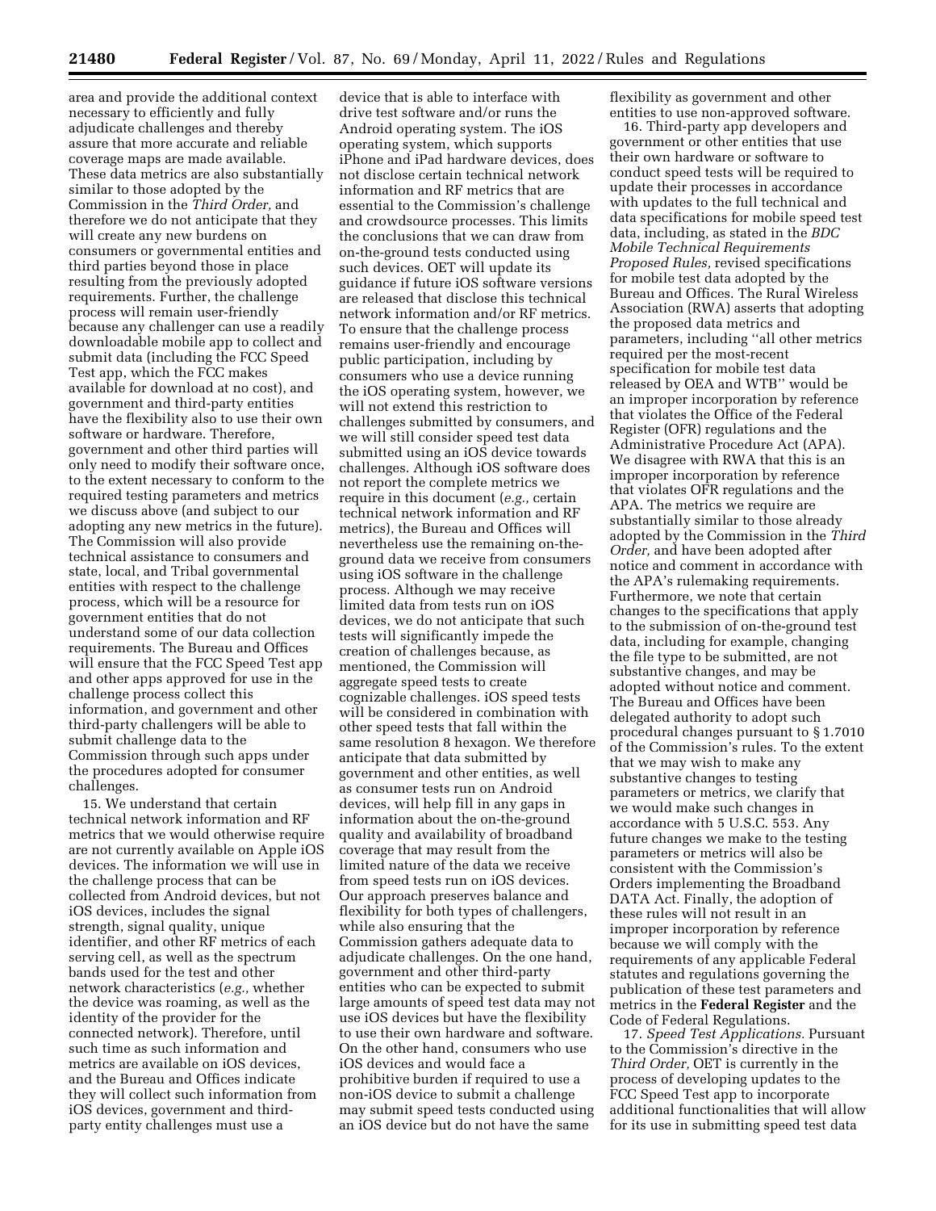area and provide the additional context necessary to efficiently and fully adjudicate challenges and thereby assure that more accurate and reliable coverage maps are made available. These data metrics are also substantially similar to those adopted by the Commission in the *Third Order,* and therefore we do not anticipate that they will create any new burdens on consumers or governmental entities and third parties beyond those in place resulting from the previously adopted requirements. Further, the challenge process will remain user-friendly because any challenger can use a readily downloadable mobile app to collect and submit data (including the FCC Speed Test app, which the FCC makes available for download at no cost), and government and third-party entities have the flexibility also to use their own software or hardware. Therefore, government and other third parties will only need to modify their software once, to the extent necessary to conform to the required testing parameters and metrics we discuss above (and subject to our adopting any new metrics in the future). The Commission will also provide technical assistance to consumers and state, local, and Tribal governmental entities with respect to the challenge process, which will be a resource for government entities that do not understand some of our data collection requirements. The Bureau and Offices will ensure that the FCC Speed Test app and other apps approved for use in the challenge process collect this information, and government and other third-party challengers will be able to submit challenge data to the Commission through such apps under the procedures adopted for consumer challenges.

15. We understand that certain technical network information and RF metrics that we would otherwise require are not currently available on Apple iOS devices. The information we will use in the challenge process that can be collected from Android devices, but not iOS devices, includes the signal strength, signal quality, unique identifier, and other RF metrics of each serving cell, as well as the spectrum bands used for the test and other network characteristics (*e.g.,* whether the device was roaming, as well as the identity of the provider for the connected network). Therefore, until such time as such information and metrics are available on iOS devices, and the Bureau and Offices indicate they will collect such information from iOS devices, government and third-party entity challenges must use a device that is able to interface with drive test software and/or runs the Android operating system. The iOS operating system, which supports iPhone and iPad hardware devices, does not disclose certain technical network information and RF metrics that are essential to the Commission's challenge and crowdsource processes. This limits the conclusions that we can draw from on-the-ground tests conducted using such devices. OET will update its guidance if future iOS software versions are released that disclose this technical network information and/or RF metrics. To ensure that the challenge process remains user-friendly and encourage public participation, including by consumers who use a device running the iOS operating system, however, we will not extend this restriction to challenges submitted by consumers, and we will still consider speed test data submitted using an iOS device towards challenges. Although iOS software does not report the complete metrics we require in this document (*e.g.,* certain technical network information and RF metrics), the Bureau and Offices will nevertheless use the remaining on-the-ground data we receive from consumers using iOS software in the challenge process. Although we may receive limited data from tests run on iOS devices, we do not anticipate that such tests will significantly impede the creation of challenges because, as mentioned, the Commission will aggregate speed tests to create cognizable challenges. iOS speed tests will be considered in combination with other speed tests that fall within the same resolution 8 hexagon. We therefore anticipate that data submitted by government and other entities, as well as consumer tests run on Android devices, will help fill in any gaps in information about the on-the-ground quality and availability of broadband coverage that may result from the limited nature of the data we receive from speed tests run on iOS devices. Our approach preserves balance and flexibility for both types of challengers, while also ensuring that the Commission gathers adequate data to adjudicate challenges. On the one hand, government and other third-party entities who can be expected to submit large amounts of speed test data may not use iOS devices but have the flexibility to use their own hardware and software. On the other hand, consumers who use iOS devices and would face a prohibitive burden if required to use a non-iOS device to submit a challenge may submit speed tests conducted using an iOS device but do not have the same flexibility as government and other entities to use non-approved software.

16. Third-party app developers and government or other entities that use their own hardware or software to conduct speed tests will be required to update their processes in accordance with updates to the full technical and data specifications for mobile speed test data, including, as stated in the *BDC Mobile Technical Requirements Proposed Rules,* revised specifications for mobile test data adopted by the Bureau and Offices. The Rural Wireless Association (RWA) asserts that adopting the proposed data metrics and parameters, including "all other metrics required per the most-recent specification for mobile test data released by OEA and WTB" would be an improper incorporation by reference that violates the Office of the Federal Register (OFR) regulations and the Administrative Procedure Act (APA). We disagree with RWA that this is an improper incorporation by reference that violates OFR regulations and the APA. The metrics we require are substantially similar to those already adopted by the Commission in the *Third Order,* and have been adopted after notice and comment in accordance with the APA's rulemaking requirements. Furthermore, we note that certain changes to the specifications that apply to the submission of on-the-ground test data, including for example, changing the file type to be submitted, are not substantive changes, and may be adopted without notice and comment. The Bureau and Offices have been delegated authority to adopt such procedural changes pursuant to § 1.7010 of the Commission's rules. To the extent that we may wish to make any substantive changes to testing parameters or metrics, we clarify that we would make such changes in accordance with 5 U.S.C. 553. Any future changes we make to the testing parameters or metrics will also be consistent with the Commission's Orders implementing the Broadband DATA Act. Finally, the adoption of these rules will not result in an improper incorporation by reference because we will comply with the requirements of any applicable Federal statutes and regulations governing the publication of these test parameters and metrics in the **Federal Register** and the Code of Federal Regulations.

17. *Speed Test Applications.* Pursuant to the Commission's directive in the *Third Order,* OET is currently in the process of developing updates to the FCC Speed Test app to incorporate additional functionalities that will allow for its use in submitting speed test data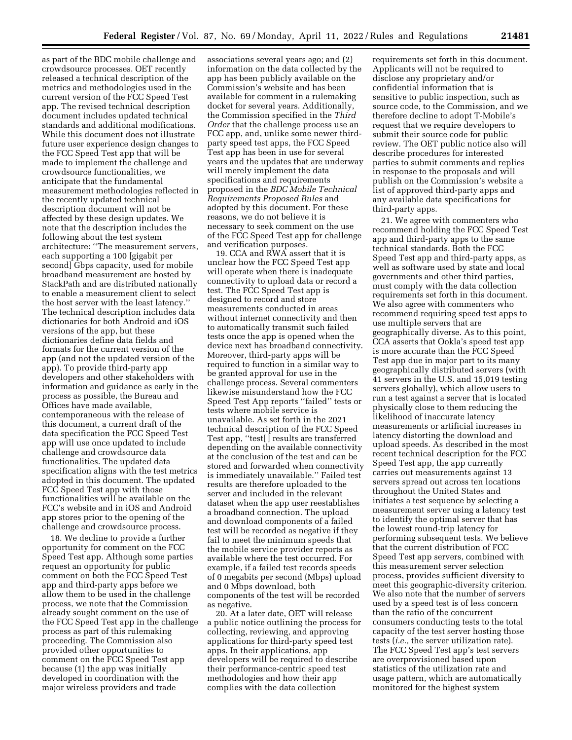as part of the BDC mobile challenge and crowdsource processes. OET recently released a technical description of the metrics and methodologies used in the current version of the FCC Speed Test app. The revised technical description document includes updated technical standards and additional modifications. While this document does not illustrate future user experience design changes to the FCC Speed Test app that will be made to implement the challenge and crowdsource functionalities, we anticipate that the fundamental measurement methodologies reflected in the recently updated technical description document will not be affected by these design updates. We note that the description includes the following about the test system architecture: "The measurement servers, each supporting a 100 [gigabit per second] Gbps capacity, used for mobile broadband measurement are hosted by StackPath and are distributed nationally to enable a measurement client to select the host server with the least latency." The technical description includes data dictionaries for both Android and iOS versions of the app, but these dictionaries define data fields and formats for the current version of the app (and not the updated version of the app). To provide third-party app developers and other stakeholders with information and guidance as early in the process as possible, the Bureau and Offices have made available, contemporaneous with the release of this document, a current draft of the data specification the FCC Speed Test app will use once updated to include challenge and crowdsource data functionalities. The updated data specification aligns with the test metrics adopted in this document. The updated FCC Speed Test app with those functionalities will be available on the FCC's website and in iOS and Android app stores prior to the opening of the challenge and crowdsource process.

18. We decline to provide a further opportunity for comment on the FCC Speed Test app. Although some parties request an opportunity for public comment on both the FCC Speed Test app and third-party apps before we allow them to be used in the challenge process, we note that the Commission already sought comment on the use of the FCC Speed Test app in the challenge process as part of this rulemaking proceeding. The Commission also provided other opportunities to comment on the FCC Speed Test app because (1) the app was initially developed in coordination with the major wireless providers and trade associations several years ago; and (2) information on the data collected by the app has been publicly available on the Commission's website and has been available for comment in a rulemaking docket for several years. Additionally, the Commission specified in the *Third Order* that the challenge process use an FCC app, and, unlike some newer third-party speed test apps, the FCC Speed Test app has been in use for several years and the updates that are underway will merely implement the data specifications and requirements proposed in the *BDC Mobile Technical Requirements Proposed Rules* and adopted by this document. For these reasons, we do not believe it is necessary to seek comment on the use of the FCC Speed Test app for challenge and verification purposes.

19. CCA and RWA assert that it is unclear how the FCC Speed Test app will operate when there is inadequate connectivity to upload data or record a test. The FCC Speed Test app is designed to record and store measurements conducted in areas without internet connectivity and then to automatically transmit such failed tests once the app is opened when the device next has broadband connectivity. Moreover, third-party apps will be required to function in a similar way to be granted approval for use in the challenge process. Several commenters likewise misunderstand how the FCC Speed Test App reports "failed" tests or tests where mobile service is unavailable. As set forth in the 2021 technical description of the FCC Speed Test app, "test[ ] results are transferred depending on the available connectivity at the conclusion of the test and can be stored and forwarded when connectivity is immediately unavailable." Failed test results are therefore uploaded to the server and included in the relevant dataset when the app user reestablishes a broadband connection. The upload and download components of a failed test will be recorded as negative if they fail to meet the minimum speeds that the mobile service provider reports as available where the test occurred. For example, if a failed test records speeds of 0 megabits per second (Mbps) upload and 0 Mbps download, both components of the test will be recorded as negative.

20. At a later date, OET will release a public notice outlining the process for collecting, reviewing, and approving applications for third-party speed test apps. In their applications, app developers will be required to describe their performance-centric speed test methodologies and how their app complies with the data collection requirements set forth in this document. Applicants will not be required to disclose any proprietary and/or confidential information that is sensitive to public inspection, such as source code, to the Commission, and we therefore decline to adopt T-Mobile's request that we require developers to submit their source code for public review. The OET public notice also will describe procedures for interested parties to submit comments and replies in response to the proposals and will publish on the Commission's website a list of approved third-party apps and any available data specifications for third-party apps.

21. We agree with commenters who recommend holding the FCC Speed Test app and third-party apps to the same technical standards. Both the FCC Speed Test app and third-party apps, as well as software used by state and local governments and other third parties, must comply with the data collection requirements set forth in this document. We also agree with commenters who recommend requiring speed test apps to use multiple servers that are geographically diverse. As to this point, CCA asserts that Ookla's speed test app is more accurate than the FCC Speed Test app due in major part to its many geographically distributed servers (with 41 servers in the U.S. and 15,019 testing servers globally), which allow users to run a test against a server that is located physically close to them reducing the likelihood of inaccurate latency measurements or artificial increases in latency distorting the download and upload speeds. As described in the most recent technical description for the FCC Speed Test app, the app currently carries out measurements against 13 servers spread out across ten locations throughout the United States and initiates a test sequence by selecting a measurement server using a latency test to identify the optimal server that has the lowest round-trip latency for performing subsequent tests. We believe that the current distribution of FCC Speed Test app servers, combined with this measurement server selection process, provides sufficient diversity to meet this geographic-diversity criterion. We also note that the number of servers used by a speed test is of less concern than the ratio of the concurrent consumers conducting tests to the total capacity of the test server hosting those tests (*i.e.,* the server utilization rate). The FCC Speed Test app's test servers are overprovisioned based upon statistics of the utilization rate and usage pattern, which are automatically monitored for the highest system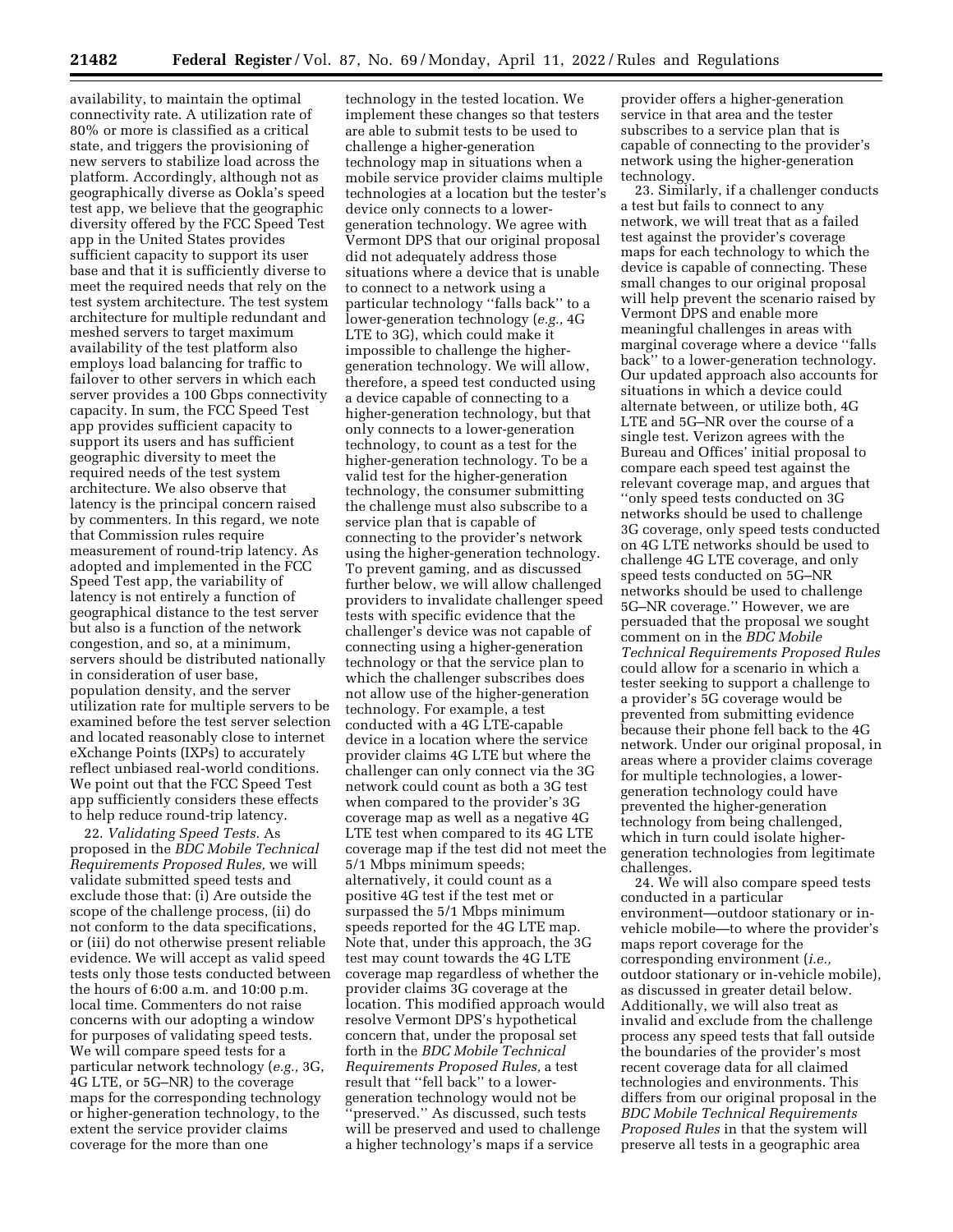availability, to maintain the optimal connectivity rate. A utilization rate of 80% or more is classified as a critical state, and triggers the provisioning of new servers to stabilize load across the platform. Accordingly, although not as geographically diverse as Ookla's speed test app, we believe that the geographic diversity offered by the FCC Speed Test app in the United States provides sufficient capacity to support its user base and that it is sufficiently diverse to meet the required needs that rely on the test system architecture. The test system architecture for multiple redundant and meshed servers to target maximum availability of the test platform also employs load balancing for traffic to failover to other servers in which each server provides a 100 Gbps connectivity capacity. In sum, the FCC Speed Test app provides sufficient capacity to support its users and has sufficient geographic diversity to meet the required needs of the test system architecture. We also observe that latency is the principal concern raised by commenters. In this regard, we note that Commission rules require measurement of round-trip latency. As adopted and implemented in the FCC Speed Test app, the variability of latency is not entirely a function of geographical distance to the test server but also is a function of the network congestion, and so, at a minimum, servers should be distributed nationally in consideration of user base, population density, and the server utilization rate for multiple servers to be examined before the test server selection and located reasonably close to internet eXchange Points (IXPs) to accurately reflect unbiased real-world conditions. We point out that the FCC Speed Test app sufficiently considers these effects to help reduce round-trip latency.

22. *Validating Speed Tests.* As proposed in the *BDC Mobile Technical Requirements Proposed Rules,* we will validate submitted speed tests and exclude those that: (i) Are outside the scope of the challenge process, (ii) do not conform to the data specifications, or (iii) do not otherwise present reliable evidence. We will accept as valid speed tests only those tests conducted between the hours of 6:00 a.m. and 10:00 p.m. local time. Commenters do not raise concerns with our adopting a window for purposes of validating speed tests. We will compare speed tests for a particular network technology (*e.g.,* 3G, 4G LTE, or 5G–NR) to the coverage maps for the corresponding technology or higher-generation technology, to the extent the service provider claims coverage for the more than one technology in the tested location. We implement these changes so that testers are able to submit tests to be used to challenge a higher-generation technology map in situations when a mobile service provider claims multiple technologies at a location but the tester's device only connects to a lower-generation technology. We agree with Vermont DPS that our original proposal did not adequately address those situations where a device that is unable to connect to a network using a particular technology "falls back" to a lower-generation technology (*e.g.,* 4G LTE to 3G), which could make it impossible to challenge the higher-generation technology. We will allow, therefore, a speed test conducted using a device capable of connecting to a higher-generation technology, but that only connects to a lower-generation technology, to count as a test for the higher-generation technology. To be a valid test for the higher-generation technology, the consumer submitting the challenge must also subscribe to a service plan that is capable of connecting to the provider's network using the higher-generation technology. To prevent gaming, and as discussed further below, we will allow challenged providers to invalidate challenger speed tests with specific evidence that the challenger's device was not capable of connecting using a higher-generation technology or that the service plan to which the challenger subscribes does not allow use of the higher-generation technology. For example, a test conducted with a 4G LTE-capable device in a location where the service provider claims 4G LTE but where the challenger can only connect via the 3G network could count as both a 3G test when compared to the provider's 3G coverage map as well as a negative 4G LTE test when compared to its 4G LTE coverage map if the test did not meet the 5/1 Mbps minimum speeds; alternatively, it could count as a positive 4G test if the test met or surpassed the 5/1 Mbps minimum speeds reported for the 4G LTE map. Note that, under this approach, the 3G test may count towards the 4G LTE coverage map regardless of whether the provider claims 3G coverage at the location. This modified approach would resolve Vermont DPS's hypothetical concern that, under the proposal set forth in the *BDC Mobile Technical Requirements Proposed Rules,* a test result that "fell back" to a lower-generation technology would not be "preserved." As discussed, such tests will be preserved and used to challenge a higher technology's maps if a service provider offers a higher-generation service in that area and the tester subscribes to a service plan that is capable of connecting to the provider's network using the higher-generation technology.

23. Similarly, if a challenger conducts a test but fails to connect to any network, we will treat that as a failed test against the provider's coverage maps for each technology to which the device is capable of connecting. These small changes to our original proposal will help prevent the scenario raised by Vermont DPS and enable more meaningful challenges in areas with marginal coverage where a device "falls back" to a lower-generation technology. Our updated approach also accounts for situations in which a device could alternate between, or utilize both, 4G LTE and 5G–NR over the course of a single test. Verizon agrees with the Bureau and Offices' initial proposal to compare each speed test against the relevant coverage map, and argues that "only speed tests conducted on 3G networks should be used to challenge 3G coverage, only speed tests conducted on 4G LTE networks should be used to challenge 4G LTE coverage, and only speed tests conducted on 5G–NR networks should be used to challenge 5G–NR coverage." However, we are persuaded that the proposal we sought comment on in the *BDC Mobile Technical Requirements Proposed Rules* could allow for a scenario in which a tester seeking to support a challenge to a provider's 5G coverage would be prevented from submitting evidence because their phone fell back to the 4G network. Under our original proposal, in areas where a provider claims coverage for multiple technologies, a lower-generation technology could have prevented the higher-generation technology from being challenged, which in turn could isolate higher-generation technologies from legitimate challenges.

24. We will also compare speed tests conducted in a particular environment—outdoor stationary or in-vehicle mobile—to where the provider's maps report coverage for the corresponding environment (*i.e.,* outdoor stationary or in-vehicle mobile), as discussed in greater detail below. Additionally, we will also treat as invalid and exclude from the challenge process any speed tests that fall outside the boundaries of the provider's most recent coverage data for all claimed technologies and environments. This differs from our original proposal in the *BDC Mobile Technical Requirements Proposed Rules* in that the system will preserve all tests in a geographic area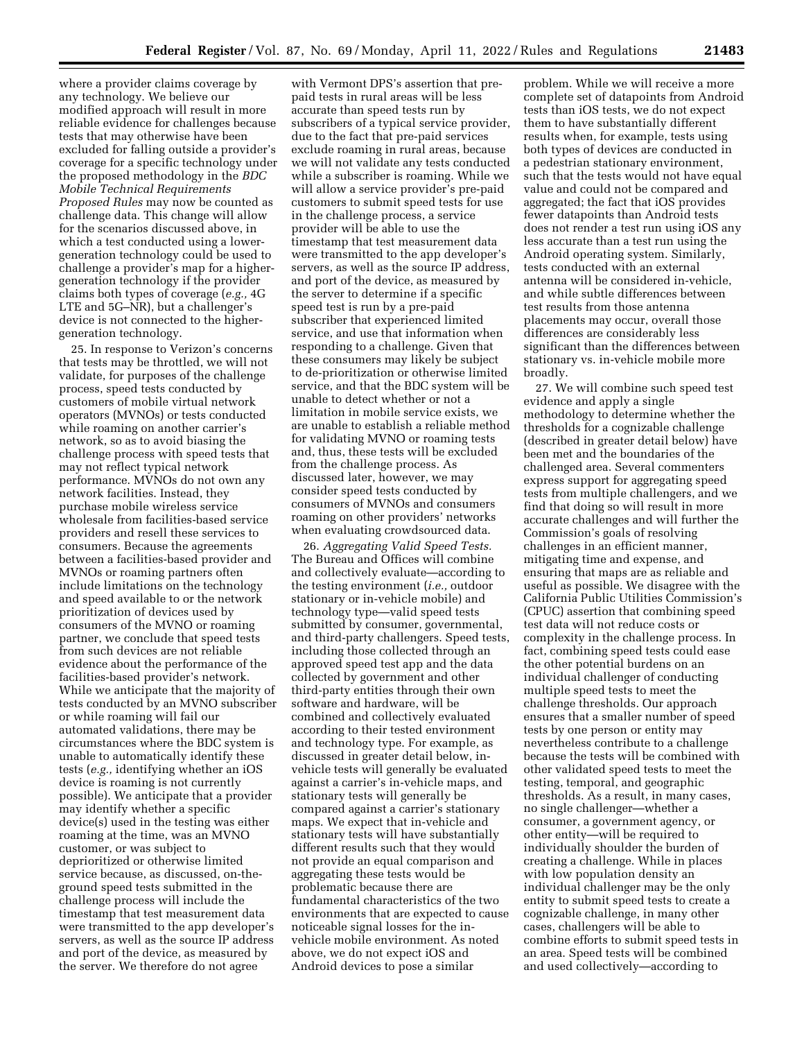where a provider claims coverage by any technology. We believe our modified approach will result in more reliable evidence for challenges because tests that may otherwise have been excluded for falling outside a provider's coverage for a specific technology under the proposed methodology in the *BDC Mobile Technical Requirements Proposed Rules* may now be counted as challenge data. This change will allow for the scenarios discussed above, in which a test conducted using a lower-generation technology could be used to challenge a provider's map for a higher-generation technology if the provider claims both types of coverage (*e.g.,* 4G LTE and 5G–NR), but a challenger's device is not connected to the higher-generation technology.

25. In response to Verizon's concerns that tests may be throttled, we will not validate, for purposes of the challenge process, speed tests conducted by customers of mobile virtual network operators (MVNOs) or tests conducted while roaming on another carrier's network, so as to avoid biasing the challenge process with speed tests that may not reflect typical network performance. MVNOs do not own any network facilities. Instead, they purchase mobile wireless service wholesale from facilities-based service providers and resell these services to consumers. Because the agreements between a facilities-based provider and MVNOs or roaming partners often include limitations on the technology and speed available to or the network prioritization of devices used by consumers of the MVNO or roaming partner, we conclude that speed tests from such devices are not reliable evidence about the performance of the facilities-based provider's network. While we anticipate that the majority of tests conducted by an MVNO subscriber or while roaming will fail our automated validations, there may be circumstances where the BDC system is unable to automatically identify these tests (*e.g.,* identifying whether an iOS device is roaming is not currently possible). We anticipate that a provider may identify whether a specific device(s) used in the testing was either roaming at the time, was an MVNO customer, or was subject to deprioritized or otherwise limited service because, as discussed, on-the-ground speed tests submitted in the challenge process will include the timestamp that test measurement data were transmitted to the app developer's servers, as well as the source IP address and port of the device, as measured by the server. We therefore do not agree with Vermont DPS's assertion that pre-paid tests in rural areas will be less accurate than speed tests run by subscribers of a typical service provider, due to the fact that pre-paid services exclude roaming in rural areas, because we will not validate any tests conducted while a subscriber is roaming. While we will allow a service provider's pre-paid customers to submit speed tests for use in the challenge process, a service provider will be able to use the timestamp that test measurement data were transmitted to the app developer's servers, as well as the source IP address, and port of the device, as measured by the server to determine if a specific speed test is run by a pre-paid subscriber that experienced limited service, and use that information when responding to a challenge. Given that these consumers may likely be subject to de-prioritization or otherwise limited service, and that the BDC system will be unable to detect whether or not a limitation in mobile service exists, we are unable to establish a reliable method for validating MVNO or roaming tests and, thus, these tests will be excluded from the challenge process. As discussed later, however, we may consider speed tests conducted by consumers of MVNOs and consumers roaming on other providers' networks when evaluating crowdsourced data.

26. *Aggregating Valid Speed Tests.* The Bureau and Offices will combine and collectively evaluate—according to the testing environment (*i.e.,* outdoor stationary or in-vehicle mobile) and technology type—valid speed tests submitted by consumer, governmental, and third-party challengers. Speed tests, including those collected through an approved speed test app and the data collected by government and other third-party entities through their own software and hardware, will be combined and collectively evaluated according to their tested environment and technology type. For example, as discussed in greater detail below, in-vehicle tests will generally be evaluated against a carrier's in-vehicle maps, and stationary tests will generally be compared against a carrier's stationary maps. We expect that in-vehicle and stationary tests will have substantially different results such that they would not provide an equal comparison and aggregating these tests would be problematic because there are fundamental characteristics of the two environments that are expected to cause noticeable signal losses for the in-vehicle mobile environment. As noted above, we do not expect iOS and Android devices to pose a similar problem. While we will receive a more complete set of datapoints from Android tests than iOS tests, we do not expect them to have substantially different results when, for example, tests using both types of devices are conducted in a pedestrian stationary environment, such that the tests would not have equal value and could not be compared and aggregated; the fact that iOS provides fewer datapoints than Android tests does not render a test run using iOS any less accurate than a test run using the Android operating system. Similarly, tests conducted with an external antenna will be considered in-vehicle, and while subtle differences between test results from those antenna placements may occur, overall those differences are considerably less significant than the differences between stationary vs. in-vehicle mobile more broadly.

27. We will combine such speed test evidence and apply a single methodology to determine whether the thresholds for a cognizable challenge (described in greater detail below) have been met and the boundaries of the challenged area. Several commenters express support for aggregating speed tests from multiple challengers, and we find that doing so will result in more accurate challenges and will further the Commission's goals of resolving challenges in an efficient manner, mitigating time and expense, and ensuring that maps are as reliable and useful as possible. We disagree with the California Public Utilities Commission's (CPUC) assertion that combining speed test data will not reduce costs or complexity in the challenge process. In fact, combining speed tests could ease the other potential burdens on an individual challenger of conducting multiple speed tests to meet the challenge thresholds. Our approach ensures that a smaller number of speed tests by one person or entity may nevertheless contribute to a challenge because the tests will be combined with other validated speed tests to meet the testing, temporal, and geographic thresholds. As a result, in many cases, no single challenger—whether a consumer, a government agency, or other entity—will be required to individually shoulder the burden of creating a challenge. While in places with low population density an individual challenger may be the only entity to submit speed tests to create a cognizable challenge, in many other cases, challengers will be able to combine efforts to submit speed tests in an area. Speed tests will be combined and used collectively—according to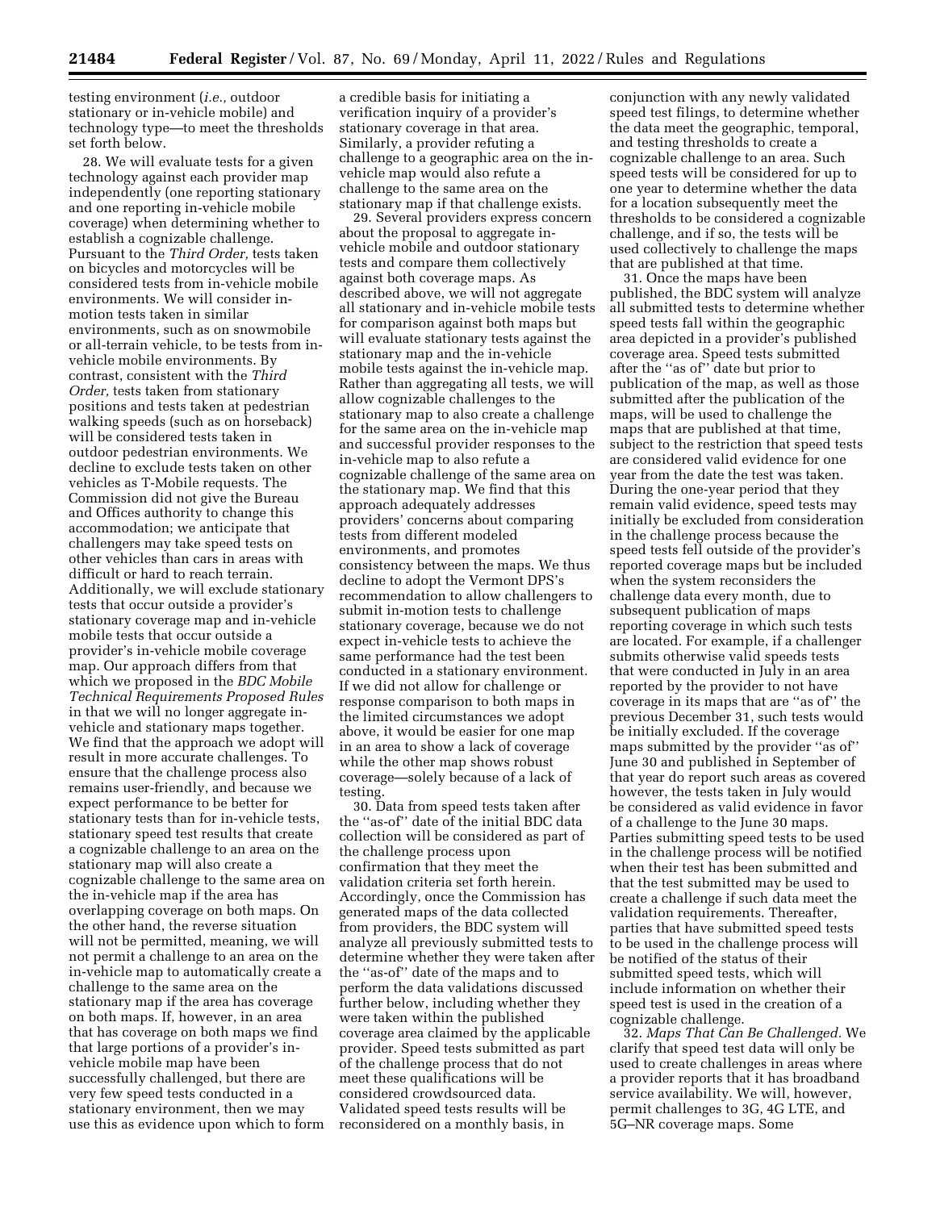testing environment (*i.e.,* outdoor stationary or in-vehicle mobile) and technology type—to meet the thresholds set forth below.

28. We will evaluate tests for a given technology against each provider map independently (one reporting stationary and one reporting in-vehicle mobile coverage) when determining whether to establish a cognizable challenge. Pursuant to the *Third Order,* tests taken on bicycles and motorcycles will be considered tests from in-vehicle mobile environments. We will consider in-motion tests taken in similar environments, such as on snowmobile or all-terrain vehicle, to be tests from in-vehicle mobile environments. By contrast, consistent with the *Third Order,* tests taken from stationary positions and tests taken at pedestrian walking speeds (such as on horseback) will be considered tests taken in outdoor pedestrian environments. We decline to exclude tests taken on other vehicles as T-Mobile requests. The Commission did not give the Bureau and Offices authority to change this accommodation; we anticipate that challengers may take speed tests on other vehicles than cars in areas with difficult or hard to reach terrain. Additionally, we will exclude stationary tests that occur outside a provider's stationary coverage map and in-vehicle mobile tests that occur outside a provider's in-vehicle mobile coverage map. Our approach differs from that which we proposed in the *BDC Mobile Technical Requirements Proposed Rules* in that we will no longer aggregate in-vehicle and stationary maps together. We find that the approach we adopt will result in more accurate challenges. To ensure that the challenge process also remains user-friendly, and because we expect performance to be better for stationary tests than for in-vehicle tests, stationary speed test results that create a cognizable challenge to an area on the stationary map will also create a cognizable challenge to the same area on the in-vehicle map if the area has overlapping coverage on both maps. On the other hand, the reverse situation will not be permitted, meaning, we will not permit a challenge to an area on the in-vehicle map to automatically create a challenge to the same area on the stationary map if the area has coverage on both maps. If, however, in an area that has coverage on both maps we find that large portions of a provider's in-vehicle mobile map have been successfully challenged, but there are very few speed tests conducted in a stationary environment, then we may use this as evidence upon which to form a credible basis for initiating a verification inquiry of a provider's stationary coverage in that area. Similarly, a provider refuting a challenge to a geographic area on the in-vehicle map would also refute a challenge to the same area on the stationary map if that challenge exists.

29. Several providers express concern about the proposal to aggregate in-vehicle mobile and outdoor stationary tests and compare them collectively against both coverage maps. As described above, we will not aggregate all stationary and in-vehicle mobile tests for comparison against both maps but will evaluate stationary tests against the stationary map and the in-vehicle mobile tests against the in-vehicle map. Rather than aggregating all tests, we will allow cognizable challenges to the stationary map to also create a challenge for the same area on the in-vehicle map and successful provider responses to the in-vehicle map to also refute a cognizable challenge of the same area on the stationary map. We find that this approach adequately addresses providers' concerns about comparing tests from different modeled environments, and promotes consistency between the maps. We thus decline to adopt the Vermont DPS's recommendation to allow challengers to submit in-motion tests to challenge stationary coverage, because we do not expect in-vehicle tests to achieve the same performance had the test been conducted in a stationary environment. If we did not allow for challenge or response comparison to both maps in the limited circumstances we adopt above, it would be easier for one map in an area to show a lack of coverage while the other map shows robust coverage—solely because of a lack of testing.

30. Data from speed tests taken after the ''as-of'' date of the initial BDC data collection will be considered as part of the challenge process upon confirmation that they meet the validation criteria set forth herein. Accordingly, once the Commission has generated maps of the data collected from providers, the BDC system will analyze all previously submitted tests to determine whether they were taken after the ''as-of'' date of the maps and to perform the data validations discussed further below, including whether they were taken within the published coverage area claimed by the applicable provider. Speed tests submitted as part of the challenge process that do not meet these qualifications will be considered crowdsourced data. Validated speed tests results will be reconsidered on a monthly basis, in conjunction with any newly validated speed test filings, to determine whether the data meet the geographic, temporal, and testing thresholds to create a cognizable challenge to an area. Such speed tests will be considered for up to one year to determine whether the data for a location subsequently meet the thresholds to be considered a cognizable challenge, and if so, the tests will be used collectively to challenge the maps that are published at that time.

31. Once the maps have been published, the BDC system will analyze all submitted tests to determine whether speed tests fall within the geographic area depicted in a provider's published coverage area. Speed tests submitted after the ''as of'' date but prior to publication of the map, as well as those submitted after the publication of the maps, will be used to challenge the maps that are published at that time, subject to the restriction that speed tests are considered valid evidence for one year from the date the test was taken. During the one-year period that they remain valid evidence, speed tests may initially be excluded from consideration in the challenge process because the speed tests fell outside of the provider's reported coverage maps but be included when the system reconsiders the challenge data every month, due to subsequent publication of maps reporting coverage in which such tests are located. For example, if a challenger submits otherwise valid speeds tests that were conducted in July in an area reported by the provider to not have coverage in its maps that are ''as of'' the previous December 31, such tests would be initially excluded. If the coverage maps submitted by the provider ''as of'' June 30 and published in September of that year do report such areas as covered however, the tests taken in July would be considered as valid evidence in favor of a challenge to the June 30 maps. Parties submitting speed tests to be used in the challenge process will be notified when their test has been submitted and that the test submitted may be used to create a challenge if such data meet the validation requirements. Thereafter, parties that have submitted speed tests to be used in the challenge process will be notified of the status of their submitted speed tests, which will include information on whether their speed test is used in the creation of a cognizable challenge.

32. *Maps That Can Be Challenged.* We clarify that speed test data will only be used to create challenges in areas where a provider reports that it has broadband service availability. We will, however, permit challenges to 3G, 4G LTE, and 5G–NR coverage maps. Some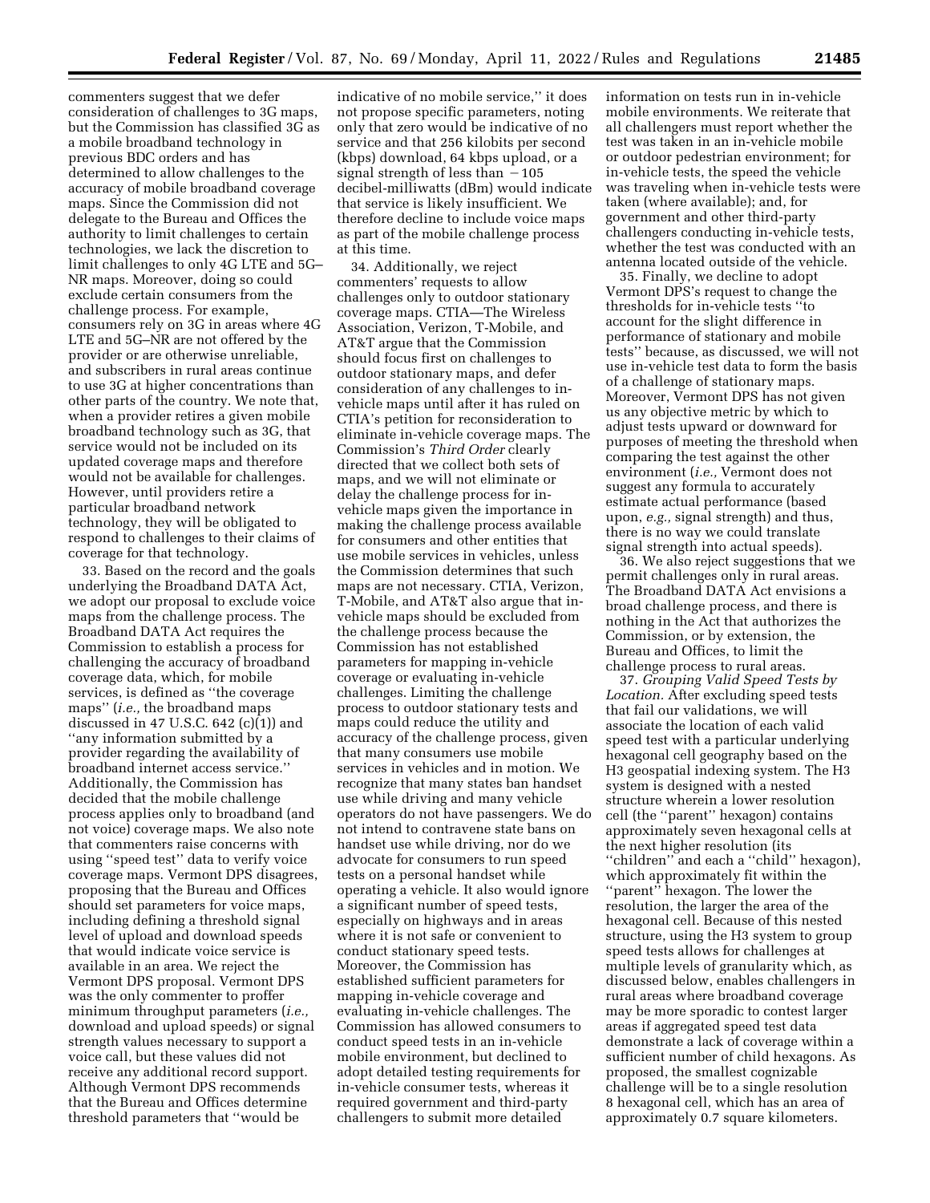commenters suggest that we defer consideration of challenges to 3G maps, but the Commission has classified 3G as a mobile broadband technology in previous BDC orders and has determined to allow challenges to the accuracy of mobile broadband coverage maps. Since the Commission did not delegate to the Bureau and Offices the authority to limit challenges to certain technologies, we lack the discretion to limit challenges to only 4G LTE and 5G–NR maps. Moreover, doing so could exclude certain consumers from the challenge process. For example, consumers rely on 3G in areas where 4G LTE and 5G–NR are not offered by the provider or are otherwise unreliable, and subscribers in rural areas continue to use 3G at higher concentrations than other parts of the country. We note that, when a provider retires a given mobile broadband technology such as 3G, that service would not be included on its updated coverage maps and therefore would not be available for challenges. However, until providers retire a particular broadband network technology, they will be obligated to respond to challenges to their claims of coverage for that technology.

33. Based on the record and the goals underlying the Broadband DATA Act, we adopt our proposal to exclude voice maps from the challenge process. The Broadband DATA Act requires the Commission to establish a process for challenging the accuracy of broadband coverage data, which, for mobile services, is defined as ''the coverage maps'' (*i.e.,* the broadband maps discussed in 47 U.S.C. 642 (c)(1)) and ''any information submitted by a provider regarding the availability of broadband internet access service.'' Additionally, the Commission has decided that the mobile challenge process applies only to broadband (and not voice) coverage maps. We also note that commenters raise concerns with using ''speed test'' data to verify voice coverage maps. Vermont DPS disagrees, proposing that the Bureau and Offices should set parameters for voice maps, including defining a threshold signal level of upload and download speeds that would indicate voice service is available in an area. We reject the Vermont DPS proposal. Vermont DPS was the only commenter to proffer minimum throughput parameters (*i.e.,* download and upload speeds) or signal strength values necessary to support a voice call, but these values did not receive any additional record support. Although Vermont DPS recommends that the Bureau and Offices determine threshold parameters that ''would be indicative of no mobile service,'' it does not propose specific parameters, noting only that zero would be indicative of no service and that 256 kilobits per second (kbps) download, 64 kbps upload, or a signal strength of less than −105 decibel-milliwatts (dBm) would indicate that service is likely insufficient. We therefore decline to include voice maps as part of the mobile challenge process at this time.

34. Additionally, we reject commenters' requests to allow challenges only to outdoor stationary coverage maps. CTIA—The Wireless Association, Verizon, T-Mobile, and AT&T argue that the Commission should focus first on challenges to outdoor stationary maps, and defer consideration of any challenges to in-vehicle maps until after it has ruled on CTIA's petition for reconsideration to eliminate in-vehicle coverage maps. The Commission's *Third Order* clearly directed that we collect both sets of maps, and we will not eliminate or delay the challenge process for in-vehicle maps given the importance in making the challenge process available for consumers and other entities that use mobile services in vehicles, unless the Commission determines that such maps are not necessary. CTIA, Verizon, T-Mobile, and AT&T also argue that in-vehicle maps should be excluded from the challenge process because the Commission has not established parameters for mapping in-vehicle coverage or evaluating in-vehicle challenges. Limiting the challenge process to outdoor stationary tests and maps could reduce the utility and accuracy of the challenge process, given that many consumers use mobile services in vehicles and in motion. We recognize that many states ban handset use while driving and many vehicle operators do not have passengers. We do not intend to contravene state bans on handset use while driving, nor do we advocate for consumers to run speed tests on a personal handset while operating a vehicle. It also would ignore a significant number of speed tests, especially on highways and in areas where it is not safe or convenient to conduct stationary speed tests. Moreover, the Commission has established sufficient parameters for mapping in-vehicle coverage and evaluating in-vehicle challenges. The Commission has allowed consumers to conduct speed tests in an in-vehicle mobile environment, but declined to adopt detailed testing requirements for in-vehicle consumer tests, whereas it required government and third-party challengers to submit more detailed information on tests run in in-vehicle mobile environments. We reiterate that all challengers must report whether the test was taken in an in-vehicle mobile or outdoor pedestrian environment; for in-vehicle tests, the speed the vehicle was traveling when in-vehicle tests were taken (where available); and, for government and other third-party challengers conducting in-vehicle tests, whether the test was conducted with an antenna located outside of the vehicle.

35. Finally, we decline to adopt Vermont DPS's request to change the thresholds for in-vehicle tests ''to account for the slight difference in performance of stationary and mobile tests'' because, as discussed, we will not use in-vehicle test data to form the basis of a challenge of stationary maps. Moreover, Vermont DPS has not given us any objective metric by which to adjust tests upward or downward for purposes of meeting the threshold when comparing the test against the other environment (*i.e.,* Vermont does not suggest any formula to accurately estimate actual performance (based upon, *e.g.,* signal strength) and thus, there is no way we could translate signal strength into actual speeds).

36. We also reject suggestions that we permit challenges only in rural areas. The Broadband DATA Act envisions a broad challenge process, and there is nothing in the Act that authorizes the Commission, or by extension, the Bureau and Offices, to limit the challenge process to rural areas.

37. *Grouping Valid Speed Tests by Location.* After excluding speed tests that fail our validations, we will associate the location of each valid speed test with a particular underlying hexagonal cell geography based on the H3 geospatial indexing system. The H3 system is designed with a nested structure wherein a lower resolution cell (the ''parent'' hexagon) contains approximately seven hexagonal cells at the next higher resolution (its ''children'' and each a ''child'' hexagon), which approximately fit within the ''parent'' hexagon. The lower the resolution, the larger the area of the hexagonal cell. Because of this nested structure, using the H3 system to group speed tests allows for challenges at multiple levels of granularity which, as discussed below, enables challengers in rural areas where broadband coverage may be more sporadic to contest larger areas if aggregated speed test data demonstrate a lack of coverage within a sufficient number of child hexagons. As proposed, the smallest cognizable challenge will be to a single resolution 8 hexagonal cell, which has an area of approximately 0.7 square kilometers.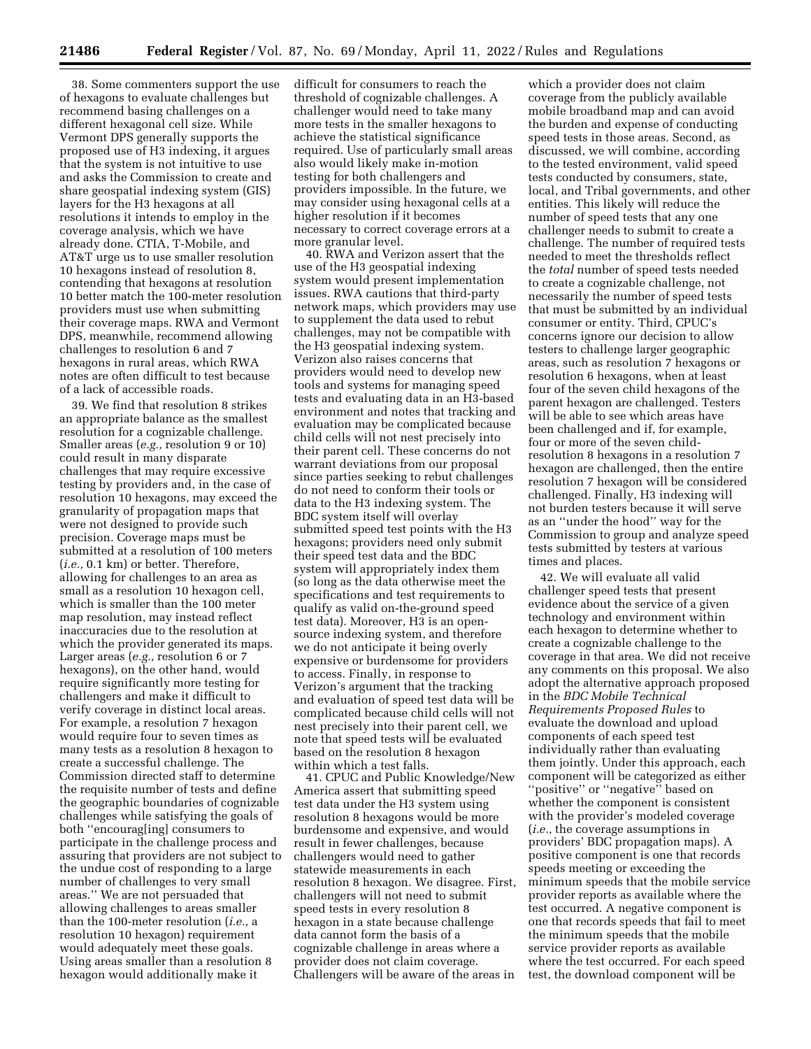38. Some commenters support the use of hexagons to evaluate challenges but recommend basing challenges on a different hexagonal cell size. While Vermont DPS generally supports the proposed use of H3 indexing, it argues that the system is not intuitive to use and asks the Commission to create and share geospatial indexing system (GIS) layers for the H3 hexagons at all resolutions it intends to employ in the coverage analysis, which we have already done. CTIA, T-Mobile, and AT&T urge us to use smaller resolution 10 hexagons instead of resolution 8, contending that hexagons at resolution 10 better match the 100-meter resolution providers must use when submitting their coverage maps. RWA and Vermont DPS, meanwhile, recommend allowing challenges to resolution 6 and 7 hexagons in rural areas, which RWA notes are often difficult to test because of a lack of accessible roads.

39. We find that resolution 8 strikes an appropriate balance as the smallest resolution for a cognizable challenge. Smaller areas (*e.g.,* resolution 9 or 10) could result in many disparate challenges that may require excessive testing by providers and, in the case of resolution 10 hexagons, may exceed the granularity of propagation maps that were not designed to provide such precision. Coverage maps must be submitted at a resolution of 100 meters (*i.e.,* 0.1 km) or better. Therefore, allowing for challenges to an area as small as a resolution 10 hexagon cell, which is smaller than the 100 meter map resolution, may instead reflect inaccuracies due to the resolution at which the provider generated its maps. Larger areas (*e.g.,* resolution 6 or 7 hexagons), on the other hand, would require significantly more testing for challengers and make it difficult to verify coverage in distinct local areas. For example, a resolution 7 hexagon would require four to seven times as many tests as a resolution 8 hexagon to create a successful challenge. The Commission directed staff to determine the requisite number of tests and define the geographic boundaries of cognizable challenges while satisfying the goals of both ''encourag[ing] consumers to participate in the challenge process and assuring that providers are not subject to the undue cost of responding to a large number of challenges to very small areas.'' We are not persuaded that allowing challenges to areas smaller than the 100-meter resolution (*i.e.,* a resolution 10 hexagon) requirement would adequately meet these goals. Using areas smaller than a resolution 8 hexagon would additionally make it difficult for consumers to reach the threshold of cognizable challenges. A challenger would need to take many more tests in the smaller hexagons to achieve the statistical significance required. Use of particularly small areas also would likely make in-motion testing for both challengers and providers impossible. In the future, we may consider using hexagonal cells at a higher resolution if it becomes necessary to correct coverage errors at a more granular level.

40. RWA and Verizon assert that the use of the H3 geospatial indexing system would present implementation issues. RWA cautions that third-party network maps, which providers may use to supplement the data used to rebut challenges, may not be compatible with the H3 geospatial indexing system. Verizon also raises concerns that providers would need to develop new tools and systems for managing speed tests and evaluating data in an H3-based environment and notes that tracking and evaluation may be complicated because child cells will not nest precisely into their parent cell. These concerns do not warrant deviations from our proposal since parties seeking to rebut challenges do not need to conform their tools or data to the H3 indexing system. The BDC system itself will overlay submitted speed test points with the H3 hexagons; providers need only submit their speed test data and the BDC system will appropriately index them (so long as the data otherwise meet the specifications and test requirements to qualify as valid on-the-ground speed test data). Moreover, H3 is an open-source indexing system, and therefore we do not anticipate it being overly expensive or burdensome for providers to access. Finally, in response to Verizon's argument that the tracking and evaluation of speed test data will be complicated because child cells will not nest precisely into their parent cell, we note that speed tests will be evaluated based on the resolution 8 hexagon within which a test falls.

41. CPUC and Public Knowledge/New America assert that submitting speed test data under the H3 system using resolution 8 hexagons would be more burdensome and expensive, and would result in fewer challenges, because challengers would need to gather statewide measurements in each resolution 8 hexagon. We disagree. First, challengers will not need to submit speed tests in every resolution 8 hexagon in a state because challenge data cannot form the basis of a cognizable challenge in areas where a provider does not claim coverage. Challengers will be aware of the areas in which a provider does not claim coverage from the publicly available mobile broadband map and can avoid the burden and expense of conducting speed tests in those areas. Second, as discussed, we will combine, according to the tested environment, valid speed tests conducted by consumers, state, local, and Tribal governments, and other entities. This likely will reduce the number of speed tests that any one challenger needs to submit to create a challenge. The number of required tests needed to meet the thresholds reflect the *total* number of speed tests needed to create a cognizable challenge, not necessarily the number of speed tests that must be submitted by an individual consumer or entity. Third, CPUC's concerns ignore our decision to allow testers to challenge larger geographic areas, such as resolution 7 hexagons or resolution 6 hexagons, when at least four of the seven child hexagons of the parent hexagon are challenged. Testers will be able to see which areas have been challenged and if, for example, four or more of the seven child-resolution 8 hexagons in a resolution 7 hexagon are challenged, then the entire resolution 7 hexagon will be considered challenged. Finally, H3 indexing will not burden testers because it will serve as an ''under the hood'' way for the Commission to group and analyze speed tests submitted by testers at various times and places.

42. We will evaluate all valid challenger speed tests that present evidence about the service of a given technology and environment within each hexagon to determine whether to create a cognizable challenge to the coverage in that area. We did not receive any comments on this proposal. We also adopt the alternative approach proposed in the *BDC Mobile Technical Requirements Proposed Rules* to evaluate the download and upload components of each speed test individually rather than evaluating them jointly. Under this approach, each component will be categorized as either ''positive'' or ''negative'' based on whether the component is consistent with the provider's modeled coverage (*i.e.,* the coverage assumptions in providers' BDC propagation maps). A positive component is one that records speeds meeting or exceeding the minimum speeds that the mobile service provider reports as available where the test occurred. A negative component is one that records speeds that fail to meet the minimum speeds that the mobile service provider reports as available where the test occurred. For each speed test, the download component will be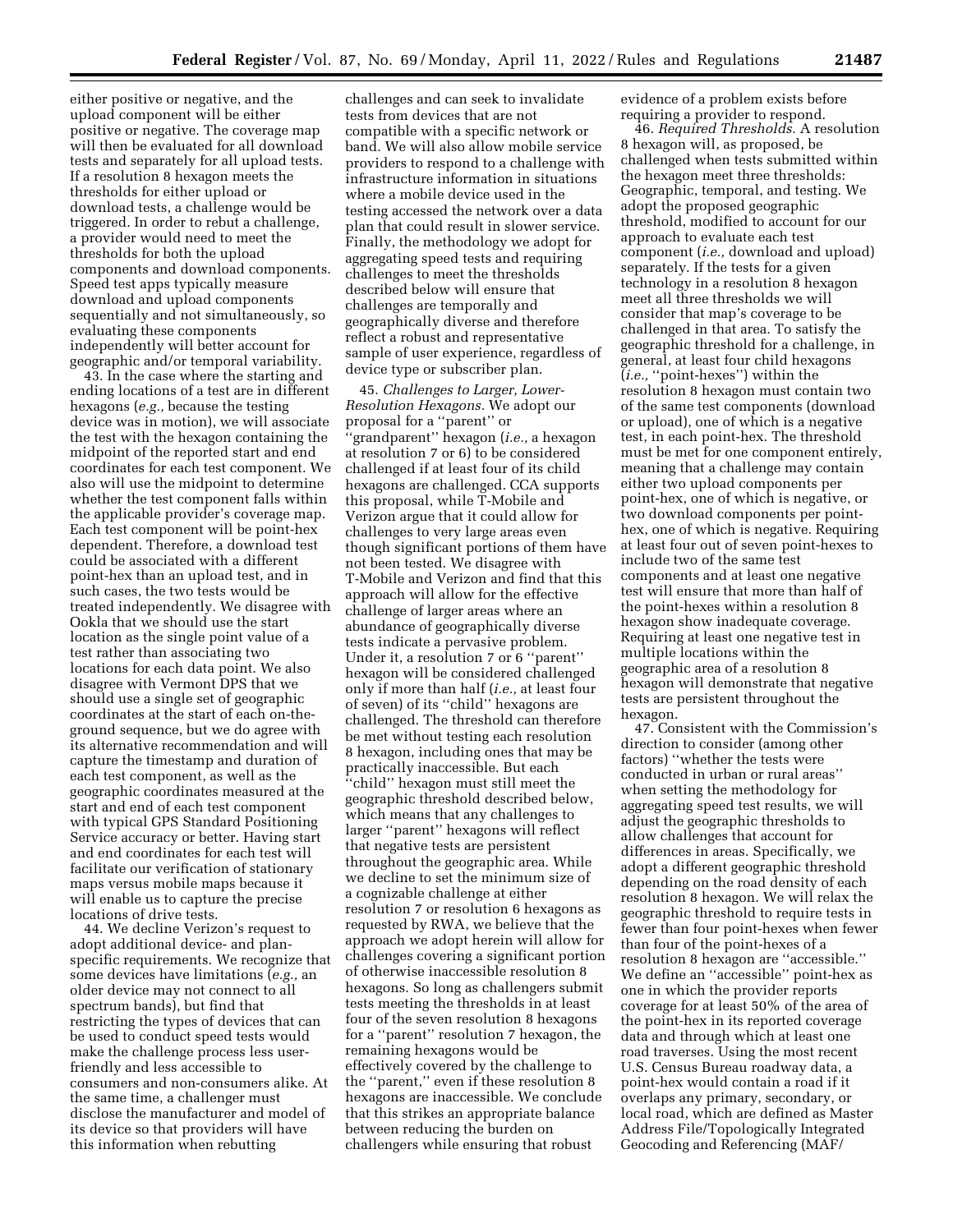either positive or negative, and the upload component will be either positive or negative. The coverage map will then be evaluated for all download tests and separately for all upload tests. If a resolution 8 hexagon meets the thresholds for either upload or download tests, a challenge would be triggered. In order to rebut a challenge, a provider would need to meet the thresholds for both the upload components and download components. Speed test apps typically measure download and upload components sequentially and not simultaneously, so evaluating these components independently will better account for geographic and/or temporal variability.

43. In the case where the starting and ending locations of a test are in different hexagons (*e.g.,* because the testing device was in motion), we will associate the test with the hexagon containing the midpoint of the reported start and end coordinates for each test component. We also will use the midpoint to determine whether the test component falls within the applicable provider's coverage map. Each test component will be point-hex dependent. Therefore, a download test could be associated with a different point-hex than an upload test, and in such cases, the two tests would be treated independently. We disagree with Ookla that we should use the start location as the single point value of a test rather than associating two locations for each data point. We also disagree with Vermont DPS that we should use a single set of geographic coordinates at the start of each on-the-ground sequence, but we do agree with its alternative recommendation and will capture the timestamp and duration of each test component, as well as the geographic coordinates measured at the start and end of each test component with typical GPS Standard Positioning Service accuracy or better. Having start and end coordinates for each test will facilitate our verification of stationary maps versus mobile maps because it will enable us to capture the precise locations of drive tests.

44. We decline Verizon's request to adopt additional device- and plan-specific requirements. We recognize that some devices have limitations (*e.g.,* an older device may not connect to all spectrum bands), but find that restricting the types of devices that can be used to conduct speed tests would make the challenge process less user-friendly and less accessible to consumers and non-consumers alike. At the same time, a challenger must disclose the manufacturer and model of its device so that providers will have this information when rebutting challenges and can seek to invalidate tests from devices that are not compatible with a specific network or band. We will also allow mobile service providers to respond to a challenge with infrastructure information in situations where a mobile device used in the testing accessed the network over a data plan that could result in slower service. Finally, the methodology we adopt for aggregating speed tests and requiring challenges to meet the thresholds described below will ensure that challenges are temporally and geographically diverse and therefore reflect a robust and representative sample of user experience, regardless of device type or subscriber plan.

45. *Challenges to Larger, Lower-Resolution Hexagons.* We adopt our proposal for a "parent" or "grandparent" hexagon (*i.e.,* a hexagon at resolution 7 or 6) to be considered challenged if at least four of its child hexagons are challenged. CCA supports this proposal, while T-Mobile and Verizon argue that it could allow for challenges to very large areas even though significant portions of them have not been tested. We disagree with T-Mobile and Verizon and find that this approach will allow for the effective challenge of larger areas where an abundance of geographically diverse tests indicate a pervasive problem. Under it, a resolution 7 or 6 "parent" hexagon will be considered challenged only if more than half (*i.e.,* at least four of seven) of its "child" hexagons are challenged. The threshold can therefore be met without testing each resolution 8 hexagon, including ones that may be practically inaccessible. But each "child" hexagon must still meet the geographic threshold described below, which means that any challenges to larger "parent" hexagons will reflect that negative tests are persistent throughout the geographic area. While we decline to set the minimum size of a cognizable challenge at either resolution 7 or resolution 6 hexagons as requested by RWA, we believe that the approach we adopt herein will allow for challenges covering a significant portion of otherwise inaccessible resolution 8 hexagons. So long as challengers submit tests meeting the thresholds in at least four of the seven resolution 8 hexagons for a "parent" resolution 7 hexagon, the remaining hexagons would be effectively covered by the challenge to the "parent," even if these resolution 8 hexagons are inaccessible. We conclude that this strikes an appropriate balance between reducing the burden on challengers while ensuring that robust evidence of a problem exists before requiring a provider to respond.

46. *Required Thresholds.* A resolution 8 hexagon will, as proposed, be challenged when tests submitted within the hexagon meet three thresholds: Geographic, temporal, and testing. We adopt the proposed geographic threshold, modified to account for our approach to evaluate each test component (*i.e.,* download and upload) separately. If the tests for a given technology in a resolution 8 hexagon meet all three thresholds we will consider that map's coverage to be challenged in that area. To satisfy the geographic threshold for a challenge, in general, at least four child hexagons (*i.e.,* "point-hexes") within the resolution 8 hexagon must contain two of the same test components (download or upload), one of which is a negative test, in each point-hex. The threshold must be met for one component entirely, meaning that a challenge may contain either two upload components per point-hex, one of which is negative, or two download components per point-hex, one of which is negative. Requiring at least four out of seven point-hexes to include two of the same test components and at least one negative test will ensure that more than half of the point-hexes within a resolution 8 hexagon show inadequate coverage. Requiring at least one negative test in multiple locations within the geographic area of a resolution 8 hexagon will demonstrate that negative tests are persistent throughout the hexagon.

47. Consistent with the Commission's direction to consider (among other factors) "whether the tests were conducted in urban or rural areas" when setting the methodology for aggregating speed test results, we will adjust the geographic thresholds to allow challenges that account for differences in areas. Specifically, we adopt a different geographic threshold depending on the road density of each resolution 8 hexagon. We will relax the geographic threshold to require tests in fewer than four point-hexes when fewer than four of the point-hexes of a resolution 8 hexagon are "accessible." We define an "accessible" point-hex as one in which the provider reports coverage for at least 50% of the area of the point-hex in its reported coverage data and through which at least one road traverses. Using the most recent U.S. Census Bureau roadway data, a point-hex would contain a road if it overlaps any primary, secondary, or local road, which are defined as Master Address File/Topologically Integrated Geocoding and Referencing (MAF/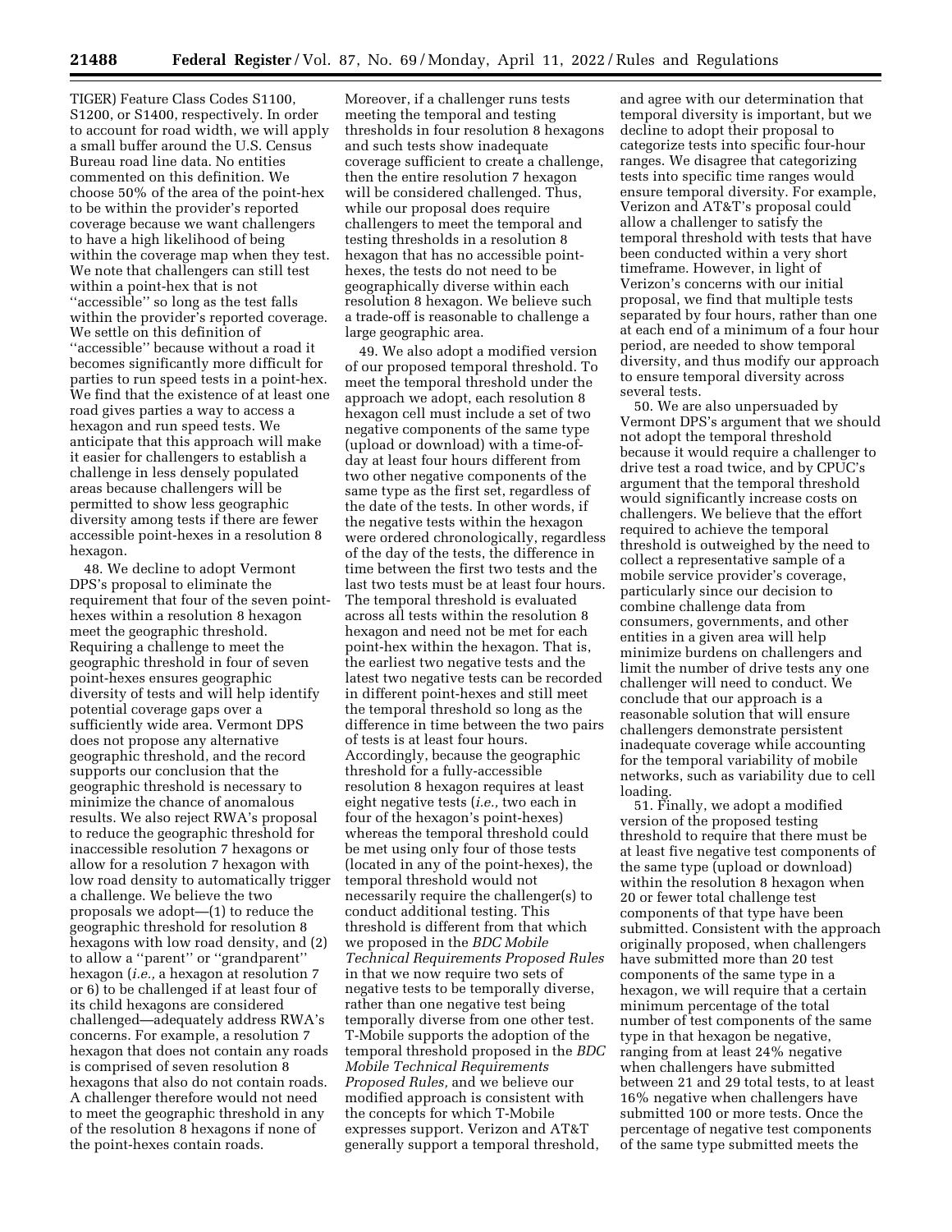TIGER) Feature Class Codes S1100, S1200, or S1400, respectively. In order to account for road width, we will apply a small buffer around the U.S. Census Bureau road line data. No entities commented on this definition. We choose 50% of the area of the point-hex to be within the provider's reported coverage because we want challengers to have a high likelihood of being within the coverage map when they test. We note that challengers can still test within a point-hex that is not ''accessible'' so long as the test falls within the provider's reported coverage. We settle on this definition of ''accessible'' because without a road it becomes significantly more difficult for parties to run speed tests in a point-hex. We find that the existence of at least one road gives parties a way to access a hexagon and run speed tests. We anticipate that this approach will make it easier for challengers to establish a challenge in less densely populated areas because challengers will be permitted to show less geographic diversity among tests if there are fewer accessible point-hexes in a resolution 8 hexagon.

48. We decline to adopt Vermont DPS's proposal to eliminate the requirement that four of the seven point-hexes within a resolution 8 hexagon meet the geographic threshold. Requiring a challenge to meet the geographic threshold in four of seven point-hexes ensures geographic diversity of tests and will help identify potential coverage gaps over a sufficiently wide area. Vermont DPS does not propose any alternative geographic threshold, and the record supports our conclusion that the geographic threshold is necessary to minimize the chance of anomalous results. We also reject RWA's proposal to reduce the geographic threshold for inaccessible resolution 7 hexagons or allow for a resolution 7 hexagon with low road density to automatically trigger a challenge. We believe the two proposals we adopt—(1) to reduce the geographic threshold for resolution 8 hexagons with low road density, and (2) to allow a ''parent'' or ''grandparent'' hexagon (*i.e.,* a hexagon at resolution 7 or 6) to be challenged if at least four of its child hexagons are considered challenged—adequately address RWA's concerns. For example, a resolution 7 hexagon that does not contain any roads is comprised of seven resolution 8 hexagons that also do not contain roads. A challenger therefore would not need to meet the geographic threshold in any of the resolution 8 hexagons if none of the point-hexes contain roads. Moreover, if a challenger runs tests meeting the temporal and testing thresholds in four resolution 8 hexagons and such tests show inadequate coverage sufficient to create a challenge, then the entire resolution 7 hexagon will be considered challenged. Thus, while our proposal does require challengers to meet the temporal and testing thresholds in a resolution 8 hexagon that has no accessible point-hexes, the tests do not need to be geographically diverse within each resolution 8 hexagon. We believe such a trade-off is reasonable to challenge a large geographic area.

49. We also adopt a modified version of our proposed temporal threshold. To meet the temporal threshold under the approach we adopt, each resolution 8 hexagon cell must include a set of two negative components of the same type (upload or download) with a time-of-day at least four hours different from two other negative components of the same type as the first set, regardless of the date of the tests. In other words, if the negative tests within the hexagon were ordered chronologically, regardless of the day of the tests, the difference in time between the first two tests and the last two tests must be at least four hours. The temporal threshold is evaluated across all tests within the resolution 8 hexagon and need not be met for each point-hex within the hexagon. That is, the earliest two negative tests and the latest two negative tests can be recorded in different point-hexes and still meet the temporal threshold so long as the difference in time between the two pairs of tests is at least four hours. Accordingly, because the geographic threshold for a fully-accessible resolution 8 hexagon requires at least eight negative tests (*i.e.,* two each in four of the hexagon's point-hexes) whereas the temporal threshold could be met using only four of those tests (located in any of the point-hexes), the temporal threshold would not necessarily require the challenger(s) to conduct additional testing. This threshold is different from that which we proposed in the *BDC Mobile Technical Requirements Proposed Rules* in that we now require two sets of negative tests to be temporally diverse, rather than one negative test being temporally diverse from one other test. T-Mobile supports the adoption of the temporal threshold proposed in the *BDC Mobile Technical Requirements Proposed Rules,* and we believe our modified approach is consistent with the concepts for which T-Mobile expresses support. Verizon and AT&T generally support a temporal threshold, and agree with our determination that temporal diversity is important, but we decline to adopt their proposal to categorize tests into specific four-hour ranges. We disagree that categorizing tests into specific time ranges would ensure temporal diversity. For example, Verizon and AT&T's proposal could allow a challenger to satisfy the temporal threshold with tests that have been conducted within a very short timeframe. However, in light of Verizon's concerns with our initial proposal, we find that multiple tests separated by four hours, rather than one at each end of a minimum of a four hour period, are needed to show temporal diversity, and thus modify our approach to ensure temporal diversity across several tests.

50. We are also unpersuaded by Vermont DPS's argument that we should not adopt the temporal threshold because it would require a challenger to drive test a road twice, and by CPUC's argument that the temporal threshold would significantly increase costs on challengers. We believe that the effort required to achieve the temporal threshold is outweighed by the need to collect a representative sample of a mobile service provider's coverage, particularly since our decision to combine challenge data from consumers, governments, and other entities in a given area will help minimize burdens on challengers and limit the number of drive tests any one challenger will need to conduct. We conclude that our approach is a reasonable solution that will ensure challengers demonstrate persistent inadequate coverage while accounting for the temporal variability of mobile networks, such as variability due to cell loading.

51. Finally, we adopt a modified version of the proposed testing threshold to require that there must be at least five negative test components of the same type (upload or download) within the resolution 8 hexagon when 20 or fewer total challenge test components of that type have been submitted. Consistent with the approach originally proposed, when challengers have submitted more than 20 test components of the same type in a hexagon, we will require that a certain minimum percentage of the total number of test components of the same type in that hexagon be negative, ranging from at least 24% negative when challengers have submitted between 21 and 29 total tests, to at least 16% negative when challengers have submitted 100 or more tests. Once the percentage of negative test components of the same type submitted meets the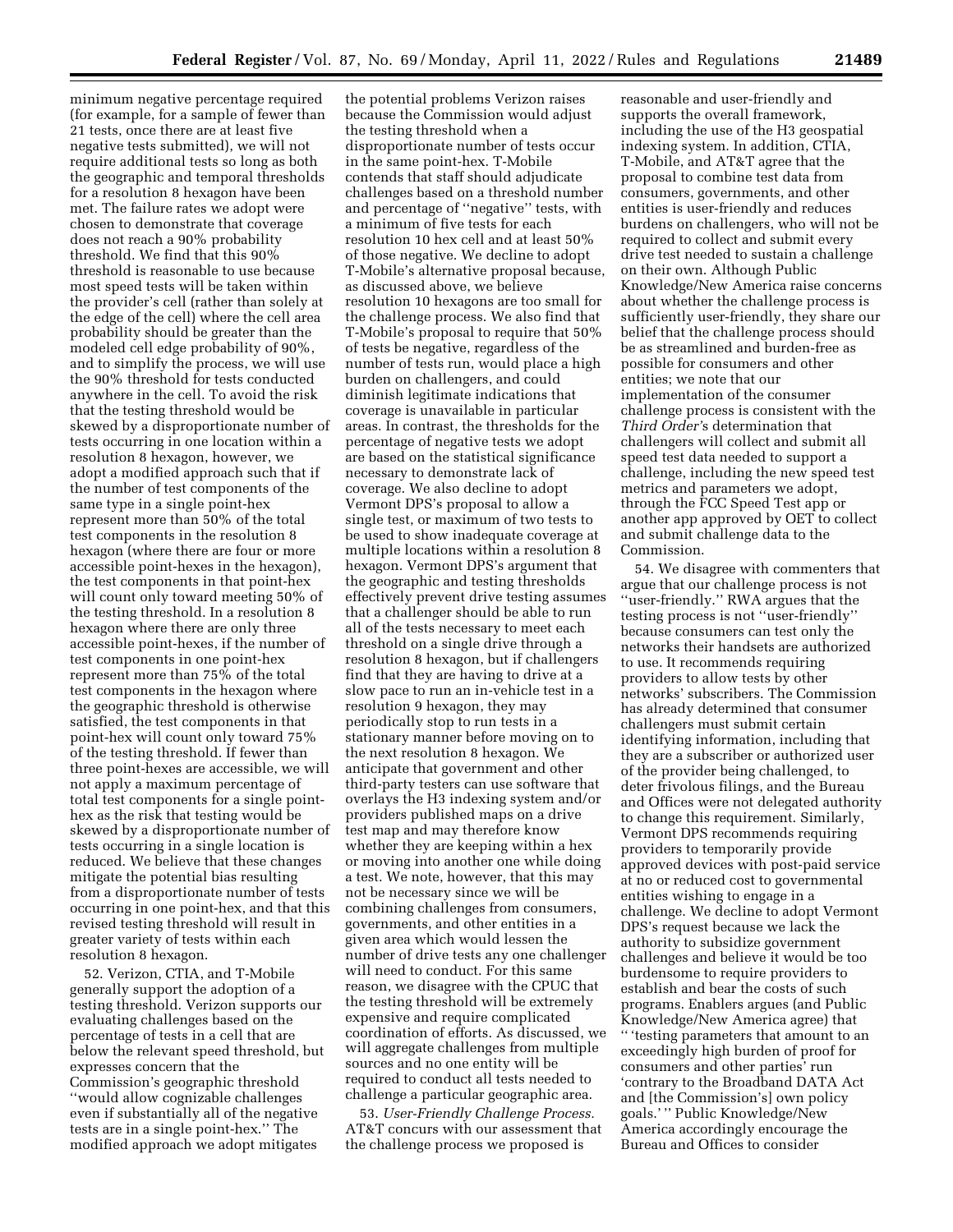minimum negative percentage required (for example, for a sample of fewer than 21 tests, once there are at least five negative tests submitted), we will not require additional tests so long as both the geographic and temporal thresholds for a resolution 8 hexagon have been met. The failure rates we adopt were chosen to demonstrate that coverage does not reach a 90% probability threshold. We find that this 90% threshold is reasonable to use because most speed tests will be taken within the provider's cell (rather than solely at the edge of the cell) where the cell area probability should be greater than the modeled cell edge probability of 90%, and to simplify the process, we will use the 90% threshold for tests conducted anywhere in the cell. To avoid the risk that the testing threshold would be skewed by a disproportionate number of tests occurring in one location within a resolution 8 hexagon, however, we adopt a modified approach such that if the number of test components of the same type in a single point-hex represent more than 50% of the total test components in the resolution 8 hexagon (where there are four or more accessible point-hexes in the hexagon), the test components in that point-hex will count only toward meeting 50% of the testing threshold. In a resolution 8 hexagon where there are only three accessible point-hexes, if the number of test components in one point-hex represent more than 75% of the total test components in the hexagon where the geographic threshold is otherwise satisfied, the test components in that point-hex will count only toward 75% of the testing threshold. If fewer than three point-hexes are accessible, we will not apply a maximum percentage of total test components for a single point-hex as the risk that testing would be skewed by a disproportionate number of tests occurring in a single location is reduced. We believe that these changes mitigate the potential bias resulting from a disproportionate number of tests occurring in one point-hex, and that this revised testing threshold will result in greater variety of tests within each resolution 8 hexagon.

52. Verizon, CTIA, and T-Mobile generally support the adoption of a testing threshold. Verizon supports our evaluating challenges based on the percentage of tests in a cell that are below the relevant speed threshold, but expresses concern that the Commission's geographic threshold "would allow cognizable challenges even if substantially all of the negative tests are in a single point-hex." The modified approach we adopt mitigates the potential problems Verizon raises because the Commission would adjust the testing threshold when a disproportionate number of tests occur in the same point-hex. T-Mobile contends that staff should adjudicate challenges based on a threshold number and percentage of "negative" tests, with a minimum of five tests for each resolution 10 hex cell and at least 50% of those negative. We decline to adopt T-Mobile's alternative proposal because, as discussed above, we believe resolution 10 hexagons are too small for the challenge process. We also find that T-Mobile's proposal to require that 50% of tests be negative, regardless of the number of tests run, would place a high burden on challengers, and could diminish legitimate indications that coverage is unavailable in particular areas. In contrast, the thresholds for the percentage of negative tests we adopt are based on the statistical significance necessary to demonstrate lack of coverage. We also decline to adopt Vermont DPS's proposal to allow a single test, or maximum of two tests to be used to show inadequate coverage at multiple locations within a resolution 8 hexagon. Vermont DPS's argument that the geographic and testing thresholds effectively prevent drive testing assumes that a challenger should be able to run all of the tests necessary to meet each threshold on a single drive through a resolution 8 hexagon, but if challengers find that they are having to drive at a slow pace to run an in-vehicle test in a resolution 9 hexagon, they may periodically stop to run tests in a stationary manner before moving on to the next resolution 8 hexagon. We anticipate that government and other third-party testers can use software that overlays the H3 indexing system and/or providers published maps on a drive test map and may therefore know whether they are keeping within a hex or moving into another one while doing a test. We note, however, that this may not be necessary since we will be combining challenges from consumers, governments, and other entities in a given area which would lessen the number of drive tests any one challenger will need to conduct. For this same reason, we disagree with the CPUC that the testing threshold will be extremely expensive and require complicated coordination of efforts. As discussed, we will aggregate challenges from multiple sources and no one entity will be required to conduct all tests needed to challenge a particular geographic area.

53. *User-Friendly Challenge Process.* AT&T concurs with our assessment that the challenge process we proposed is reasonable and user-friendly and supports the overall framework, including the use of the H3 geospatial indexing system. In addition, CTIA, T-Mobile, and AT&T agree that the proposal to combine test data from consumers, governments, and other entities is user-friendly and reduces burdens on challengers, who will not be required to collect and submit every drive test needed to sustain a challenge on their own. Although Public Knowledge/New America raise concerns about whether the challenge process is sufficiently user-friendly, they share our belief that the challenge process should be as streamlined and burden-free as possible for consumers and other entities; we note that our implementation of the consumer challenge process is consistent with the *Third Order's* determination that challengers will collect and submit all speed test data needed to support a challenge, including the new speed test metrics and parameters we adopt, through the FCC Speed Test app or another app approved by OET to collect and submit challenge data to the Commission.

54. We disagree with commenters that argue that our challenge process is not "user-friendly." RWA argues that the testing process is not "user-friendly" because consumers can test only the networks their handsets are authorized to use. It recommends requiring providers to allow tests by other networks' subscribers. The Commission has already determined that consumer challengers must submit certain identifying information, including that they are a subscriber or authorized user of the provider being challenged, to deter frivolous filings, and the Bureau and Offices were not delegated authority to change this requirement. Similarly, Vermont DPS recommends requiring providers to temporarily provide approved devices with post-paid service at no or reduced cost to governmental entities wishing to engage in a challenge. We decline to adopt Vermont DPS's request because we lack the authority to subsidize government challenges and believe it would be too burdensome to require providers to establish and bear the costs of such programs. Enablers argues (and Public Knowledge/New America agree) that " 'testing parameters that amount to an exceedingly high burden of proof for consumers and other parties' run 'contrary to the Broadband DATA Act and [the Commission's] own policy goals.' " Public Knowledge/New America accordingly encourage the Bureau and Offices to consider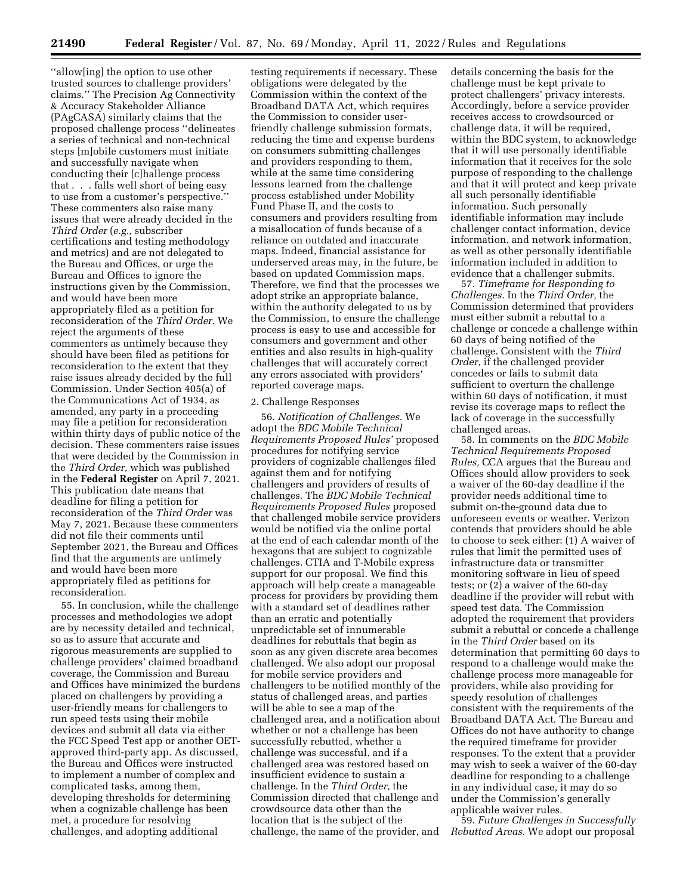''allow[ing] the option to use other trusted sources to challenge providers' claims.'' The Precision Ag Connectivity & Accuracy Stakeholder Alliance (PAgCASA) similarly claims that the proposed challenge process ''delineates a series of technical and non-technical steps [m]obile customers must initiate and successfully navigate when conducting their [c]hallenge process that . . . falls well short of being easy to use from a customer's perspective.'' These commenters also raise many issues that were already decided in the *Third Order* (*e.g.,* subscriber certifications and testing methodology and metrics) and are not delegated to the Bureau and Offices, or urge the Bureau and Offices to ignore the instructions given by the Commission, and would have been more appropriately filed as a petition for reconsideration of the *Third Order.* We reject the arguments of these commenters as untimely because they should have been filed as petitions for reconsideration to the extent that they raise issues already decided by the full Commission. Under Section 405(a) of the Communications Act of 1934, as amended, any party in a proceeding may file a petition for reconsideration within thirty days of public notice of the decision. These commenters raise issues that were decided by the Commission in the *Third Order,* which was published in the **Federal Register** on April 7, 2021. This publication date means that deadline for filing a petition for reconsideration of the *Third Order* was May 7, 2021. Because these commenters did not file their comments until September 2021, the Bureau and Offices find that the arguments are untimely and would have been more appropriately filed as petitions for reconsideration.

55. In conclusion, while the challenge processes and methodologies we adopt are by necessity detailed and technical, so as to assure that accurate and rigorous measurements are supplied to challenge providers' claimed broadband coverage, the Commission and Bureau and Offices have minimized the burdens placed on challengers by providing a user-friendly means for challengers to run speed tests using their mobile devices and submit all data via either the FCC Speed Test app or another OET-approved third-party app. As discussed, the Bureau and Offices were instructed to implement a number of complex and complicated tasks, among them, developing thresholds for determining when a cognizable challenge has been met, a procedure for resolving challenges, and adopting additional testing requirements if necessary. These obligations were delegated by the Commission within the context of the Broadband DATA Act, which requires the Commission to consider user-friendly challenge submission formats, reducing the time and expense burdens on consumers submitting challenges and providers responding to them, while at the same time considering lessons learned from the challenge process established under Mobility Fund Phase II, and the costs to consumers and providers resulting from a misallocation of funds because of a reliance on outdated and inaccurate maps. Indeed, financial assistance for underserved areas may, in the future, be based on updated Commission maps. Therefore, we find that the processes we adopt strike an appropriate balance, within the authority delegated to us by the Commission, to ensure the challenge process is easy to use and accessible for consumers and government and other entities and also results in high-quality challenges that will accurately correct any errors associated with providers' reported coverage maps.

2. Challenge Responses

56. *Notification of Challenges.* We adopt the *BDC Mobile Technical Requirements Proposed Rules'* proposed procedures for notifying service providers of cognizable challenges filed against them and for notifying challengers and providers of results of challenges. The *BDC Mobile Technical Requirements Proposed Rules* proposed that challenged mobile service providers would be notified via the online portal at the end of each calendar month of the hexagons that are subject to cognizable challenges. CTIA and T-Mobile express support for our proposal. We find this approach will help create a manageable process for providers by providing them with a standard set of deadlines rather than an erratic and potentially unpredictable set of innumerable deadlines for rebuttals that begin as soon as any given discrete area becomes challenged. We also adopt our proposal for mobile service providers and challengers to be notified monthly of the status of challenged areas, and parties will be able to see a map of the challenged area, and a notification about whether or not a challenge has been successfully rebutted, whether a challenge was successful, and if a challenged area was restored based on insufficient evidence to sustain a challenge. In the *Third Order,* the Commission directed that challenge and crowdsource data other than the location that is the subject of the challenge, the name of the provider, and details concerning the basis for the challenge must be kept private to protect challengers' privacy interests. Accordingly, before a service provider receives access to crowdsourced or challenge data, it will be required, within the BDC system, to acknowledge that it will use personally identifiable information that it receives for the sole purpose of responding to the challenge and that it will protect and keep private all such personally identifiable information. Such personally identifiable information may include challenger contact information, device information, and network information, as well as other personally identifiable information included in addition to evidence that a challenger submits.

57. *Timeframe for Responding to Challenges.* In the *Third Order,* the Commission determined that providers must either submit a rebuttal to a challenge or concede a challenge within 60 days of being notified of the challenge. Consistent with the *Third Order,* if the challenged provider concedes or fails to submit data sufficient to overturn the challenge within 60 days of notification, it must revise its coverage maps to reflect the lack of coverage in the successfully challenged areas.

58. In comments on the *BDC Mobile Technical Requirements Proposed Rules,* CCA argues that the Bureau and Offices should allow providers to seek a waiver of the 60-day deadline if the provider needs additional time to submit on-the-ground data due to unforeseen events or weather. Verizon contends that providers should be able to choose to seek either: (1) A waiver of rules that limit the permitted uses of infrastructure data or transmitter monitoring software in lieu of speed tests; or (2) a waiver of the 60-day deadline if the provider will rebut with speed test data. The Commission adopted the requirement that providers submit a rebuttal or concede a challenge in the *Third Order* based on its determination that permitting 60 days to respond to a challenge would make the challenge process more manageable for providers, while also providing for speedy resolution of challenges consistent with the requirements of the Broadband DATA Act. The Bureau and Offices do not have authority to change the required timeframe for provider responses. To the extent that a provider may wish to seek a waiver of the 60-day deadline for responding to a challenge in any individual case, it may do so under the Commission's generally applicable waiver rules.

59. *Future Challenges in Successfully Rebutted Areas.* We adopt our proposal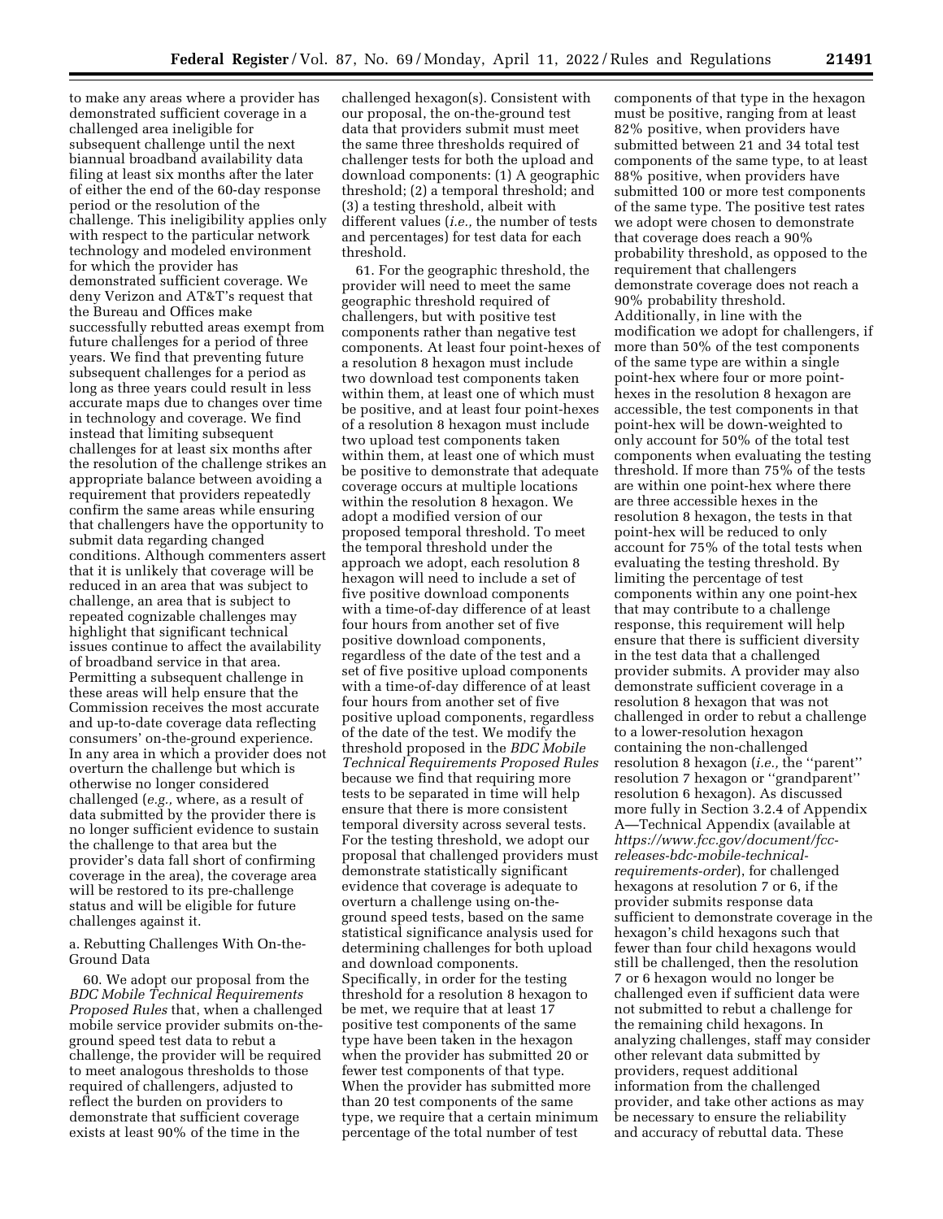to make any areas where a provider has demonstrated sufficient coverage in a challenged area ineligible for subsequent challenge until the next biannual broadband availability data filing at least six months after the later of either the end of the 60-day response period or the resolution of the challenge. This ineligibility applies only with respect to the particular network technology and modeled environment for which the provider has demonstrated sufficient coverage. We deny Verizon and AT&T's request that the Bureau and Offices make successfully rebutted areas exempt from future challenges for a period of three years. We find that preventing future subsequent challenges for a period as long as three years could result in less accurate maps due to changes over time in technology and coverage. We find instead that limiting subsequent challenges for at least six months after the resolution of the challenge strikes an appropriate balance between avoiding a requirement that providers repeatedly confirm the same areas while ensuring that challengers have the opportunity to submit data regarding changed conditions. Although commenters assert that it is unlikely that coverage will be reduced in an area that was subject to challenge, an area that is subject to repeated cognizable challenges may highlight that significant technical issues continue to affect the availability of broadband service in that area. Permitting a subsequent challenge in these areas will help ensure that the Commission receives the most accurate and up-to-date coverage data reflecting consumers' on-the-ground experience. In any area in which a provider does not overturn the challenge but which is otherwise no longer considered challenged (*e.g.,* where, as a result of data submitted by the provider there is no longer sufficient evidence to sustain the challenge to that area but the provider's data fall short of confirming coverage in the area), the coverage area will be restored to its pre-challenge status and will be eligible for future challenges against it.

a. Rebutting Challenges With On-the-Ground Data

60. We adopt our proposal from the *BDC Mobile Technical Requirements Proposed Rules* that, when a challenged mobile service provider submits on-the-ground speed test data to rebut a challenge, the provider will be required to meet analogous thresholds to those required of challengers, adjusted to reflect the burden on providers to demonstrate that sufficient coverage exists at least 90% of the time in the challenged hexagon(s). Consistent with our proposal, the on-the-ground test data that providers submit must meet the same three thresholds required of challenger tests for both the upload and download components: (1) A geographic threshold; (2) a temporal threshold; and (3) a testing threshold, albeit with different values (*i.e.,* the number of tests and percentages) for test data for each threshold.

61. For the geographic threshold, the provider will need to meet the same geographic threshold required of challengers, but with positive test components rather than negative test components. At least four point-hexes of a resolution 8 hexagon must include two download test components taken within them, at least one of which must be positive, and at least four point-hexes of a resolution 8 hexagon must include two upload test components taken within them, at least one of which must be positive to demonstrate that adequate coverage occurs at multiple locations within the resolution 8 hexagon. We adopt a modified version of our proposed temporal threshold. To meet the temporal threshold under the approach we adopt, each resolution 8 hexagon will need to include a set of five positive download components with a time-of-day difference of at least four hours from another set of five positive download components, regardless of the date of the test and a set of five positive upload components with a time-of-day difference of at least four hours from another set of five positive upload components, regardless of the date of the test. We modify the threshold proposed in the *BDC Mobile Technical Requirements Proposed Rules* because we find that requiring more tests to be separated in time will help ensure that there is more consistent temporal diversity across several tests. For the testing threshold, we adopt our proposal that challenged providers must demonstrate statistically significant evidence that coverage is adequate to overturn a challenge using on-the-ground speed tests, based on the same statistical significance analysis used for determining challenges for both upload and download components. Specifically, in order for the testing threshold for a resolution 8 hexagon to be met, we require that at least 17 positive test components of the same type have been taken in the hexagon when the provider has submitted 20 or fewer test components of that type. When the provider has submitted more than 20 test components of the same type, we require that a certain minimum percentage of the total number of test components of that type in the hexagon must be positive, ranging from at least 82% positive, when providers have submitted between 21 and 34 total test components of the same type, to at least 88% positive, when providers have submitted 100 or more test components of the same type. The positive test rates we adopt were chosen to demonstrate that coverage does reach a 90% probability threshold, as opposed to the requirement that challengers demonstrate coverage does not reach a 90% probability threshold. Additionally, in line with the modification we adopt for challengers, if more than 50% of the test components of the same type are within a single point-hex where four or more point-hexes in the resolution 8 hexagon are accessible, the test components in that point-hex will be down-weighted to only account for 50% of the total test components when evaluating the testing threshold. If more than 75% of the tests are within one point-hex where there are three accessible hexes in the resolution 8 hexagon, the tests in that point-hex will be reduced to only account for 75% of the total tests when evaluating the testing threshold. By limiting the percentage of test components within any one point-hex that may contribute to a challenge response, this requirement will help ensure that there is sufficient diversity in the test data that a challenged provider submits. A provider may also demonstrate sufficient coverage in a resolution 8 hexagon that was not challenged in order to rebut a challenge to a lower-resolution hexagon containing the non-challenged resolution 8 hexagon (*i.e.,* the ''parent'' resolution 7 hexagon or ''grandparent'' resolution 6 hexagon). As discussed more fully in Section 3.2.4 of Appendix A—Technical Appendix (available at *https://www.fcc.gov/document/fcc-releases-bdc-mobile-technical-requirements-order*), for challenged hexagons at resolution 7 or 6, if the provider submits response data sufficient to demonstrate coverage in the hexagon's child hexagons such that fewer than four child hexagons would still be challenged, then the resolution 7 or 6 hexagon would no longer be challenged even if sufficient data were not submitted to rebut a challenge for the remaining child hexagons. In analyzing challenges, staff may consider other relevant data submitted by providers, request additional information from the challenged provider, and take other actions as may be necessary to ensure the reliability and accuracy of rebuttal data. These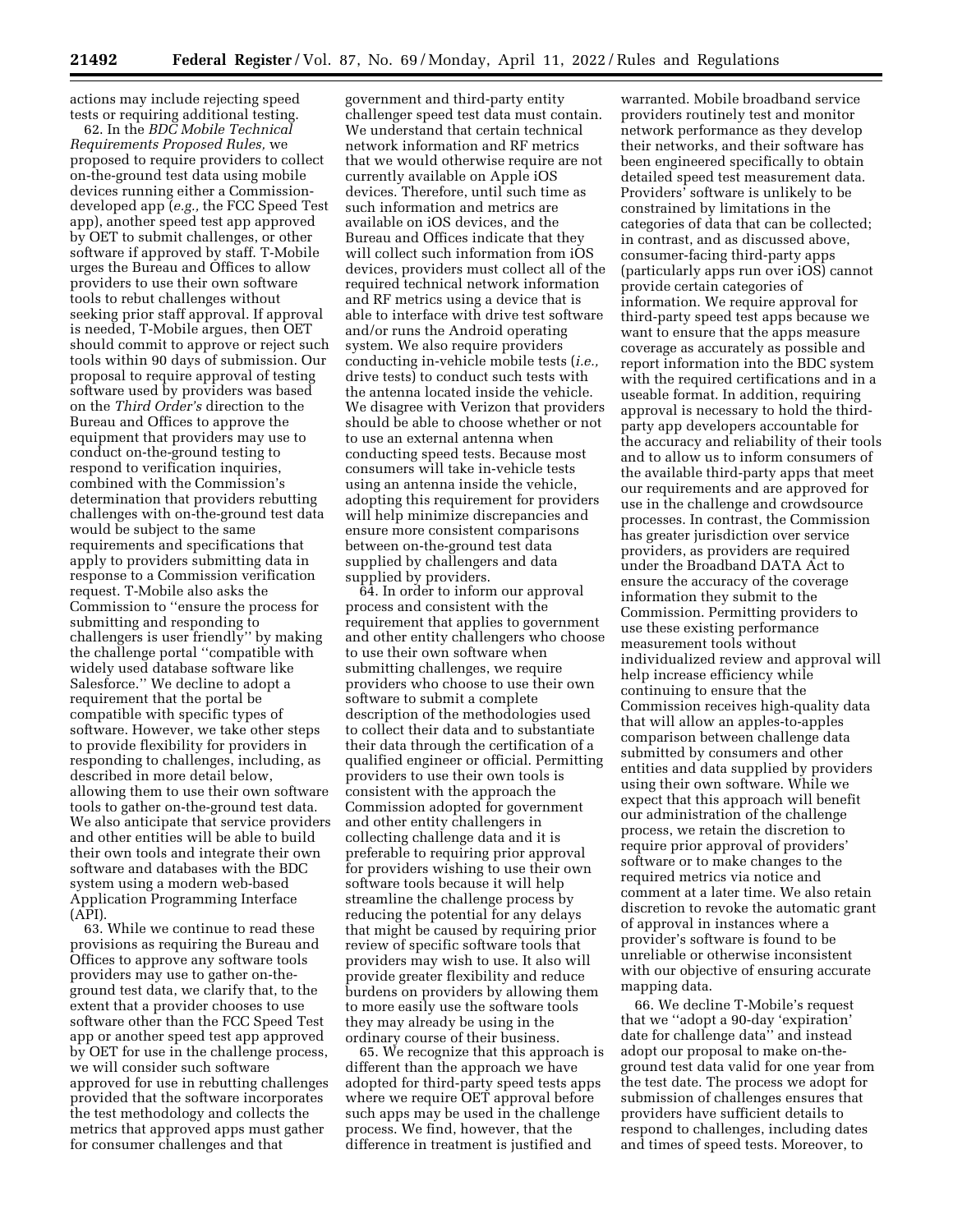actions may include rejecting speed tests or requiring additional testing.

62. In the *BDC Mobile Technical Requirements Proposed Rules,* we proposed to require providers to collect on-the-ground test data using mobile devices running either a Commission-developed app (*e.g.,* the FCC Speed Test app), another speed test app approved by OET to submit challenges, or other software if approved by staff. T-Mobile urges the Bureau and Offices to allow providers to use their own software tools to rebut challenges without seeking prior staff approval. If approval is needed, T-Mobile argues, then OET should commit to approve or reject such tools within 90 days of submission. Our proposal to require approval of testing software used by providers was based on the *Third Order's* direction to the Bureau and Offices to approve the equipment that providers may use to conduct on-the-ground testing to respond to verification inquiries, combined with the Commission's determination that providers rebutting challenges with on-the-ground test data would be subject to the same requirements and specifications that apply to providers submitting data in response to a Commission verification request. T-Mobile also asks the Commission to "ensure the process for submitting and responding to challengers is user friendly" by making the challenge portal "compatible with widely used database software like Salesforce." We decline to adopt a requirement that the portal be compatible with specific types of software. However, we take other steps to provide flexibility for providers in responding to challenges, including, as described in more detail below, allowing them to use their own software tools to gather on-the-ground test data. We also anticipate that service providers and other entities will be able to build their own tools and integrate their own software and databases with the BDC system using a modern web-based Application Programming Interface (API).

63. While we continue to read these provisions as requiring the Bureau and Offices to approve any software tools providers may use to gather on-the-ground test data, we clarify that, to the extent that a provider chooses to use software other than the FCC Speed Test app or another speed test app approved by OET for use in the challenge process, we will consider such software approved for use in rebutting challenges provided that the software incorporates the test methodology and collects the metrics that approved apps must gather for consumer challenges and that government and third-party entity challenger speed test data must contain. We understand that certain technical network information and RF metrics that we would otherwise require are not currently available on Apple iOS devices. Therefore, until such time as such information and metrics are available on iOS devices, and the Bureau and Offices indicate that they will collect such information from iOS devices, providers must collect all of the required technical network information and RF metrics using a device that is able to interface with drive test software and/or runs the Android operating system. We also require providers conducting in-vehicle mobile tests (*i.e.,* drive tests) to conduct such tests with the antenna located inside the vehicle. We disagree with Verizon that providers should be able to choose whether or not to use an external antenna when conducting speed tests. Because most consumers will take in-vehicle tests using an antenna inside the vehicle, adopting this requirement for providers will help minimize discrepancies and ensure more consistent comparisons between on-the-ground test data supplied by challengers and data supplied by providers.

64. In order to inform our approval process and consistent with the requirement that applies to government and other entity challengers who choose to use their own software when submitting challenges, we require providers who choose to use their own software to submit a complete description of the methodologies used to collect their data and to substantiate their data through the certification of a qualified engineer or official. Permitting providers to use their own tools is consistent with the approach the Commission adopted for government and other entity challengers in collecting challenge data and it is preferable to requiring prior approval for providers wishing to use their own software tools because it will help streamline the challenge process by reducing the potential for any delays that might be caused by requiring prior review of specific software tools that providers may wish to use. It also will provide greater flexibility and reduce burdens on providers by allowing them to more easily use the software tools they may already be using in the ordinary course of their business.

65. We recognize that this approach is different than the approach we have adopted for third-party speed tests apps where we require OET approval before such apps may be used in the challenge process. We find, however, that the difference in treatment is justified and warranted. Mobile broadband service providers routinely test and monitor network performance as they develop their networks, and their software has been engineered specifically to obtain detailed speed test measurement data. Providers' software is unlikely to be constrained by limitations in the categories of data that can be collected; in contrast, and as discussed above, consumer-facing third-party apps (particularly apps run over iOS) cannot provide certain categories of information. We require approval for third-party speed test apps because we want to ensure that the apps measure coverage as accurately as possible and report information into the BDC system with the required certifications and in a useable format. In addition, requiring approval is necessary to hold the third-party app developers accountable for the accuracy and reliability of their tools and to allow us to inform consumers of the available third-party apps that meet our requirements and are approved for use in the challenge and crowdsource processes. In contrast, the Commission has greater jurisdiction over service providers, as providers are required under the Broadband DATA Act to ensure the accuracy of the coverage information they submit to the Commission. Permitting providers to use these existing performance measurement tools without individualized review and approval will help increase efficiency while continuing to ensure that the Commission receives high-quality data that will allow an apples-to-apples comparison between challenge data submitted by consumers and other entities and data supplied by providers using their own software. While we expect that this approach will benefit our administration of the challenge process, we retain the discretion to require prior approval of providers' software or to make changes to the required metrics via notice and comment at a later time. We also retain discretion to revoke the automatic grant of approval in instances where a provider's software is found to be unreliable or otherwise inconsistent with our objective of ensuring accurate mapping data.

66. We decline T-Mobile's request that we "adopt a 90-day 'expiration' date for challenge data" and instead adopt our proposal to make on-the-ground test data valid for one year from the test date. The process we adopt for submission of challenges ensures that providers have sufficient details to respond to challenges, including dates and times of speed tests. Moreover, to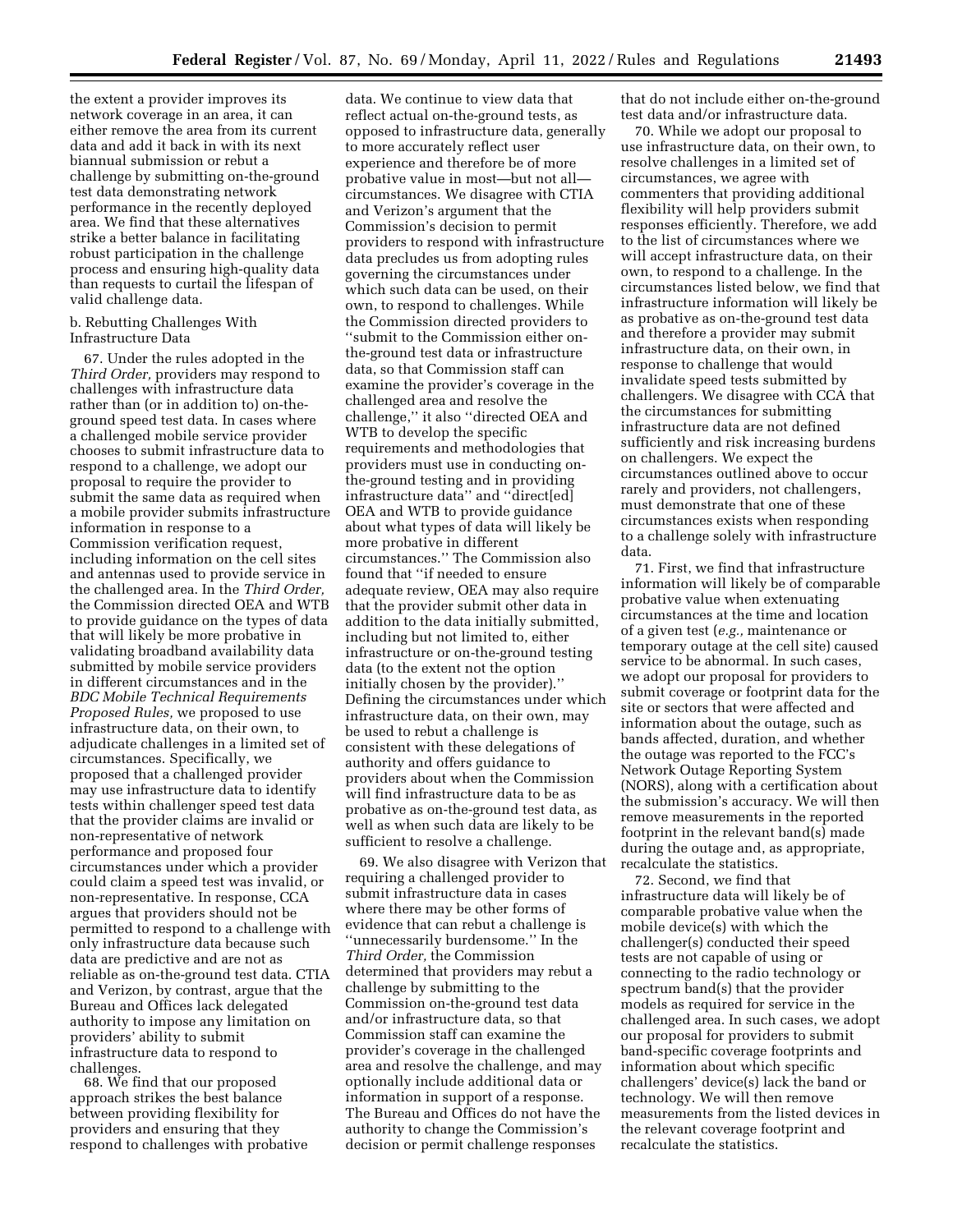the extent a provider improves its network coverage in an area, it can either remove the area from its current data and add it back in with its next biannual submission or rebut a challenge by submitting on-the-ground test data demonstrating network performance in the recently deployed area. We find that these alternatives strike a better balance in facilitating robust participation in the challenge process and ensuring high-quality data than requests to curtail the lifespan of valid challenge data.

b. Rebutting Challenges With Infrastructure Data

67. Under the rules adopted in the *Third Order,* providers may respond to challenges with infrastructure data rather than (or in addition to) on-the-ground speed test data. In cases where a challenged mobile service provider chooses to submit infrastructure data to respond to a challenge, we adopt our proposal to require the provider to submit the same data as required when a mobile provider submits infrastructure information in response to a Commission verification request, including information on the cell sites and antennas used to provide service in the challenged area. In the *Third Order,* the Commission directed OEA and WTB to provide guidance on the types of data that will likely be more probative in validating broadband availability data submitted by mobile service providers in different circumstances and in the *BDC Mobile Technical Requirements Proposed Rules,* we proposed to use infrastructure data, on their own, to adjudicate challenges in a limited set of circumstances. Specifically, we proposed that a challenged provider may use infrastructure data to identify tests within challenger speed test data that the provider claims are invalid or non-representative of network performance and proposed four circumstances under which a provider could claim a speed test was invalid, or non-representative. In response, CCA argues that providers should not be permitted to respond to a challenge with only infrastructure data because such data are predictive and are not as reliable as on-the-ground test data. CTIA and Verizon, by contrast, argue that the Bureau and Offices lack delegated authority to impose any limitation on providers' ability to submit infrastructure data to respond to challenges.

68. We find that our proposed approach strikes the best balance between providing flexibility for providers and ensuring that they respond to challenges with probative data. We continue to view data that reflect actual on-the-ground tests, as opposed to infrastructure data, generally to more accurately reflect user experience and therefore be of more probative value in most—but not all—circumstances. We disagree with CTIA and Verizon's argument that the Commission's decision to permit providers to respond with infrastructure data precludes us from adopting rules governing the circumstances under which such data can be used, on their own, to respond to challenges. While the Commission directed providers to "submit to the Commission either on-the-ground test data or infrastructure data, so that Commission staff can examine the provider's coverage in the challenged area and resolve the challenge," it also "directed OEA and WTB to develop the specific requirements and methodologies that providers must use in conducting on-the-ground testing and in providing infrastructure data" and "direct[ed] OEA and WTB to provide guidance about what types of data will likely be more probative in different circumstances." The Commission also found that "if needed to ensure adequate review, OEA may also require that the provider submit other data in addition to the data initially submitted, including but not limited to, either infrastructure or on-the-ground testing data (to the extent not the option initially chosen by the provider)." Defining the circumstances under which infrastructure data, on their own, may be used to rebut a challenge is consistent with these delegations of authority and offers guidance to providers about when the Commission will find infrastructure data to be as probative as on-the-ground test data, as well as when such data are likely to be sufficient to resolve a challenge.

69. We also disagree with Verizon that requiring a challenged provider to submit infrastructure data in cases where there may be other forms of evidence that can rebut a challenge is "unnecessarily burdensome." In the *Third Order,* the Commission determined that providers may rebut a challenge by submitting to the Commission on-the-ground test data and/or infrastructure data, so that Commission staff can examine the provider's coverage in the challenged area and resolve the challenge, and may optionally include additional data or information in support of a response. The Bureau and Offices do not have the authority to change the Commission's decision or permit challenge responses that do not include either on-the-ground test data and/or infrastructure data.

70. While we adopt our proposal to use infrastructure data, on their own, to resolve challenges in a limited set of circumstances, we agree with commenters that providing additional flexibility will help providers submit responses efficiently. Therefore, we add to the list of circumstances where we will accept infrastructure data, on their own, to respond to a challenge. In the circumstances listed below, we find that infrastructure information will likely be as probative as on-the-ground test data and therefore a provider may submit infrastructure data, on their own, in response to challenge that would invalidate speed tests submitted by challengers. We disagree with CCA that the circumstances for submitting infrastructure data are not defined sufficiently and risk increasing burdens on challengers. We expect the circumstances outlined above to occur rarely and providers, not challengers, must demonstrate that one of these circumstances exists when responding to a challenge solely with infrastructure data.

71. First, we find that infrastructure information will likely be of comparable probative value when extenuating circumstances at the time and location of a given test (*e.g.,* maintenance or temporary outage at the cell site) caused service to be abnormal. In such cases, we adopt our proposal for providers to submit coverage or footprint data for the site or sectors that were affected and information about the outage, such as bands affected, duration, and whether the outage was reported to the FCC's Network Outage Reporting System (NORS), along with a certification about the submission's accuracy. We will then remove measurements in the reported footprint in the relevant band(s) made during the outage and, as appropriate, recalculate the statistics.

72. Second, we find that infrastructure data will likely be of comparable probative value when the mobile device(s) with which the challenger(s) conducted their speed tests are not capable of using or connecting to the radio technology or spectrum band(s) that the provider models as required for service in the challenged area. In such cases, we adopt our proposal for providers to submit band-specific coverage footprints and information about which specific challengers' device(s) lack the band or technology. We will then remove measurements from the listed devices in the relevant coverage footprint and recalculate the statistics.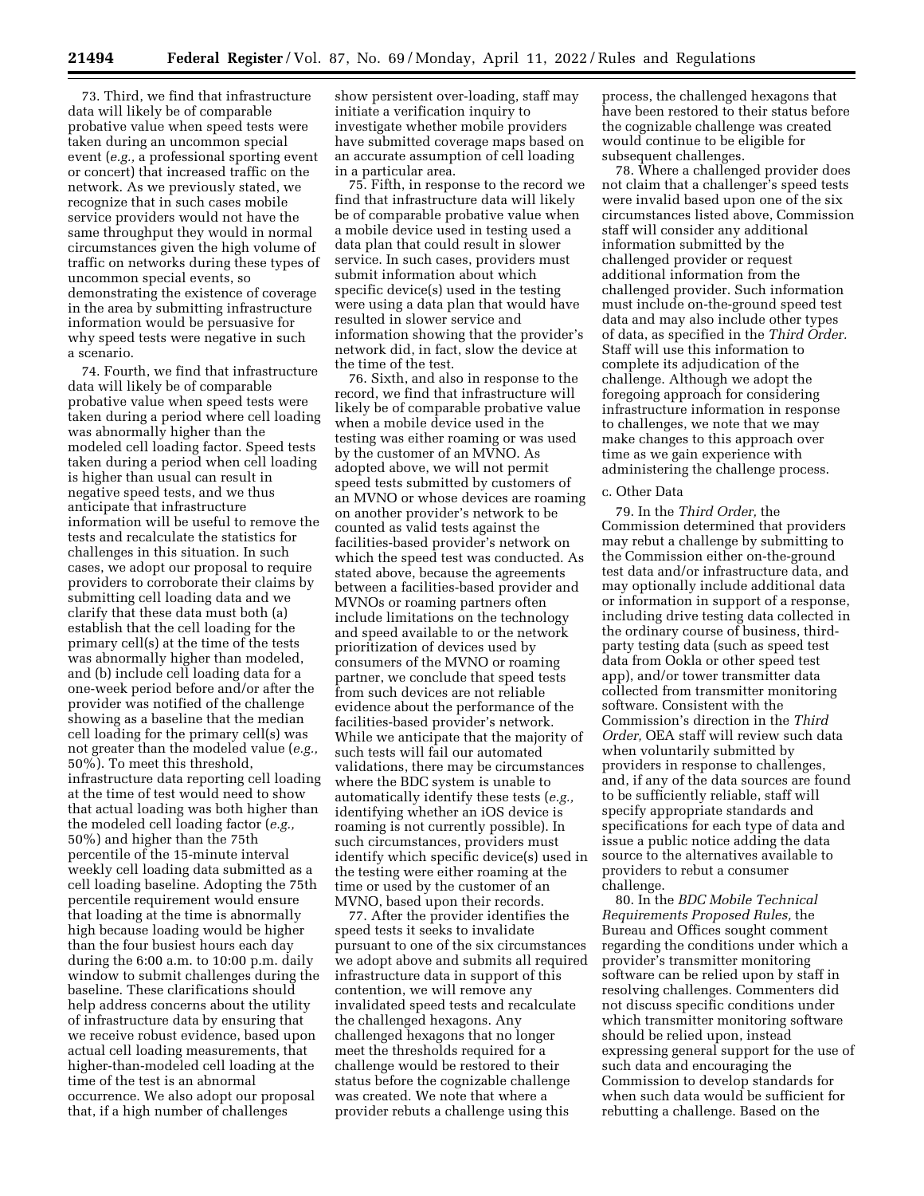73. Third, we find that infrastructure data will likely be of comparable probative value when speed tests were taken during an uncommon special event (*e.g.,* a professional sporting event or concert) that increased traffic on the network. As we previously stated, we recognize that in such cases mobile service providers would not have the same throughput they would in normal circumstances given the high volume of traffic on networks during these types of uncommon special events, so demonstrating the existence of coverage in the area by submitting infrastructure information would be persuasive for why speed tests were negative in such a scenario.

74. Fourth, we find that infrastructure data will likely be of comparable probative value when speed tests were taken during a period where cell loading was abnormally higher than the modeled cell loading factor. Speed tests taken during a period when cell loading is higher than usual can result in negative speed tests, and we thus anticipate that infrastructure information will be useful to remove the tests and recalculate the statistics for challenges in this situation. In such cases, we adopt our proposal to require providers to corroborate their claims by submitting cell loading data and we clarify that these data must both (a) establish that the cell loading for the primary cell(s) at the time of the tests was abnormally higher than modeled, and (b) include cell loading data for a one-week period before and/or after the provider was notified of the challenge showing as a baseline that the median cell loading for the primary cell(s) was not greater than the modeled value (*e.g.,* 50%). To meet this threshold, infrastructure data reporting cell loading at the time of test would need to show that actual loading was both higher than the modeled cell loading factor (*e.g.,* 50%) and higher than the 75th percentile of the 15-minute interval weekly cell loading data submitted as a cell loading baseline. Adopting the 75th percentile requirement would ensure that loading at the time is abnormally high because loading would be higher than the four busiest hours each day during the 6:00 a.m. to 10:00 p.m. daily window to submit challenges during the baseline. These clarifications should help address concerns about the utility of infrastructure data by ensuring that we receive robust evidence, based upon actual cell loading measurements, that higher-than-modeled cell loading at the time of the test is an abnormal occurrence. We also adopt our proposal that, if a high number of challenges show persistent over-loading, staff may initiate a verification inquiry to investigate whether mobile providers have submitted coverage maps based on an accurate assumption of cell loading in a particular area.

75. Fifth, in response to the record we find that infrastructure data will likely be of comparable probative value when a mobile device used in testing used a data plan that could result in slower service. In such cases, providers must submit information about which specific device(s) used in the testing were using a data plan that would have resulted in slower service and information showing that the provider's network did, in fact, slow the device at the time of the test.

76. Sixth, and also in response to the record, we find that infrastructure will likely be of comparable probative value when a mobile device used in the testing was either roaming or was used by the customer of an MVNO. As adopted above, we will not permit speed tests submitted by customers of an MVNO or whose devices are roaming on another provider's network to be counted as valid tests against the facilities-based provider's network on which the speed test was conducted. As stated above, because the agreements between a facilities-based provider and MVNOs or roaming partners often include limitations on the technology and speed available to or the network prioritization of devices used by consumers of the MVNO or roaming partner, we conclude that speed tests from such devices are not reliable evidence about the performance of the facilities-based provider's network. While we anticipate that the majority of such tests will fail our automated validations, there may be circumstances where the BDC system is unable to automatically identify these tests (*e.g.,* identifying whether an iOS device is roaming is not currently possible). In such circumstances, providers must identify which specific device(s) used in the testing were either roaming at the time or used by the customer of an MVNO, based upon their records.

77. After the provider identifies the speed tests it seeks to invalidate pursuant to one of the six circumstances we adopt above and submits all required infrastructure data in support of this contention, we will remove any invalidated speed tests and recalculate the challenged hexagons. Any challenged hexagons that no longer meet the thresholds required for a challenge would be restored to their status before the cognizable challenge was created. We note that where a provider rebuts a challenge using this process, the challenged hexagons that have been restored to their status before the cognizable challenge was created would continue to be eligible for subsequent challenges.

78. Where a challenged provider does not claim that a challenger's speed tests were invalid based upon one of the six circumstances listed above, Commission staff will consider any additional information submitted by the challenged provider or request additional information from the challenged provider. Such information must include on-the-ground speed test data and may also include other types of data, as specified in the *Third Order.* Staff will use this information to complete its adjudication of the challenge. Although we adopt the foregoing approach for considering infrastructure information in response to challenges, we note that we may make changes to this approach over time as we gain experience with administering the challenge process.

c. Other Data

79. In the *Third Order,* the Commission determined that providers may rebut a challenge by submitting to the Commission either on-the-ground test data and/or infrastructure data, and may optionally include additional data or information in support of a response, including drive testing data collected in the ordinary course of business, third-party testing data (such as speed test data from Ookla or other speed test app), and/or tower transmitter data collected from transmitter monitoring software. Consistent with the Commission's direction in the *Third Order,* OEA staff will review such data when voluntarily submitted by providers in response to challenges, and, if any of the data sources are found to be sufficiently reliable, staff will specify appropriate standards and specifications for each type of data and issue a public notice adding the data source to the alternatives available to providers to rebut a consumer challenge.

80. In the *BDC Mobile Technical Requirements Proposed Rules,* the Bureau and Offices sought comment regarding the conditions under which a provider's transmitter monitoring software can be relied upon by staff in resolving challenges. Commenters did not discuss specific conditions under which transmitter monitoring software should be relied upon, instead expressing general support for the use of such data and encouraging the Commission to develop standards for when such data would be sufficient for rebutting a challenge. Based on the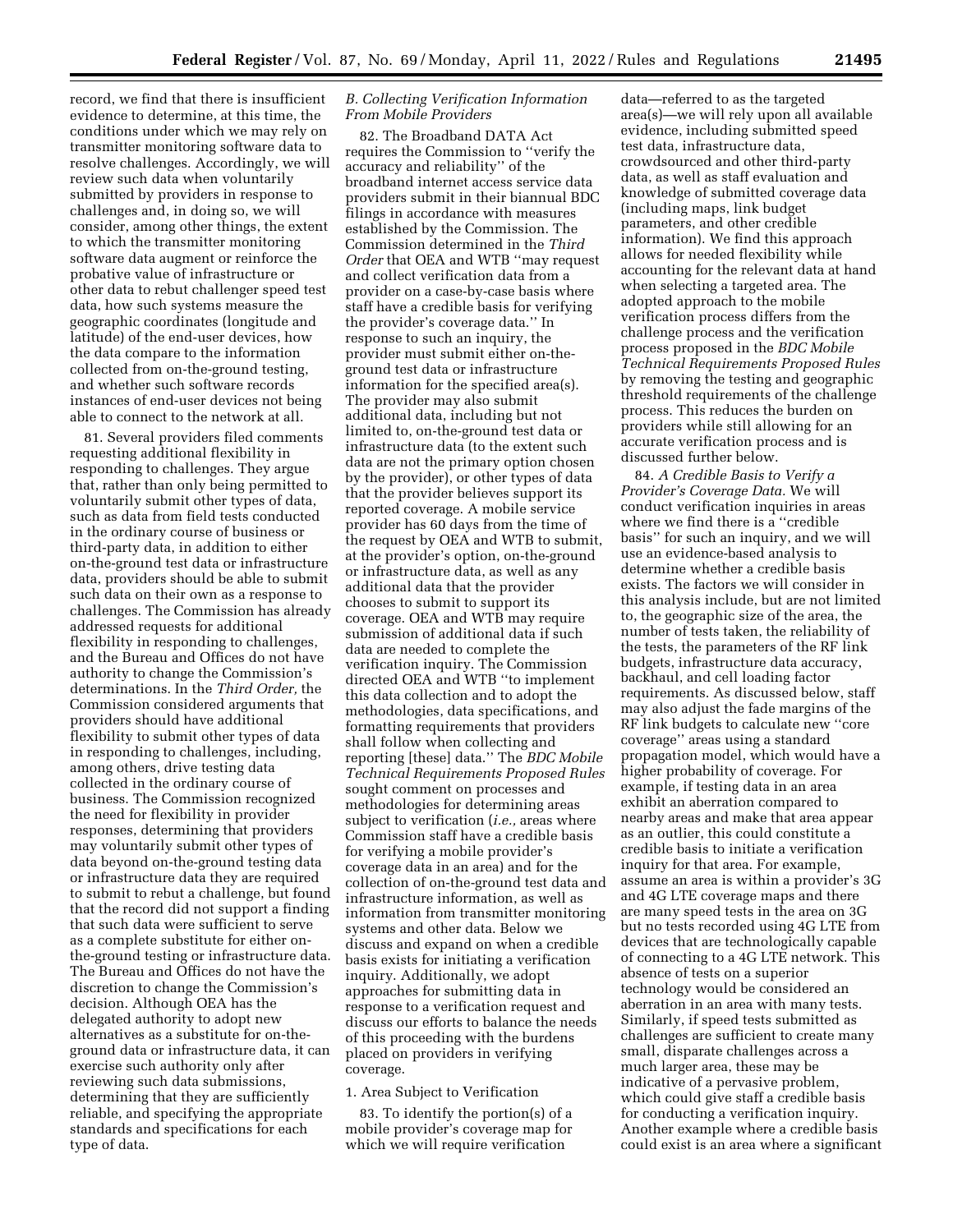record, we find that there is insufficient evidence to determine, at this time, the conditions under which we may rely on transmitter monitoring software data to resolve challenges. Accordingly, we will review such data when voluntarily submitted by providers in response to challenges and, in doing so, we will consider, among other things, the extent to which the transmitter monitoring software data augment or reinforce the probative value of infrastructure or other data to rebut challenger speed test data, how such systems measure the geographic coordinates (longitude and latitude) of the end-user devices, how the data compare to the information collected from on-the-ground testing, and whether such software records instances of end-user devices not being able to connect to the network at all.

81. Several providers filed comments requesting additional flexibility in responding to challenges. They argue that, rather than only being permitted to voluntarily submit other types of data, such as data from field tests conducted in the ordinary course of business or third-party data, in addition to either on-the-ground test data or infrastructure data, providers should be able to submit such data on their own as a response to challenges. The Commission has already addressed requests for additional flexibility in responding to challenges, and the Bureau and Offices do not have authority to change the Commission's determinations. In the *Third Order,* the Commission considered arguments that providers should have additional flexibility to submit other types of data in responding to challenges, including, among others, drive testing data collected in the ordinary course of business. The Commission recognized the need for flexibility in provider responses, determining that providers may voluntarily submit other types of data beyond on-the-ground testing data or infrastructure data they are required to submit to rebut a challenge, but found that the record did not support a finding that such data were sufficient to serve as a complete substitute for either on-the-ground testing or infrastructure data. The Bureau and Offices do not have the discretion to change the Commission's decision. Although OEA has the delegated authority to adopt new alternatives as a substitute for on-the-ground data or infrastructure data, it can exercise such authority only after reviewing such data submissions, determining that they are sufficiently reliable, and specifying the appropriate standards and specifications for each type of data.

### *B. Collecting Verification Information From Mobile Providers*

82. The Broadband DATA Act requires the Commission to "verify the accuracy and reliability" of the broadband internet access service data providers submit in their biannual BDC filings in accordance with measures established by the Commission. The Commission determined in the *Third Order* that OEA and WTB "may request and collect verification data from a provider on a case-by-case basis where staff have a credible basis for verifying the provider's coverage data." In response to such an inquiry, the provider must submit either on-the-ground test data or infrastructure information for the specified area(s). The provider may also submit additional data, including but not limited to, on-the-ground test data or infrastructure data (to the extent such data are not the primary option chosen by the provider), or other types of data that the provider believes support its reported coverage. A mobile service provider has 60 days from the time of the request by OEA and WTB to submit, at the provider's option, on-the-ground or infrastructure data, as well as any additional data that the provider chooses to submit to support its coverage. OEA and WTB may require submission of additional data if such data are needed to complete the verification inquiry. The Commission directed OEA and WTB "to implement this data collection and to adopt the methodologies, data specifications, and formatting requirements that providers shall follow when collecting and reporting [these] data." The *BDC Mobile Technical Requirements Proposed Rules* sought comment on processes and methodologies for determining areas subject to verification (*i.e.,* areas where Commission staff have a credible basis for verifying a mobile provider's coverage data in an area) and for the collection of on-the-ground test data and infrastructure information, as well as information from transmitter monitoring systems and other data. Below we discuss and expand on when a credible basis exists for initiating a verification inquiry. Additionally, we adopt approaches for submitting data in response to a verification request and discuss our efforts to balance the needs of this proceeding with the burdens placed on providers in verifying coverage.

#### 1. Area Subject to Verification

83. To identify the portion(s) of a mobile provider's coverage map for which we will require verification data—referred to as the targeted area(s)—we will rely upon all available evidence, including submitted speed test data, infrastructure data, crowdsourced and other third-party data, as well as staff evaluation and knowledge of submitted coverage data (including maps, link budget parameters, and other credible information). We find this approach allows for needed flexibility while accounting for the relevant data at hand when selecting a targeted area. The adopted approach to the mobile verification process differs from the challenge process and the verification process proposed in the *BDC Mobile Technical Requirements Proposed Rules* by removing the testing and geographic threshold requirements of the challenge process. This reduces the burden on providers while still allowing for an accurate verification process and is discussed further below.

84. *A Credible Basis to Verify a Provider's Coverage Data.* We will conduct verification inquiries in areas where we find there is a "credible basis" for such an inquiry, and we will use an evidence-based analysis to determine whether a credible basis exists. The factors we will consider in this analysis include, but are not limited to, the geographic size of the area, the number of tests taken, the reliability of the tests, the parameters of the RF link budgets, infrastructure data accuracy, backhaul, and cell loading factor requirements. As discussed below, staff may also adjust the fade margins of the RF link budgets to calculate new "core coverage" areas using a standard propagation model, which would have a higher probability of coverage. For example, if testing data in an area exhibit an aberration compared to nearby areas and make that area appear as an outlier, this could constitute a credible basis to initiate a verification inquiry for that area. For example, assume an area is within a provider's 3G and 4G LTE coverage maps and there are many speed tests in the area on 3G but no tests recorded using 4G LTE from devices that are technologically capable of connecting to a 4G LTE network. This absence of tests on a superior technology would be considered an aberration in an area with many tests. Similarly, if speed tests submitted as challenges are sufficient to create many small, disparate challenges across a much larger area, these may be indicative of a pervasive problem, which could give staff a credible basis for conducting a verification inquiry. Another example where a credible basis could exist is an area where a significant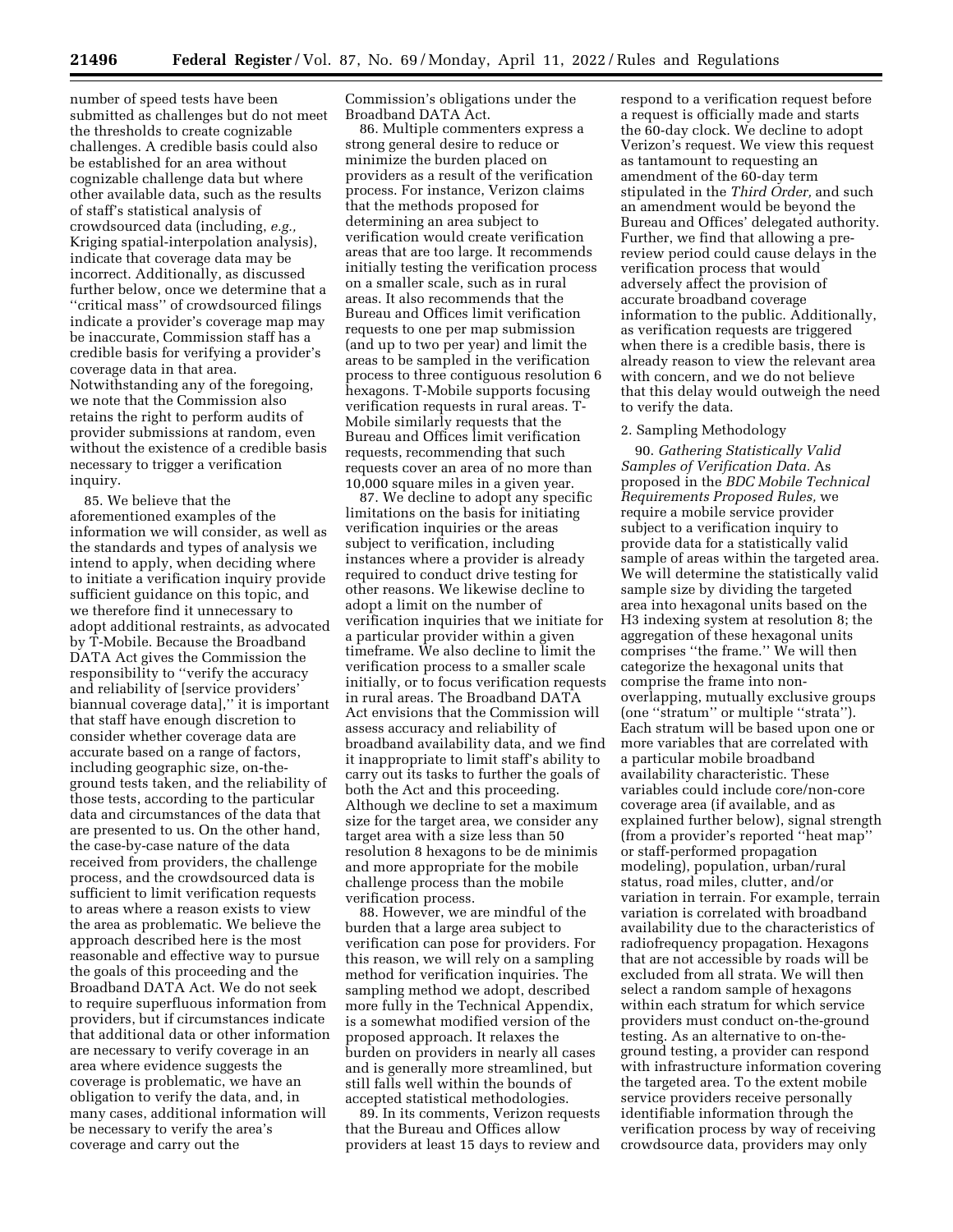number of speed tests have been submitted as challenges but do not meet the thresholds to create cognizable challenges. A credible basis could also be established for an area without cognizable challenge data but where other available data, such as the results of staff's statistical analysis of crowdsourced data (including, *e.g.,* Kriging spatial-interpolation analysis), indicate that coverage data may be incorrect. Additionally, as discussed further below, once we determine that a ''critical mass'' of crowdsourced filings indicate a provider's coverage map may be inaccurate, Commission staff has a credible basis for verifying a provider's coverage data in that area. Notwithstanding any of the foregoing, we note that the Commission also retains the right to perform audits of provider submissions at random, even without the existence of a credible basis necessary to trigger a verification inquiry.

85. We believe that the aforementioned examples of the information we will consider, as well as the standards and types of analysis we intend to apply, when deciding where to initiate a verification inquiry provide sufficient guidance on this topic, and we therefore find it unnecessary to adopt additional restraints, as advocated by T-Mobile. Because the Broadband DATA Act gives the Commission the responsibility to ''verify the accuracy and reliability of [service providers' biannual coverage data],'' it is important that staff have enough discretion to consider whether coverage data are accurate based on a range of factors, including geographic size, on-the-ground tests taken, and the reliability of those tests, according to the particular data and circumstances of the data that are presented to us. On the other hand, the case-by-case nature of the data received from providers, the challenge process, and the crowdsourced data is sufficient to limit verification requests to areas where a reason exists to view the area as problematic. We believe the approach described here is the most reasonable and effective way to pursue the goals of this proceeding and the Broadband DATA Act. We do not seek to require superfluous information from providers, but if circumstances indicate that additional data or other information are necessary to verify coverage in an area where evidence suggests the coverage is problematic, we have an obligation to verify the data, and, in many cases, additional information will be necessary to verify the area's coverage and carry out the Commission's obligations under the Broadband DATA Act.

86. Multiple commenters express a strong general desire to reduce or minimize the burden placed on providers as a result of the verification process. For instance, Verizon claims that the methods proposed for determining an area subject to verification would create verification areas that are too large. It recommends initially testing the verification process on a smaller scale, such as in rural areas. It also recommends that the Bureau and Offices limit verification requests to one per map submission (and up to two per year) and limit the areas to be sampled in the verification process to three contiguous resolution 6 hexagons. T-Mobile supports focusing verification requests in rural areas. T-Mobile similarly requests that the Bureau and Offices limit verification requests, recommending that such requests cover an area of no more than 10,000 square miles in a given year.

87. We decline to adopt any specific limitations on the basis for initiating verification inquiries or the areas subject to verification, including instances where a provider is already required to conduct drive testing for other reasons. We likewise decline to adopt a limit on the number of verification inquiries that we initiate for a particular provider within a given timeframe. We also decline to limit the verification process to a smaller scale initially, or to focus verification requests in rural areas. The Broadband DATA Act envisions that the Commission will assess accuracy and reliability of broadband availability data, and we find it inappropriate to limit staff's ability to carry out its tasks to further the goals of both the Act and this proceeding. Although we decline to set a maximum size for the target area, we consider any target area with a size less than 50 resolution 8 hexagons to be de minimis and more appropriate for the mobile challenge process than the mobile verification process.

88. However, we are mindful of the burden that a large area subject to verification can pose for providers. For this reason, we will rely on a sampling method for verification inquiries. The sampling method we adopt, described more fully in the Technical Appendix, is a somewhat modified version of the proposed approach. It relaxes the burden on providers in nearly all cases and is generally more streamlined, but still falls well within the bounds of accepted statistical methodologies.

89. In its comments, Verizon requests that the Bureau and Offices allow providers at least 15 days to review and respond to a verification request before a request is officially made and starts the 60-day clock. We decline to adopt Verizon's request. We view this request as tantamount to requesting an amendment of the 60-day term stipulated in the *Third Order,* and such an amendment would be beyond the Bureau and Offices' delegated authority. Further, we find that allowing a pre-review period could cause delays in the verification process that would adversely affect the provision of accurate broadband coverage information to the public. Additionally, as verification requests are triggered when there is a credible basis, there is already reason to view the relevant area with concern, and we do not believe that this delay would outweigh the need to verify the data.

2. Sampling Methodology

90. *Gathering Statistically Valid Samples of Verification Data.* As proposed in the *BDC Mobile Technical Requirements Proposed Rules,* we require a mobile service provider subject to a verification inquiry to provide data for a statistically valid sample of areas within the targeted area. We will determine the statistically valid sample size by dividing the targeted area into hexagonal units based on the H3 indexing system at resolution 8; the aggregation of these hexagonal units comprises ''the frame.'' We will then categorize the hexagonal units that comprise the frame into non-overlapping, mutually exclusive groups (one ''stratum'' or multiple ''strata''). Each stratum will be based upon one or more variables that are correlated with a particular mobile broadband availability characteristic. These variables could include core/non-core coverage area (if available, and as explained further below), signal strength (from a provider's reported ''heat map'' or staff-performed propagation modeling), population, urban/rural status, road miles, clutter, and/or variation in terrain. For example, terrain variation is correlated with broadband availability due to the characteristics of radiofrequency propagation. Hexagons that are not accessible by roads will be excluded from all strata. We will then select a random sample of hexagons within each stratum for which service providers must conduct on-the-ground testing. As an alternative to on-the-ground testing, a provider can respond with infrastructure information covering the targeted area. To the extent mobile service providers receive personally identifiable information through the verification process by way of receiving crowdsource data, providers may only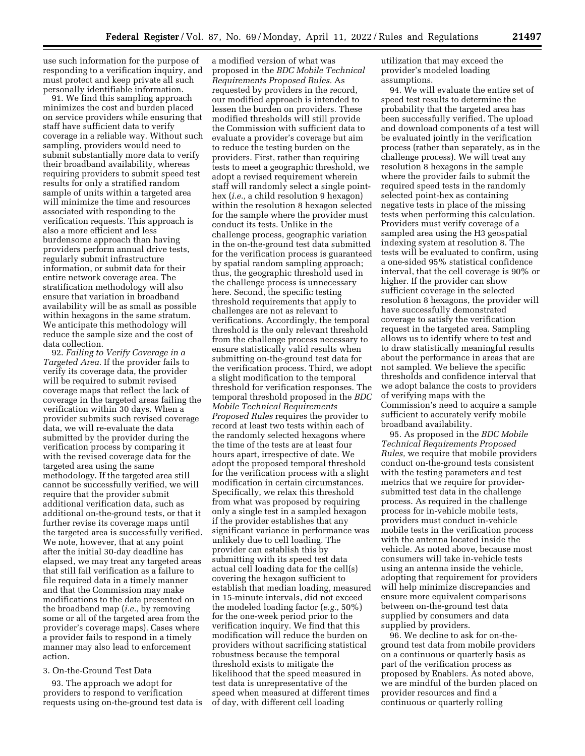use such information for the purpose of responding to a verification inquiry, and must protect and keep private all such personally identifiable information.

91. We find this sampling approach minimizes the cost and burden placed on service providers while ensuring that staff have sufficient data to verify coverage in a reliable way. Without such sampling, providers would need to submit substantially more data to verify their broadband availability, whereas requiring providers to submit speed test results for only a stratified random sample of units within a targeted area will minimize the time and resources associated with responding to the verification requests. This approach is also a more efficient and less burdensome approach than having providers perform annual drive tests, regularly submit infrastructure information, or submit data for their entire network coverage area. The stratification methodology will also ensure that variation in broadband availability will be as small as possible within hexagons in the same stratum. We anticipate this methodology will reduce the sample size and the cost of data collection.

92. *Failing to Verify Coverage in a Targeted Area.* If the provider fails to verify its coverage data, the provider will be required to submit revised coverage maps that reflect the lack of coverage in the targeted areas failing the verification within 30 days. When a provider submits such revised coverage data, we will re-evaluate the data submitted by the provider during the verification process by comparing it with the revised coverage data for the targeted area using the same methodology. If the targeted area still cannot be successfully verified, we will require that the provider submit additional verification data, such as additional on-the-ground tests, or that it further revise its coverage maps until the targeted area is successfully verified. We note, however, that at any point after the initial 30-day deadline has elapsed, we may treat any targeted areas that still fail verification as a failure to file required data in a timely manner and that the Commission may make modifications to the data presented on the broadband map (*i.e.,* by removing some or all of the targeted area from the provider's coverage maps). Cases where a provider fails to respond in a timely manner may also lead to enforcement action.

3. On-the-Ground Test Data

93. The approach we adopt for providers to respond to verification requests using on-the-ground test data is a modified version of what was proposed in the *BDC Mobile Technical Requirements Proposed Rules.* As requested by providers in the record, our modified approach is intended to lessen the burden on providers. These modified thresholds will still provide the Commission with sufficient data to evaluate a provider's coverage but aim to reduce the testing burden on the providers. First, rather than requiring tests to meet a geographic threshold, we adopt a revised requirement wherein staff will randomly select a single point-hex (*i.e.,* a child resolution 9 hexagon) within the resolution 8 hexagon selected for the sample where the provider must conduct its tests. Unlike in the challenge process, geographic variation in the on-the-ground test data submitted for the verification process is guaranteed by spatial random sampling approach; thus, the geographic threshold used in the challenge process is unnecessary here. Second, the specific testing threshold requirements that apply to challenges are not as relevant to verifications. Accordingly, the temporal threshold is the only relevant threshold from the challenge process necessary to ensure statistically valid results when submitting on-the-ground test data for the verification process. Third, we adopt a slight modification to the temporal threshold for verification responses. The temporal threshold proposed in the *BDC Mobile Technical Requirements Proposed Rules* requires the provider to record at least two tests within each of the randomly selected hexagons where the time of the tests are at least four hours apart, irrespective of date. We adopt the proposed temporal threshold for the verification process with a slight modification in certain circumstances. Specifically, we relax this threshold from what was proposed by requiring only a single test in a sampled hexagon if the provider establishes that any significant variance in performance was unlikely due to cell loading. The provider can establish this by submitting with its speed test data actual cell loading data for the cell(s) covering the hexagon sufficient to establish that median loading, measured in 15-minute intervals, did not exceed the modeled loading factor (*e.g.,* 50%) for the one-week period prior to the verification inquiry. We find that this modification will reduce the burden on providers without sacrificing statistical robustness because the temporal threshold exists to mitigate the likelihood that the speed measured in test data is unrepresentative of the speed when measured at different times of day, with different cell loading utilization that may exceed the provider's modeled loading assumptions.

94. We will evaluate the entire set of speed test results to determine the probability that the targeted area has been successfully verified. The upload and download components of a test will be evaluated jointly in the verification process (rather than separately, as in the challenge process). We will treat any resolution 8 hexagons in the sample where the provider fails to submit the required speed tests in the randomly selected point-hex as containing negative tests in place of the missing tests when performing this calculation. Providers must verify coverage of a sampled area using the H3 geospatial indexing system at resolution 8. The tests will be evaluated to confirm, using a one-sided 95% statistical confidence interval, that the cell coverage is 90% or higher. If the provider can show sufficient coverage in the selected resolution 8 hexagons, the provider will have successfully demonstrated coverage to satisfy the verification request in the targeted area. Sampling allows us to identify where to test and to draw statistically meaningful results about the performance in areas that are not sampled. We believe the specific thresholds and confidence interval that we adopt balance the costs to providers of verifying maps with the Commission's need to acquire a sample sufficient to accurately verify mobile broadband availability.

95. As proposed in the *BDC Mobile Technical Requirements Proposed Rules,* we require that mobile providers conduct on-the-ground tests consistent with the testing parameters and test metrics that we require for provider-submitted test data in the challenge process. As required in the challenge process for in-vehicle mobile tests, providers must conduct in-vehicle mobile tests in the verification process with the antenna located inside the vehicle. As noted above, because most consumers will take in-vehicle tests using an antenna inside the vehicle, adopting that requirement for providers will help minimize discrepancies and ensure more equivalent comparisons between on-the-ground test data supplied by consumers and data supplied by providers.

96. We decline to ask for on-the-ground test data from mobile providers on a continuous or quarterly basis as part of the verification process as proposed by Enablers. As noted above, we are mindful of the burden placed on provider resources and find a continuous or quarterly rolling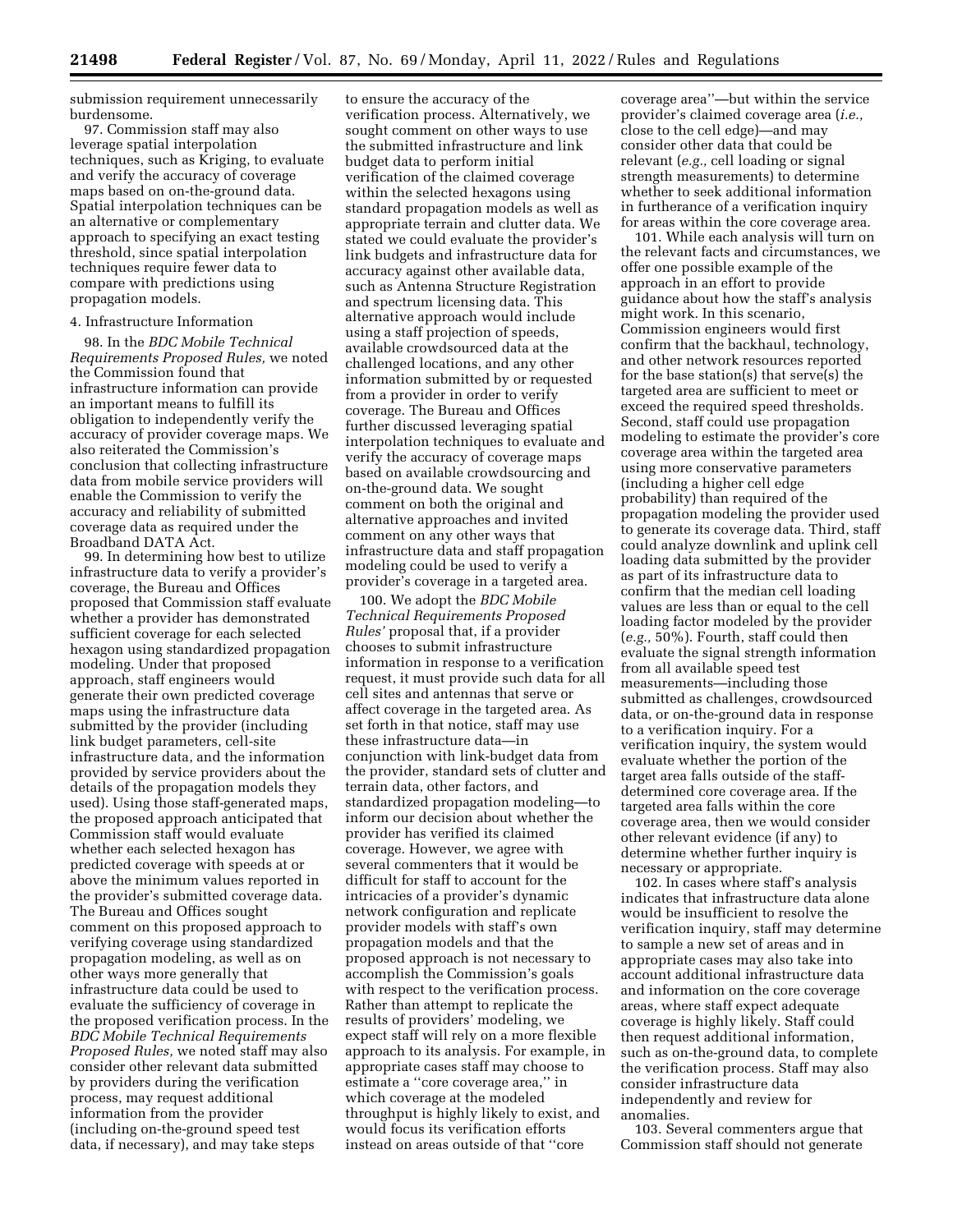submission requirement unnecessarily burdensome.

97. Commission staff may also leverage spatial interpolation techniques, such as Kriging, to evaluate and verify the accuracy of coverage maps based on on-the-ground data. Spatial interpolation techniques can be an alternative or complementary approach to specifying an exact testing threshold, since spatial interpolation techniques require fewer data to compare with predictions using propagation models.

4. Infrastructure Information

98. In the *BDC Mobile Technical Requirements Proposed Rules,* we noted the Commission found that infrastructure information can provide an important means to fulfill its obligation to independently verify the accuracy of provider coverage maps. We also reiterated the Commission's conclusion that collecting infrastructure data from mobile service providers will enable the Commission to verify the accuracy and reliability of submitted coverage data as required under the Broadband DATA Act.

99. In determining how best to utilize infrastructure data to verify a provider's coverage, the Bureau and Offices proposed that Commission staff evaluate whether a provider has demonstrated sufficient coverage for each selected hexagon using standardized propagation modeling. Under that proposed approach, staff engineers would generate their own predicted coverage maps using the infrastructure data submitted by the provider (including link budget parameters, cell-site infrastructure data, and the information provided by service providers about the details of the propagation models they used). Using those staff-generated maps, the proposed approach anticipated that Commission staff would evaluate whether each selected hexagon has predicted coverage with speeds at or above the minimum values reported in the provider's submitted coverage data. The Bureau and Offices sought comment on this proposed approach to verifying coverage using standardized propagation modeling, as well as on other ways more generally that infrastructure data could be used to evaluate the sufficiency of coverage in the proposed verification process. In the *BDC Mobile Technical Requirements Proposed Rules,* we noted staff may also consider other relevant data submitted by providers during the verification process, may request additional information from the provider (including on-the-ground speed test data, if necessary), and may take steps to ensure the accuracy of the verification process. Alternatively, we sought comment on other ways to use the submitted infrastructure and link budget data to perform initial verification of the claimed coverage within the selected hexagons using standard propagation models as well as appropriate terrain and clutter data. We stated we could evaluate the provider's link budgets and infrastructure data for accuracy against other available data, such as Antenna Structure Registration and spectrum licensing data. This alternative approach would include using a staff projection of speeds, available crowdsourced data at the challenged locations, and any other information submitted by or requested from a provider in order to verify coverage. The Bureau and Offices further discussed leveraging spatial interpolation techniques to evaluate and verify the accuracy of coverage maps based on available crowdsourcing and on-the-ground data. We sought comment on both the original and alternative approaches and invited comment on any other ways that infrastructure data and staff propagation modeling could be used to verify a provider's coverage in a targeted area.

100. We adopt the *BDC Mobile Technical Requirements Proposed Rules'* proposal that, if a provider chooses to submit infrastructure information in response to a verification request, it must provide such data for all cell sites and antennas that serve or affect coverage in the targeted area. As set forth in that notice, staff may use these infrastructure data—in conjunction with link-budget data from the provider, standard sets of clutter and terrain data, other factors, and standardized propagation modeling—to inform our decision about whether the provider has verified its claimed coverage. However, we agree with several commenters that it would be difficult for staff to account for the intricacies of a provider's dynamic network configuration and replicate provider models with staff's own propagation models and that the proposed approach is not necessary to accomplish the Commission's goals with respect to the verification process. Rather than attempt to replicate the results of providers' modeling, we expect staff will rely on a more flexible approach to its analysis. For example, in appropriate cases staff may choose to estimate a "core coverage area," in which coverage at the modeled throughput is highly likely to exist, and would focus its verification efforts instead on areas outside of that "core coverage area"—but within the service provider's claimed coverage area (*i.e.,* close to the cell edge)—and may consider other data that could be relevant (*e.g.,* cell loading or signal strength measurements) to determine whether to seek additional information in furtherance of a verification inquiry for areas within the core coverage area.

101. While each analysis will turn on the relevant facts and circumstances, we offer one possible example of the approach in an effort to provide guidance about how the staff's analysis might work. In this scenario, Commission engineers would first confirm that the backhaul, technology, and other network resources reported for the base station(s) that serve(s) the targeted area are sufficient to meet or exceed the required speed thresholds. Second, staff could use propagation modeling to estimate the provider's core coverage area within the targeted area using more conservative parameters (including a higher cell edge probability) than required of the propagation modeling the provider used to generate its coverage data. Third, staff could analyze downlink and uplink cell loading data submitted by the provider as part of its infrastructure data to confirm that the median cell loading values are less than or equal to the cell loading factor modeled by the provider (*e.g.,* 50%). Fourth, staff could then evaluate the signal strength information from all available speed test measurements—including those submitted as challenges, crowdsourced data, or on-the-ground data in response to a verification inquiry. For a verification inquiry, the system would evaluate whether the portion of the target area falls outside of the staff-determined core coverage area. If the targeted area falls within the core coverage area, then we would consider other relevant evidence (if any) to determine whether further inquiry is necessary or appropriate.

102. In cases where staff's analysis indicates that infrastructure data alone would be insufficient to resolve the verification inquiry, staff may determine to sample a new set of areas and in appropriate cases may also take into account additional infrastructure data and information on the core coverage areas, where staff expect adequate coverage is highly likely. Staff could then request additional information, such as on-the-ground data, to complete the verification process. Staff may also consider infrastructure data independently and review for anomalies.

103. Several commenters argue that Commission staff should not generate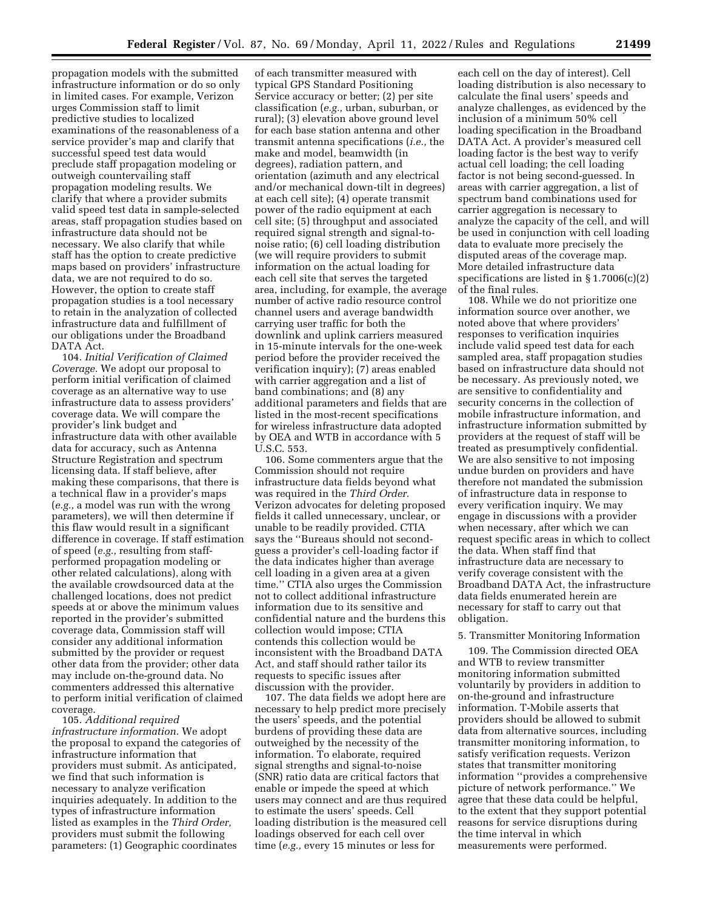propagation models with the submitted infrastructure information or do so only in limited cases. For example, Verizon urges Commission staff to limit predictive studies to localized examinations of the reasonableness of a service provider's map and clarify that successful speed test data would preclude staff propagation modeling or outweigh countervailing staff propagation modeling results. We clarify that where a provider submits valid speed test data in sample-selected areas, staff propagation studies based on infrastructure data should not be necessary. We also clarify that while staff has the option to create predictive maps based on providers' infrastructure data, we are not required to do so. However, the option to create staff propagation studies is a tool necessary to retain in the analyzation of collected infrastructure data and fulfillment of our obligations under the Broadband DATA Act.

104. *Initial Verification of Claimed Coverage.* We adopt our proposal to perform initial verification of claimed coverage as an alternative way to use infrastructure data to assess providers' coverage data. We will compare the provider's link budget and infrastructure data with other available data for accuracy, such as Antenna Structure Registration and spectrum licensing data. If staff believe, after making these comparisons, that there is a technical flaw in a provider's maps (*e.g.,* a model was run with the wrong parameters), we will then determine if this flaw would result in a significant difference in coverage. If staff estimation of speed (*e.g.,* resulting from staff-performed propagation modeling or other related calculations), along with the available crowdsourced data at the challenged locations, does not predict speeds at or above the minimum values reported in the provider's submitted coverage data, Commission staff will consider any additional information submitted by the provider or request other data from the provider; other data may include on-the-ground data. No commenters addressed this alternative to perform initial verification of claimed coverage.

105. *Additional required infrastructure information.* We adopt the proposal to expand the categories of infrastructure information that providers must submit. As anticipated, we find that such information is necessary to analyze verification inquiries adequately. In addition to the types of infrastructure information listed as examples in the *Third Order,* providers must submit the following parameters: (1) Geographic coordinates of each transmitter measured with typical GPS Standard Positioning Service accuracy or better; (2) per site classification (*e.g.,* urban, suburban, or rural); (3) elevation above ground level for each base station antenna and other transmit antenna specifications (*i.e.,* the make and model, beamwidth (in degrees), radiation pattern, and orientation (azimuth and any electrical and/or mechanical down-tilt in degrees) at each cell site); (4) operate transmit power of the radio equipment at each cell site; (5) throughput and associated required signal strength and signal-to-noise ratio; (6) cell loading distribution (we will require providers to submit information on the actual loading for each cell site that serves the targeted area, including, for example, the average number of active radio resource control channel users and average bandwidth carrying user traffic for both the downlink and uplink carriers measured in 15-minute intervals for the one-week period before the provider received the verification inquiry); (7) areas enabled with carrier aggregation and a list of band combinations; and (8) any additional parameters and fields that are listed in the most-recent specifications for wireless infrastructure data adopted by OEA and WTB in accordance with 5 U.S.C. 553.

106. Some commenters argue that the Commission should not require infrastructure data fields beyond what was required in the *Third Order.* Verizon advocates for deleting proposed fields it called unnecessary, unclear, or unable to be readily provided. CTIA says the ''Bureaus should not second-guess a provider's cell-loading factor if the data indicates higher than average cell loading in a given area at a given time.'' CTIA also urges the Commission not to collect additional infrastructure information due to its sensitive and confidential nature and the burdens this collection would impose; CTIA contends this collection would be inconsistent with the Broadband DATA Act, and staff should rather tailor its requests to specific issues after discussion with the provider.

107. The data fields we adopt here are necessary to help predict more precisely the users' speeds, and the potential burdens of providing these data are outweighed by the necessity of the information. To elaborate, required signal strengths and signal-to-noise (SNR) ratio data are critical factors that enable or impede the speed at which users may connect and are thus required to estimate the users' speeds. Cell loading distribution is the measured cell loadings observed for each cell over time (*e.g.,* every 15 minutes or less for each cell on the day of interest). Cell loading distribution is also necessary to calculate the final users' speeds and analyze challenges, as evidenced by the inclusion of a minimum 50% cell loading specification in the Broadband DATA Act. A provider's measured cell loading factor is the best way to verify actual cell loading; the cell loading factor is not being second-guessed. In areas with carrier aggregation, a list of spectrum band combinations used for carrier aggregation is necessary to analyze the capacity of the cell, and will be used in conjunction with cell loading data to evaluate more precisely the disputed areas of the coverage map. More detailed infrastructure data specifications are listed in § 1.7006(c)(2) of the final rules.

108. While we do not prioritize one information source over another, we noted above that where providers' responses to verification inquiries include valid speed test data for each sampled area, staff propagation studies based on infrastructure data should not be necessary. As previously noted, we are sensitive to confidentiality and security concerns in the collection of mobile infrastructure information, and infrastructure information submitted by providers at the request of staff will be treated as presumptively confidential. We are also sensitive to not imposing undue burden on providers and have therefore not mandated the submission of infrastructure data in response to every verification inquiry. We may engage in discussions with a provider when necessary, after which we can request specific areas in which to collect the data. When staff find that infrastructure data are necessary to verify coverage consistent with the Broadband DATA Act, the infrastructure data fields enumerated herein are necessary for staff to carry out that obligation.

5. Transmitter Monitoring Information

109. The Commission directed OEA and WTB to review transmitter monitoring information submitted voluntarily by providers in addition to on-the-ground and infrastructure information. T-Mobile asserts that providers should be allowed to submit data from alternative sources, including transmitter monitoring information, to satisfy verification requests. Verizon states that transmitter monitoring information ''provides a comprehensive picture of network performance.'' We agree that these data could be helpful, to the extent that they support potential reasons for service disruptions during the time interval in which measurements were performed.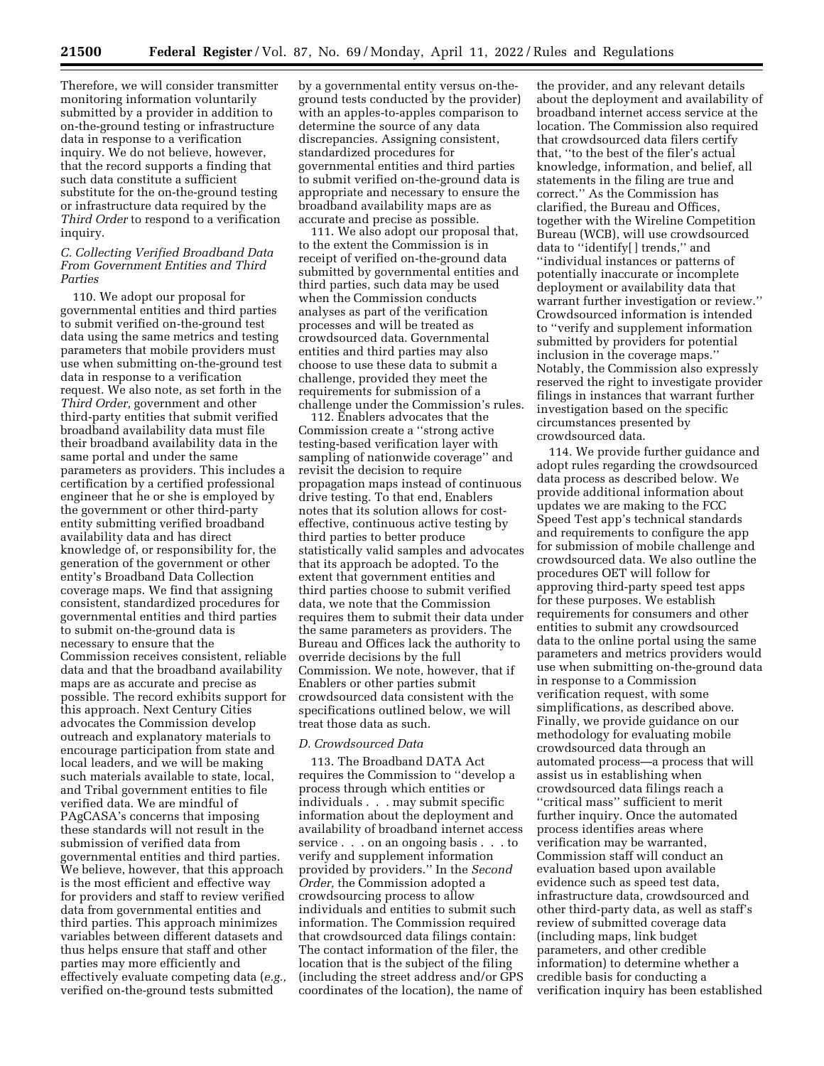Therefore, we will consider transmitter monitoring information voluntarily submitted by a provider in addition to on-the-ground testing or infrastructure data in response to a verification inquiry. We do not believe, however, that the record supports a finding that such data constitute a sufficient substitute for the on-the-ground testing or infrastructure data required by the *Third Order* to respond to a verification inquiry.

### C. Collecting Verified Broadband Data From Government Entities and Third Parties

110. We adopt our proposal for governmental entities and third parties to submit verified on-the-ground test data using the same metrics and testing parameters that mobile providers must use when submitting on-the-ground test data in response to a verification request. We also note, as set forth in the *Third Order,* government and other third-party entities that submit verified broadband availability data must file their broadband availability data in the same portal and under the same parameters as providers. This includes a certification by a certified professional engineer that he or she is employed by the government or other third-party entity submitting verified broadband availability data and has direct knowledge of, or responsibility for, the generation of the government or other entity's Broadband Data Collection coverage maps. We find that assigning consistent, standardized procedures for governmental entities and third parties to submit on-the-ground data is necessary to ensure that the Commission receives consistent, reliable data and that the broadband availability maps are as accurate and precise as possible. The record exhibits support for this approach. Next Century Cities advocates the Commission develop outreach and explanatory materials to encourage participation from state and local leaders, and we will be making such materials available to state, local, and Tribal government entities to file verified data. We are mindful of PAgCASA's concerns that imposing these standards will not result in the submission of verified data from governmental entities and third parties. We believe, however, that this approach is the most efficient and effective way for providers and staff to review verified data from governmental entities and third parties. This approach minimizes variables between different datasets and thus helps ensure that staff and other parties may more efficiently and effectively evaluate competing data (*e.g.,* verified on-the-ground tests submitted by a governmental entity versus on-the-ground tests conducted by the provider) with an apples-to-apples comparison to determine the source of any data discrepancies. Assigning consistent, standardized procedures for governmental entities and third parties to submit verified on-the-ground data is appropriate and necessary to ensure the broadband availability maps are as accurate and precise as possible.

111. We also adopt our proposal that, to the extent the Commission is in receipt of verified on-the-ground data submitted by governmental entities and third parties, such data may be used when the Commission conducts analyses as part of the verification processes and will be treated as crowdsourced data. Governmental entities and third parties may also choose to use these data to submit a challenge, provided they meet the requirements for submission of a challenge under the Commission's rules.

112. Enablers advocates that the Commission create a "strong active testing-based verification layer with sampling of nationwide coverage" and revisit the decision to require propagation maps instead of continuous drive testing. To that end, Enablers notes that its solution allows for cost-effective, continuous active testing by third parties to better produce statistically valid samples and advocates that its approach be adopted. To the extent that government entities and third parties choose to submit verified data, we note that the Commission requires them to submit their data under the same parameters as providers. The Bureau and Offices lack the authority to override decisions by the full Commission. We note, however, that if Enablers or other parties submit crowdsourced data consistent with the specifications outlined below, we will treat those data as such.

### D. Crowdsourced Data

113. The Broadband DATA Act requires the Commission to "develop a process through which entities or individuals . . . may submit specific information about the deployment and availability of broadband internet access service . . . on an ongoing basis . . . to verify and supplement information provided by providers." In the *Second Order,* the Commission adopted a crowdsourcing process to allow individuals and entities to submit such information. The Commission required that crowdsourced data filings contain: The contact information of the filer, the location that is the subject of the filing (including the street address and/or GPS coordinates of the location), the name of the provider, and any relevant details about the deployment and availability of broadband internet access service at the location. The Commission also required that crowdsourced data filers certify that, "to the best of the filer's actual knowledge, information, and belief, all statements in the filing are true and correct." As the Commission has clarified, the Bureau and Offices, together with the Wireline Competition Bureau (WCB), will use crowdsourced data to "identify[ ] trends," and "individual instances or patterns of potentially inaccurate or incomplete deployment or availability data that warrant further investigation or review." Crowdsourced information is intended to "verify and supplement information submitted by providers for potential inclusion in the coverage maps." Notably, the Commission also expressly reserved the right to investigate provider filings in instances that warrant further investigation based on the specific circumstances presented by crowdsourced data.

114. We provide further guidance and adopt rules regarding the crowdsourced data process as described below. We provide additional information about updates we are making to the FCC Speed Test app's technical standards and requirements to configure the app for submission of mobile challenge and crowdsourced data. We also outline the procedures OET will follow for approving third-party speed test apps for these purposes. We establish requirements for consumers and other entities to submit any crowdsourced data to the online portal using the same parameters and metrics providers would use when submitting on-the-ground data in response to a Commission verification request, with some simplifications, as described above. Finally, we provide guidance on our methodology for evaluating mobile crowdsourced data through an automated process—a process that will assist us in establishing when crowdsourced data filings reach a "critical mass" sufficient to merit further inquiry. Once the automated process identifies areas where verification may be warranted, Commission staff will conduct an evaluation based upon available evidence such as speed test data, infrastructure data, crowdsourced and other third-party data, as well as staff's review of submitted coverage data (including maps, link budget parameters, and other credible information) to determine whether a credible basis for conducting a verification inquiry has been established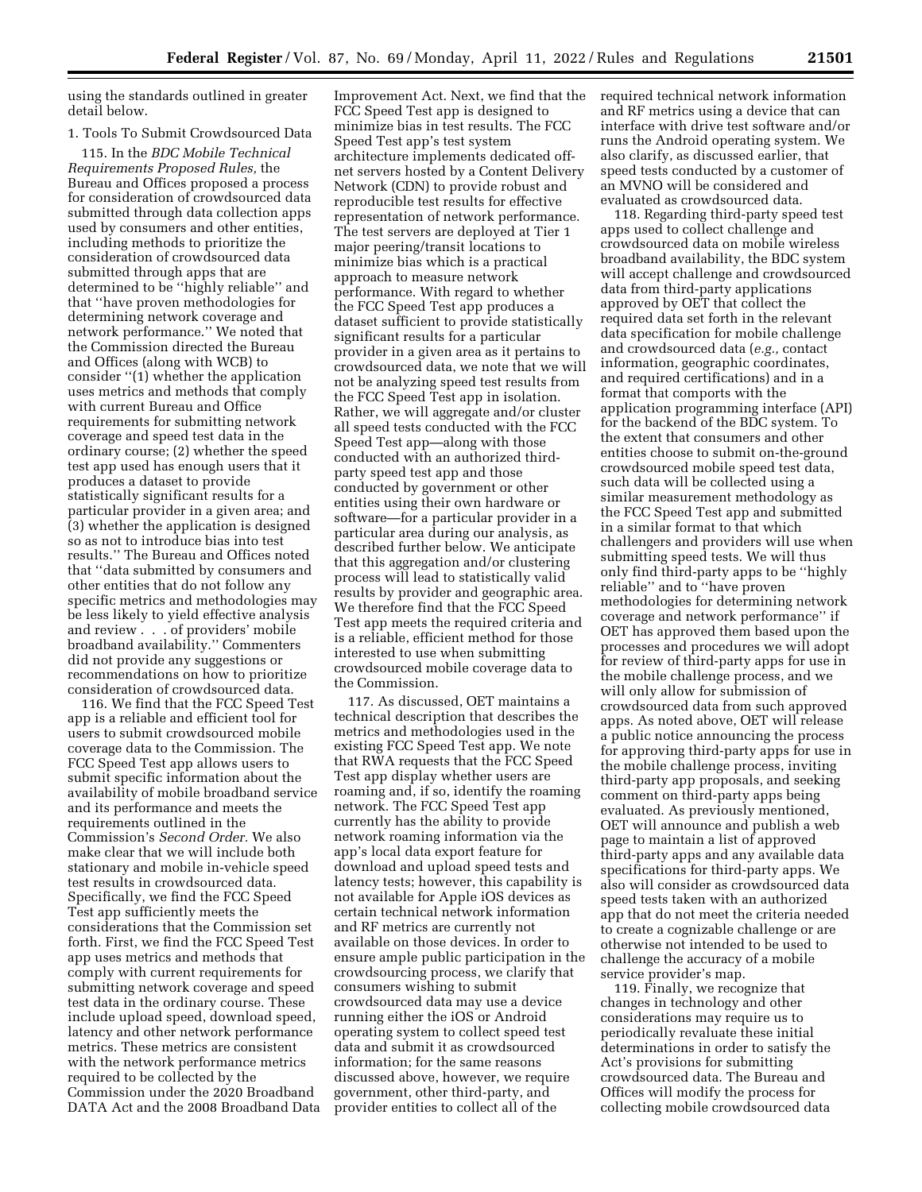using the standards outlined in greater detail below.

1. Tools To Submit Crowdsourced Data

115. In the *BDC Mobile Technical Requirements Proposed Rules,* the Bureau and Offices proposed a process for consideration of crowdsourced data submitted through data collection apps used by consumers and other entities, including methods to prioritize the consideration of crowdsourced data submitted through apps that are determined to be ''highly reliable'' and that ''have proven methodologies for determining network coverage and network performance.'' We noted that the Commission directed the Bureau and Offices (along with WCB) to consider ''(1) whether the application uses metrics and methods that comply with current Bureau and Office requirements for submitting network coverage and speed test data in the ordinary course; (2) whether the speed test app used has enough users that it produces a dataset to provide statistically significant results for a particular provider in a given area; and (3) whether the application is designed so as not to introduce bias into test results.'' The Bureau and Offices noted that ''data submitted by consumers and other entities that do not follow any specific metrics and methodologies may be less likely to yield effective analysis and review . . . of providers' mobile broadband availability.'' Commenters did not provide any suggestions or recommendations on how to prioritize consideration of crowdsourced data.

116. We find that the FCC Speed Test app is a reliable and efficient tool for users to submit crowdsourced mobile coverage data to the Commission. The FCC Speed Test app allows users to submit specific information about the availability of mobile broadband service and its performance and meets the requirements outlined in the Commission's *Second Order.* We also make clear that we will include both stationary and mobile in-vehicle speed test results in crowdsourced data. Specifically, we find the FCC Speed Test app sufficiently meets the considerations that the Commission set forth. First, we find the FCC Speed Test app uses metrics and methods that comply with current requirements for submitting network coverage and speed test data in the ordinary course. These include upload speed, download speed, latency and other network performance metrics. These metrics are consistent with the network performance metrics required to be collected by the Commission under the 2020 Broadband DATA Act and the 2008 Broadband Data Improvement Act. Next, we find that the FCC Speed Test app is designed to minimize bias in test results. The FCC Speed Test app's test system architecture implements dedicated off-net servers hosted by a Content Delivery Network (CDN) to provide robust and reproducible test results for effective representation of network performance. The test servers are deployed at Tier 1 major peering/transit locations to minimize bias which is a practical approach to measure network performance. With regard to whether the FCC Speed Test app produces a dataset sufficient to provide statistically significant results for a particular provider in a given area as it pertains to crowdsourced data, we note that we will not be analyzing speed test results from the FCC Speed Test app in isolation. Rather, we will aggregate and/or cluster all speed tests conducted with the FCC Speed Test app—along with those conducted with an authorized third-party speed test app and those conducted by government or other entities using their own hardware or software—for a particular provider in a particular area during our analysis, as described further below. We anticipate that this aggregation and/or clustering process will lead to statistically valid results by provider and geographic area. We therefore find that the FCC Speed Test app meets the required criteria and is a reliable, efficient method for those interested to use when submitting crowdsourced mobile coverage data to the Commission.

117. As discussed, OET maintains a technical description that describes the metrics and methodologies used in the existing FCC Speed Test app. We note that RWA requests that the FCC Speed Test app display whether users are roaming and, if so, identify the roaming network. The FCC Speed Test app currently has the ability to provide network roaming information via the app's local data export feature for download and upload speed tests and latency tests; however, this capability is not available for Apple iOS devices as certain technical network information and RF metrics are currently not available on those devices. In order to ensure ample public participation in the crowdsourcing process, we clarify that consumers wishing to submit crowdsourced data may use a device running either the iOS or Android operating system to collect speed test data and submit it as crowdsourced information; for the same reasons discussed above, however, we require government, other third-party, and provider entities to collect all of the required technical network information and RF metrics using a device that can interface with drive test software and/or runs the Android operating system. We also clarify, as discussed earlier, that speed tests conducted by a customer of an MVNO will be considered and evaluated as crowdsourced data.

118. Regarding third-party speed test apps used to collect challenge and crowdsourced data on mobile wireless broadband availability, the BDC system will accept challenge and crowdsourced data from third-party applications approved by OET that collect the required data set forth in the relevant data specification for mobile challenge and crowdsourced data (*e.g.,* contact information, geographic coordinates, and required certifications) and in a format that comports with the application programming interface (API) for the backend of the BDC system. To the extent that consumers and other entities choose to submit on-the-ground crowdsourced mobile speed test data, such data will be collected using a similar measurement methodology as the FCC Speed Test app and submitted in a similar format to that which challengers and providers will use when submitting speed tests. We will thus only find third-party apps to be ''highly reliable'' and to ''have proven methodologies for determining network coverage and network performance'' if OET has approved them based upon the processes and procedures we will adopt for review of third-party apps for use in the mobile challenge process, and we will only allow for submission of crowdsourced data from such approved apps. As noted above, OET will release a public notice announcing the process for approving third-party apps for use in the mobile challenge process, inviting third-party app proposals, and seeking comment on third-party apps being evaluated. As previously mentioned, OET will announce and publish a web page to maintain a list of approved third-party apps and any available data specifications for third-party apps. We also will consider as crowdsourced data speed tests taken with an authorized app that do not meet the criteria needed to create a cognizable challenge or are otherwise not intended to be used to challenge the accuracy of a mobile service provider's map.

119. Finally, we recognize that changes in technology and other considerations may require us to periodically revaluate these initial determinations in order to satisfy the Act's provisions for submitting crowdsourced data. The Bureau and Offices will modify the process for collecting mobile crowdsourced data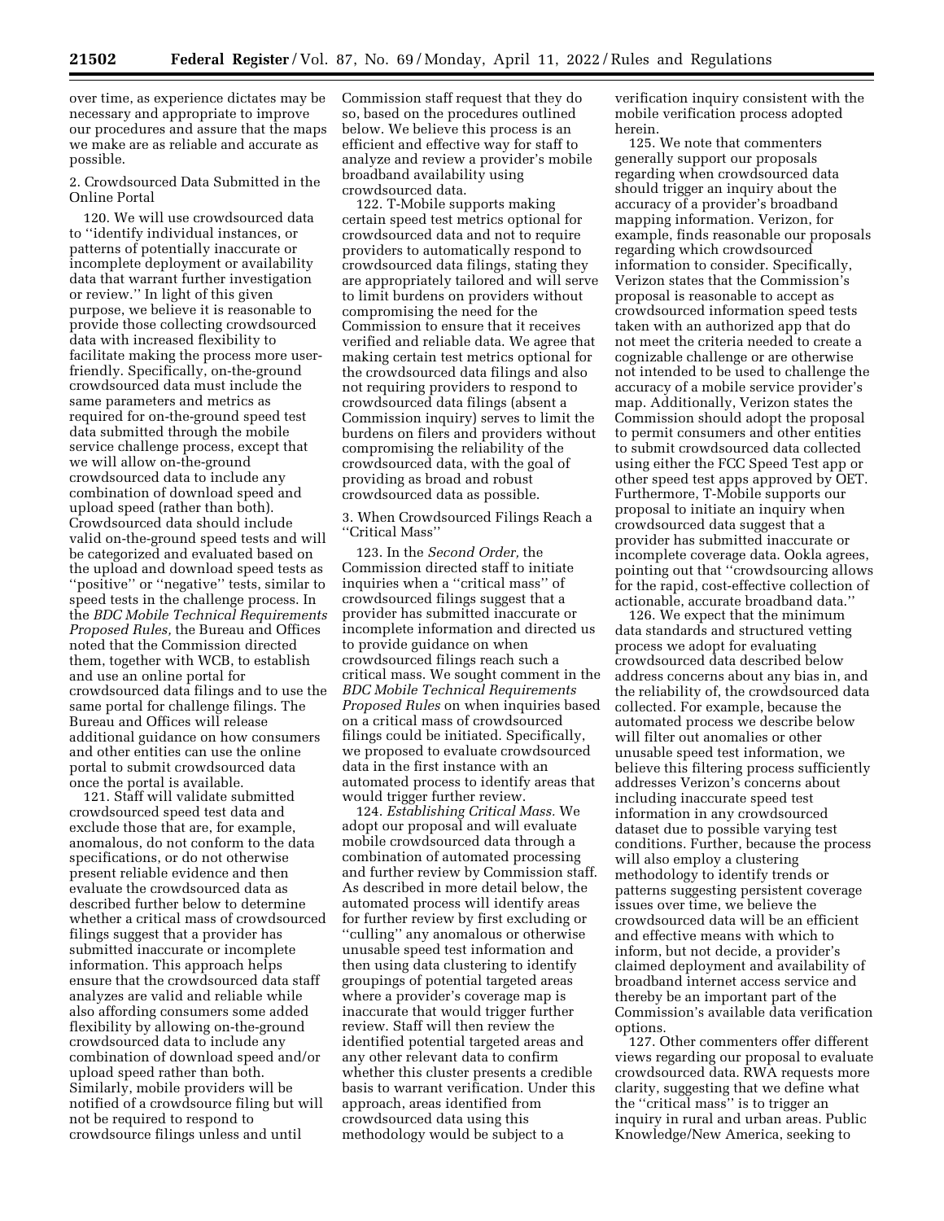over time, as experience dictates may be necessary and appropriate to improve our procedures and assure that the maps we make are as reliable and accurate as possible.

2. Crowdsourced Data Submitted in the Online Portal

120. We will use crowdsourced data to ''identify individual instances, or patterns of potentially inaccurate or incomplete deployment or availability data that warrant further investigation or review.'' In light of this given purpose, we believe it is reasonable to provide those collecting crowdsourced data with increased flexibility to facilitate making the process more user-friendly. Specifically, on-the-ground crowdsourced data must include the same parameters and metrics as required for on-the-ground speed test data submitted through the mobile service challenge process, except that we will allow on-the-ground crowdsourced data to include any combination of download speed and upload speed (rather than both). Crowdsourced data should include valid on-the-ground speed tests and will be categorized and evaluated based on the upload and download speed tests as ''positive'' or ''negative'' tests, similar to speed tests in the challenge process. In the *BDC Mobile Technical Requirements Proposed Rules,* the Bureau and Offices noted that the Commission directed them, together with WCB, to establish and use an online portal for crowdsourced data filings and to use the same portal for challenge filings. The Bureau and Offices will release additional guidance on how consumers and other entities can use the online portal to submit crowdsourced data once the portal is available.

121. Staff will validate submitted crowdsourced speed test data and exclude those that are, for example, anomalous, do not conform to the data specifications, or do not otherwise present reliable evidence and then evaluate the crowdsourced data as described further below to determine whether a critical mass of crowdsourced filings suggest that a provider has submitted inaccurate or incomplete information. This approach helps ensure that the crowdsourced data staff analyzes are valid and reliable while also affording consumers some added flexibility by allowing on-the-ground crowdsourced data to include any combination of download speed and/or upload speed rather than both. Similarly, mobile providers will be notified of a crowdsource filing but will not be required to respond to crowdsource filings unless and until Commission staff request that they do so, based on the procedures outlined below. We believe this process is an efficient and effective way for staff to analyze and review a provider's mobile broadband availability using crowdsourced data.

122. T-Mobile supports making certain speed test metrics optional for crowdsourced data and not to require providers to automatically respond to crowdsourced data filings, stating they are appropriately tailored and will serve to limit burdens on providers without compromising the need for the Commission to ensure that it receives verified and reliable data. We agree that making certain test metrics optional for the crowdsourced data filings and also not requiring providers to respond to crowdsourced data filings (absent a Commission inquiry) serves to limit the burdens on filers and providers without compromising the reliability of the crowdsourced data, with the goal of providing as broad and robust crowdsourced data as possible.

3. When Crowdsourced Filings Reach a ''Critical Mass''

123. In the *Second Order,* the Commission directed staff to initiate inquiries when a ''critical mass'' of crowdsourced filings suggest that a provider has submitted inaccurate or incomplete information and directed us to provide guidance on when crowdsourced filings reach such a critical mass. We sought comment in the *BDC Mobile Technical Requirements Proposed Rules* on when inquiries based on a critical mass of crowdsourced filings could be initiated. Specifically, we proposed to evaluate crowdsourced data in the first instance with an automated process to identify areas that would trigger further review.

124. *Establishing Critical Mass.* We adopt our proposal and will evaluate mobile crowdsourced data through a combination of automated processing and further review by Commission staff. As described in more detail below, the automated process will identify areas for further review by first excluding or ''culling'' any anomalous or otherwise unusable speed test information and then using data clustering to identify groupings of potential targeted areas where a provider's coverage map is inaccurate that would trigger further review. Staff will then review the identified potential targeted areas and any other relevant data to confirm whether this cluster presents a credible basis to warrant verification. Under this approach, areas identified from crowdsourced data using this methodology would be subject to a verification inquiry consistent with the mobile verification process adopted herein.

125. We note that commenters generally support our proposals regarding when crowdsourced data should trigger an inquiry about the accuracy of a provider's broadband mapping information. Verizon, for example, finds reasonable our proposals regarding which crowdsourced information to consider. Specifically, Verizon states that the Commission's proposal is reasonable to accept as crowdsourced information speed tests taken with an authorized app that do not meet the criteria needed to create a cognizable challenge or are otherwise not intended to be used to challenge the accuracy of a mobile service provider's map. Additionally, Verizon states the Commission should adopt the proposal to permit consumers and other entities to submit crowdsourced data collected using either the FCC Speed Test app or other speed test apps approved by OET. Furthermore, T-Mobile supports our proposal to initiate an inquiry when crowdsourced data suggest that a provider has submitted inaccurate or incomplete coverage data. Ookla agrees, pointing out that ''crowdsourcing allows for the rapid, cost-effective collection of actionable, accurate broadband data.''

126. We expect that the minimum data standards and structured vetting process we adopt for evaluating crowdsourced data described below address concerns about any bias in, and the reliability of, the crowdsourced data collected. For example, because the automated process we describe below will filter out anomalies or other unusable speed test information, we believe this filtering process sufficiently addresses Verizon's concerns about including inaccurate speed test information in any crowdsourced dataset due to possible varying test conditions. Further, because the process will also employ a clustering methodology to identify trends or patterns suggesting persistent coverage issues over time, we believe the crowdsourced data will be an efficient and effective means with which to inform, but not decide, a provider's claimed deployment and availability of broadband internet access service and thereby be an important part of the Commission's available data verification options.

127. Other commenters offer different views regarding our proposal to evaluate crowdsourced data. RWA requests more clarity, suggesting that we define what the ''critical mass'' is to trigger an inquiry in rural and urban areas. Public Knowledge/New America, seeking to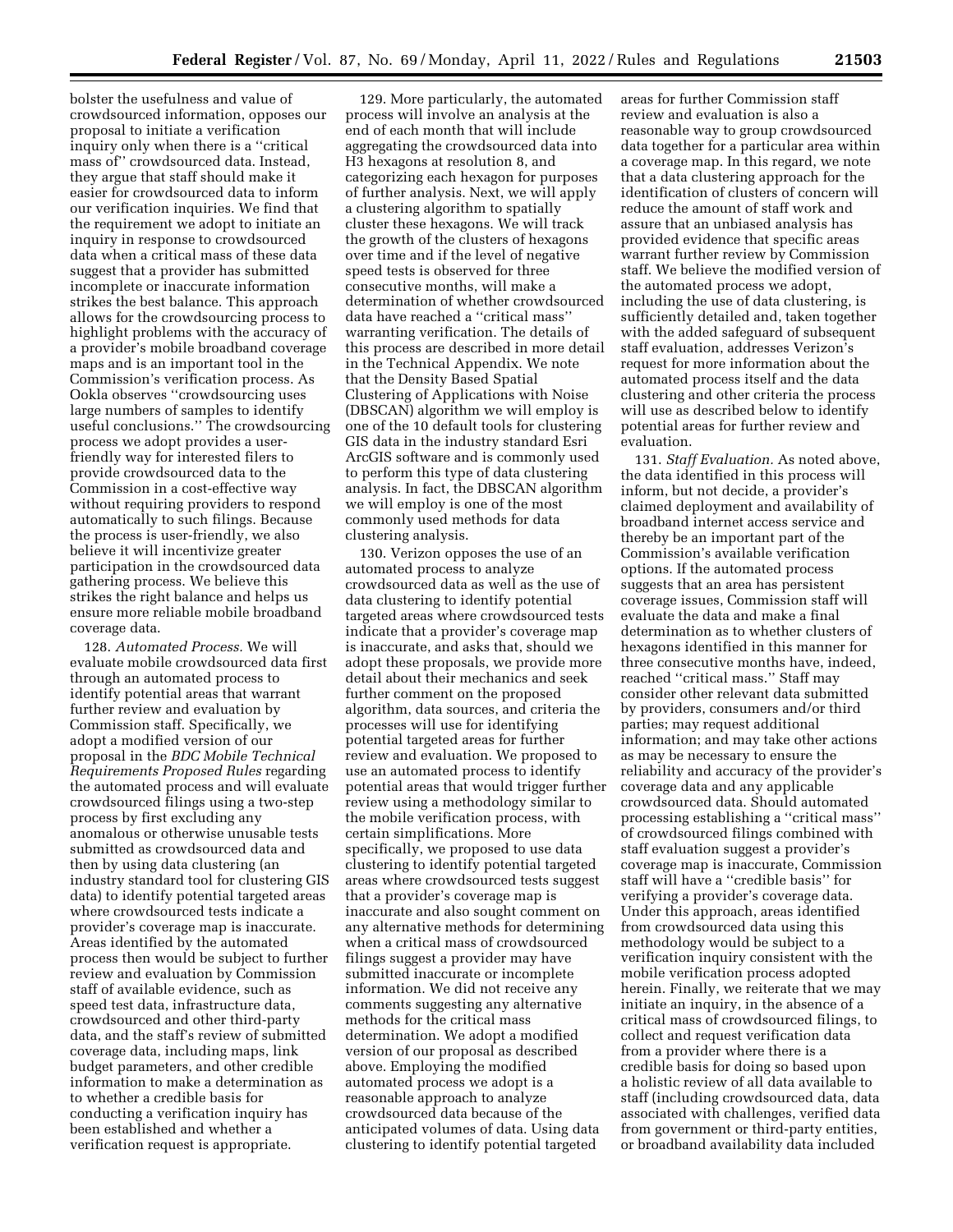bolster the usefulness and value of crowdsourced information, opposes our proposal to initiate a verification inquiry only when there is a ''critical mass of'' crowdsourced data. Instead, they argue that staff should make it easier for crowdsourced data to inform our verification inquiries. We find that the requirement we adopt to initiate an inquiry in response to crowdsourced data when a critical mass of these data suggest that a provider has submitted incomplete or inaccurate information strikes the best balance. This approach allows for the crowdsourcing process to highlight problems with the accuracy of a provider's mobile broadband coverage maps and is an important tool in the Commission's verification process. As Ookla observes ''crowdsourcing uses large numbers of samples to identify useful conclusions.'' The crowdsourcing process we adopt provides a user-friendly way for interested filers to provide crowdsourced data to the Commission in a cost-effective way without requiring providers to respond automatically to such filings. Because the process is user-friendly, we also believe it will incentivize greater participation in the crowdsourced data gathering process. We believe this strikes the right balance and helps us ensure more reliable mobile broadband coverage data.

128. *Automated Process.* We will evaluate mobile crowdsourced data first through an automated process to identify potential areas that warrant further review and evaluation by Commission staff. Specifically, we adopt a modified version of our proposal in the *BDC Mobile Technical Requirements Proposed Rules* regarding the automated process and will evaluate crowdsourced filings using a two-step process by first excluding any anomalous or otherwise unusable tests submitted as crowdsourced data and then by using data clustering (an industry standard tool for clustering GIS data) to identify potential targeted areas where crowdsourced tests indicate a provider's coverage map is inaccurate. Areas identified by the automated process then would be subject to further review and evaluation by Commission staff of available evidence, such as speed test data, infrastructure data, crowdsourced and other third-party data, and the staff's review of submitted coverage data, including maps, link budget parameters, and other credible information to make a determination as to whether a credible basis for conducting a verification inquiry has been established and whether a verification request is appropriate.

129. More particularly, the automated process will involve an analysis at the end of each month that will include aggregating the crowdsourced data into H3 hexagons at resolution 8, and categorizing each hexagon for purposes of further analysis. Next, we will apply a clustering algorithm to spatially cluster these hexagons. We will track the growth of the clusters of hexagons over time and if the level of negative speed tests is observed for three consecutive months, will make a determination of whether crowdsourced data have reached a ''critical mass'' warranting verification. The details of this process are described in more detail in the Technical Appendix. We note that the Density Based Spatial Clustering of Applications with Noise (DBSCAN) algorithm we will employ is one of the 10 default tools for clustering GIS data in the industry standard Esri ArcGIS software and is commonly used to perform this type of data clustering analysis. In fact, the DBSCAN algorithm we will employ is one of the most commonly used methods for data clustering analysis.

130. Verizon opposes the use of an automated process to analyze crowdsourced data as well as the use of data clustering to identify potential targeted areas where crowdsourced tests indicate that a provider's coverage map is inaccurate, and asks that, should we adopt these proposals, we provide more detail about their mechanics and seek further comment on the proposed algorithm, data sources, and criteria the processes will use for identifying potential targeted areas for further review and evaluation. We proposed to use an automated process to identify potential areas that would trigger further review using a methodology similar to the mobile verification process, with certain simplifications. More specifically, we proposed to use data clustering to identify potential targeted areas where crowdsourced tests suggest that a provider's coverage map is inaccurate and also sought comment on any alternative methods for determining when a critical mass of crowdsourced filings suggest a provider may have submitted inaccurate or incomplete information. We did not receive any comments suggesting any alternative methods for the critical mass determination. We adopt a modified version of our proposal as described above. Employing the modified automated process we adopt is a reasonable approach to analyze crowdsourced data because of the anticipated volumes of data. Using data clustering to identify potential targeted areas for further Commission staff review and evaluation is also a reasonable way to group crowdsourced data together for a particular area within a coverage map. In this regard, we note that a data clustering approach for the identification of clusters of concern will reduce the amount of staff work and assure that an unbiased analysis has provided evidence that specific areas warrant further review by Commission staff. We believe the modified version of the automated process we adopt, including the use of data clustering, is sufficiently detailed and, taken together with the added safeguard of subsequent staff evaluation, addresses Verizon's request for more information about the automated process itself and the data clustering and other criteria the process will use as described below to identify potential areas for further review and evaluation.

131. *Staff Evaluation.* As noted above, the data identified in this process will inform, but not decide, a provider's claimed deployment and availability of broadband internet access service and thereby be an important part of the Commission's available verification options. If the automated process suggests that an area has persistent coverage issues, Commission staff will evaluate the data and make a final determination as to whether clusters of hexagons identified in this manner for three consecutive months have, indeed, reached ''critical mass.'' Staff may consider other relevant data submitted by providers, consumers and/or third parties; may request additional information; and may take other actions as may be necessary to ensure the reliability and accuracy of the provider's coverage data and any applicable crowdsourced data. Should automated processing establishing a ''critical mass'' of crowdsourced filings combined with staff evaluation suggest a provider's coverage map is inaccurate, Commission staff will have a ''credible basis'' for verifying a provider's coverage data. Under this approach, areas identified from crowdsourced data using this methodology would be subject to a verification inquiry consistent with the mobile verification process adopted herein. Finally, we reiterate that we may initiate an inquiry, in the absence of a critical mass of crowdsourced filings, to collect and request verification data from a provider where there is a credible basis for doing so based upon a holistic review of all data available to staff (including crowdsourced data, data associated with challenges, verified data from government or third-party entities, or broadband availability data included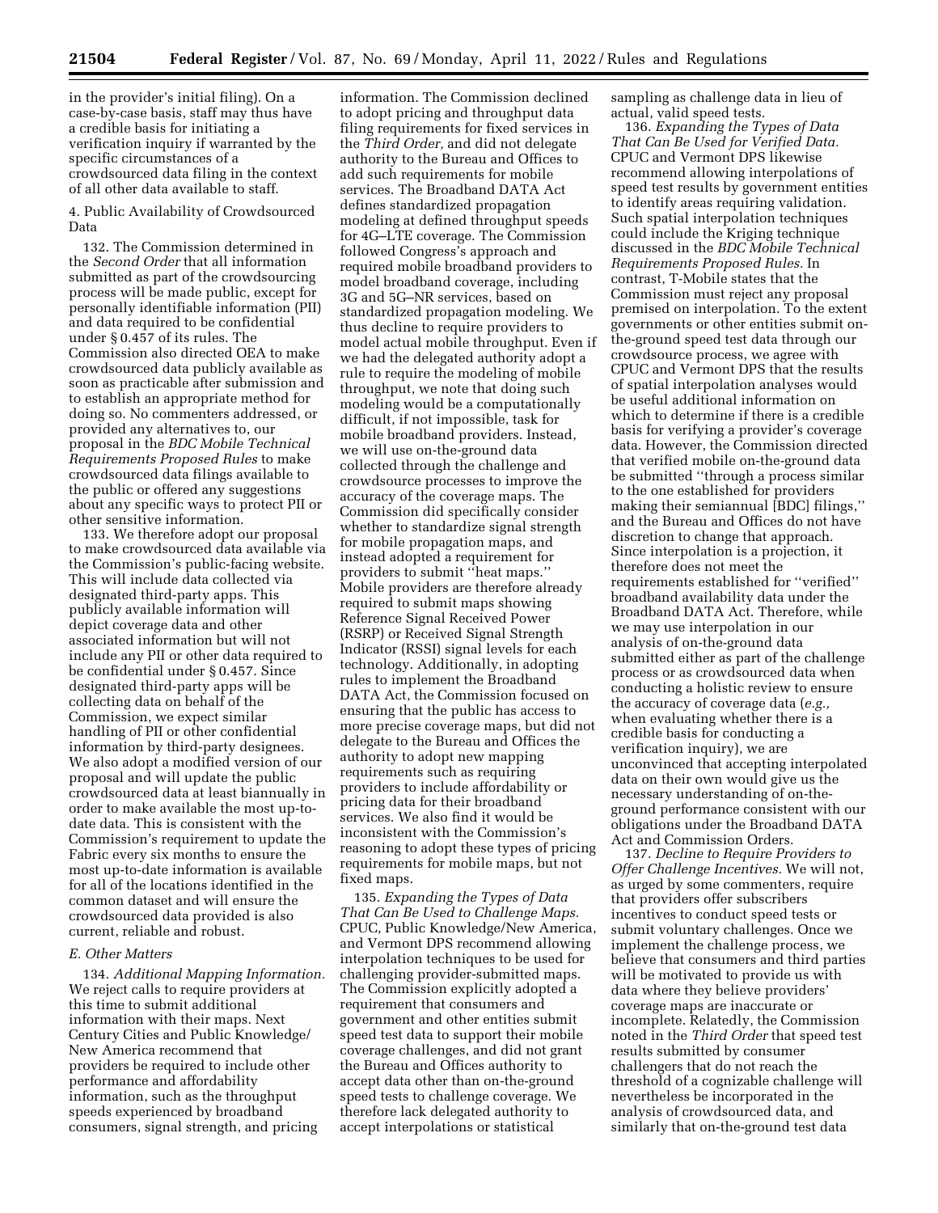in the provider's initial filing). On a case-by-case basis, staff may thus have a credible basis for initiating a verification inquiry if warranted by the specific circumstances of a crowdsourced data filing in the context of all other data available to staff.

4. Public Availability of Crowdsourced Data

132. The Commission determined in the *Second Order* that all information submitted as part of the crowdsourcing process will be made public, except for personally identifiable information (PII) and data required to be confidential under § 0.457 of its rules. The Commission also directed OEA to make crowdsourced data publicly available as soon as practicable after submission and to establish an appropriate method for doing so. No commenters addressed, or provided any alternatives to, our proposal in the *BDC Mobile Technical Requirements Proposed Rules* to make crowdsourced data filings available to the public or offered any suggestions about any specific ways to protect PII or other sensitive information.

133. We therefore adopt our proposal to make crowdsourced data available via the Commission's public-facing website. This will include data collected via designated third-party apps. This publicly available information will depict coverage data and other associated information but will not include any PII or other data required to be confidential under § 0.457. Since designated third-party apps will be collecting data on behalf of the Commission, we expect similar handling of PII or other confidential information by third-party designees. We also adopt a modified version of our proposal and will update the public crowdsourced data at least biannually in order to make available the most up-to-date data. This is consistent with the Commission's requirement to update the Fabric every six months to ensure the most up-to-date information is available for all of the locations identified in the common dataset and will ensure the crowdsourced data provided is also current, reliable and robust.

## E. Other Matters

134. *Additional Mapping Information.* We reject calls to require providers at this time to submit additional information with their maps. Next Century Cities and Public Knowledge/New America recommend that providers be required to include other performance and affordability information, such as the throughput speeds experienced by broadband consumers, signal strength, and pricing information. The Commission declined to adopt pricing and throughput data filing requirements for fixed services in the *Third Order,* and did not delegate authority to the Bureau and Offices to add such requirements for mobile services. The Broadband DATA Act defines standardized propagation modeling at defined throughput speeds for 4G–LTE coverage. The Commission followed Congress's approach and required mobile broadband providers to model broadband coverage, including 3G and 5G–NR services, based on standardized propagation modeling. We thus decline to require providers to model actual mobile throughput. Even if we had the delegated authority adopt a rule to require the modeling of mobile throughput, we note that doing such modeling would be a computationally difficult, if not impossible, task for mobile broadband providers. Instead, we will use on-the-ground data collected through the challenge and crowdsource processes to improve the accuracy of the coverage maps. The Commission did specifically consider whether to standardize signal strength for mobile propagation maps, and instead adopted a requirement for providers to submit ''heat maps.'' Mobile providers are therefore already required to submit maps showing Reference Signal Received Power (RSRP) or Received Signal Strength Indicator (RSSI) signal levels for each technology. Additionally, in adopting rules to implement the Broadband DATA Act, the Commission focused on ensuring that the public has access to more precise coverage maps, but did not delegate to the Bureau and Offices the authority to adopt new mapping requirements such as requiring providers to include affordability or pricing data for their broadband services. We also find it would be inconsistent with the Commission's reasoning to adopt these types of pricing requirements for mobile maps, but not fixed maps.

135. *Expanding the Types of Data That Can Be Used to Challenge Maps.* CPUC, Public Knowledge/New America, and Vermont DPS recommend allowing interpolation techniques to be used for challenging provider-submitted maps. The Commission explicitly adopted a requirement that consumers and government and other entities submit speed test data to support their mobile coverage challenges, and did not grant the Bureau and Offices authority to accept data other than on-the-ground speed tests to challenge coverage. We therefore lack delegated authority to accept interpolations or statistical sampling as challenge data in lieu of actual, valid speed tests.

136. *Expanding the Types of Data That Can Be Used for Verified Data.* CPUC and Vermont DPS likewise recommend allowing interpolations of speed test results by government entities to identify areas requiring validation. Such spatial interpolation techniques could include the Kriging technique discussed in the *BDC Mobile Technical Requirements Proposed Rules.* In contrast, T-Mobile states that the Commission must reject any proposal premised on interpolation. To the extent governments or other entities submit on-the-ground speed test data through our crowdsource process, we agree with CPUC and Vermont DPS that the results of spatial interpolation analyses would be useful additional information on which to determine if there is a credible basis for verifying a provider's coverage data. However, the Commission directed that verified mobile on-the-ground data be submitted ''through a process similar to the one established for providers making their semiannual [BDC] filings,'' and the Bureau and Offices do not have discretion to change that approach. Since interpolation is a projection, it therefore does not meet the requirements established for ''verified'' broadband availability data under the Broadband DATA Act. Therefore, while we may use interpolation in our analysis of on-the-ground data submitted either as part of the challenge process or as crowdsourced data when conducting a holistic review to ensure the accuracy of coverage data (*e.g.,* when evaluating whether there is a credible basis for conducting a verification inquiry), we are unconvinced that accepting interpolated data on their own would give us the necessary understanding of on-the-ground performance consistent with our obligations under the Broadband DATA Act and Commission Orders.

137. *Decline to Require Providers to Offer Challenge Incentives.* We will not, as urged by some commenters, require that providers offer subscribers incentives to conduct speed tests or submit voluntary challenges. Once we implement the challenge process, we believe that consumers and third parties will be motivated to provide us with data where they believe providers' coverage maps are inaccurate or incomplete. Relatedly, the Commission noted in the *Third Order* that speed test results submitted by consumer challengers that do not reach the threshold of a cognizable challenge will nevertheless be incorporated in the analysis of crowdsourced data, and similarly that on-the-ground test data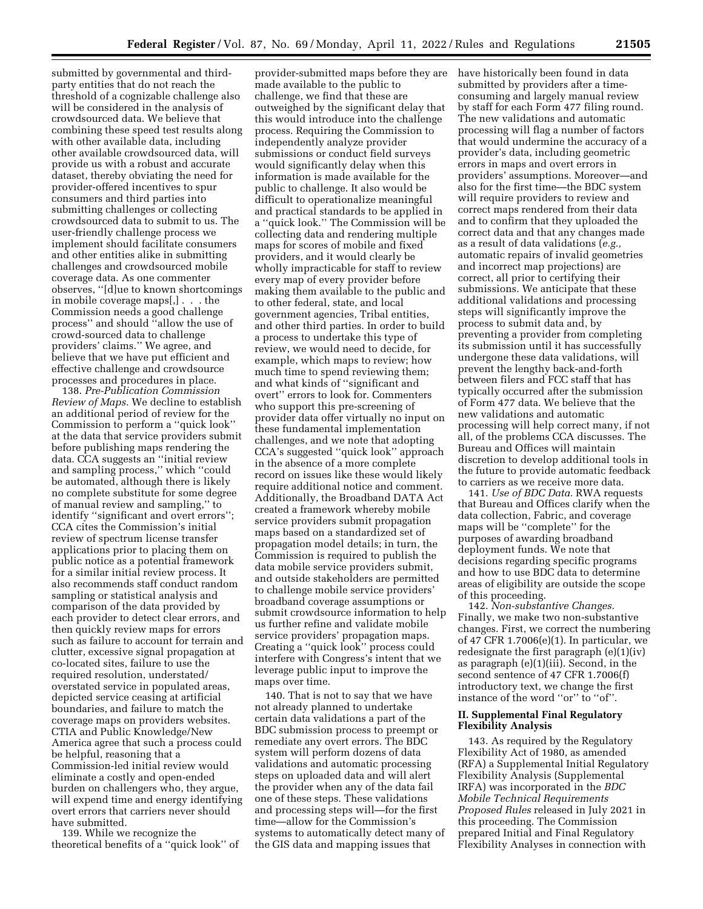submitted by governmental and third-party entities that do not reach the threshold of a cognizable challenge also will be considered in the analysis of crowdsourced data. We believe that combining these speed test results along with other available data, including other available crowdsourced data, will provide us with a robust and accurate dataset, thereby obviating the need for provider-offered incentives to spur consumers and third parties into submitting challenges or collecting crowdsourced data to submit to us. The user-friendly challenge process we implement should facilitate consumers and other entities alike in submitting challenges and crowdsourced mobile coverage data. As one commenter observes, ''[d]ue to known shortcomings in mobile coverage maps[,] . . . the Commission needs a good challenge process'' and should ''allow the use of crowd-sourced data to challenge providers' claims.'' We agree, and believe that we have put efficient and effective challenge and crowdsource processes and procedures in place.

138. *Pre-Publication Commission Review of Maps.* We decline to establish an additional period of review for the Commission to perform a ''quick look'' at the data that service providers submit before publishing maps rendering the data. CCA suggests an ''initial review and sampling process,'' which ''could be automated, although there is likely no complete substitute for some degree of manual review and sampling,'' to identify ''significant and overt errors''; CCA cites the Commission's initial review of spectrum license transfer applications prior to placing them on public notice as a potential framework for a similar initial review process. It also recommends staff conduct random sampling or statistical analysis and comparison of the data provided by each provider to detect clear errors, and then quickly review maps for errors such as failure to account for terrain and clutter, excessive signal propagation at co-located sites, failure to use the required resolution, understated/overstated service in populated areas, depicted service ceasing at artificial boundaries, and failure to match the coverage maps on providers websites. CTIA and Public Knowledge/New America agree that such a process could be helpful, reasoning that a Commission-led initial review would eliminate a costly and open-ended burden on challengers who, they argue, will expend time and energy identifying overt errors that carriers never should have submitted.

139. While we recognize the theoretical benefits of a ''quick look'' of provider-submitted maps before they are made available to the public to challenge, we find that these are outweighed by the significant delay that this would introduce into the challenge process. Requiring the Commission to independently analyze provider submissions or conduct field surveys would significantly delay when this information is made available for the public to challenge. It also would be difficult to operationalize meaningful and practical standards to be applied in a ''quick look.'' The Commission will be collecting data and rendering multiple maps for scores of mobile and fixed providers, and it would clearly be wholly impracticable for staff to review every map of every provider before making them available to the public and to other federal, state, and local government agencies, Tribal entities, and other third parties. In order to build a process to undertake this type of review, we would need to decide, for example, which maps to review; how much time to spend reviewing them; and what kinds of ''significant and overt'' errors to look for. Commenters who support this pre-screening of provider data offer virtually no input on these fundamental implementation challenges, and we note that adopting CCA's suggested ''quick look'' approach in the absence of a more complete record on issues like these would likely require additional notice and comment. Additionally, the Broadband DATA Act created a framework whereby mobile service providers submit propagation maps based on a standardized set of propagation model details; in turn, the Commission is required to publish the data mobile service providers submit, and outside stakeholders are permitted to challenge mobile service providers' broadband coverage assumptions or submit crowdsource information to help us further refine and validate mobile service providers' propagation maps. Creating a ''quick look'' process could interfere with Congress's intent that we leverage public input to improve the maps over time.

140. That is not to say that we have not already planned to undertake certain data validations a part of the BDC submission process to preempt or remediate any overt errors. The BDC system will perform dozens of data validations and automatic processing steps on uploaded data and will alert the provider when any of the data fail one of these steps. These validations and processing steps will—for the first time—allow for the Commission's systems to automatically detect many of the GIS data and mapping issues that have historically been found in data submitted by providers after a time-consuming and largely manual review by staff for each Form 477 filing round. The new validations and automatic processing will flag a number of factors that would undermine the accuracy of a provider's data, including geometric errors in maps and overt errors in providers' assumptions. Moreover—and also for the first time—the BDC system will require providers to review and correct maps rendered from their data and to confirm that they uploaded the correct data and that any changes made as a result of data validations (*e.g.,* automatic repairs of invalid geometries and incorrect map projections) are correct, all prior to certifying their submissions. We anticipate that these additional validations and processing steps will significantly improve the process to submit data and, by preventing a provider from completing its submission until it has successfully undergone these data validations, will prevent the lengthy back-and-forth between filers and FCC staff that has typically occurred after the submission of Form 477 data. We believe that the new validations and automatic processing will help correct many, if not all, of the problems CCA discusses. The Bureau and Offices will maintain discretion to develop additional tools in the future to provide automatic feedback to carriers as we receive more data.

141. *Use of BDC Data.* RWA requests that Bureau and Offices clarify when the data collection, Fabric, and coverage maps will be ''complete'' for the purposes of awarding broadband deployment funds. We note that decisions regarding specific programs and how to use BDC data to determine areas of eligibility are outside the scope of this proceeding.

142. *Non-substantive Changes.* Finally, we make two non-substantive changes. First, we correct the numbering of 47 CFR 1.7006(e)(1). In particular, we redesignate the first paragraph (e)(1)(iv) as paragraph (e)(1)(iii). Second, in the second sentence of 47 CFR 1.7006(f) introductory text, we change the first instance of the word ''or'' to ''of''.

## II. Supplemental Final Regulatory Flexibility Analysis

143. As required by the Regulatory Flexibility Act of 1980, as amended (RFA) a Supplemental Initial Regulatory Flexibility Analysis (Supplemental IRFA) was incorporated in the *BDC Mobile Technical Requirements Proposed Rules* released in July 2021 in this proceeding. The Commission prepared Initial and Final Regulatory Flexibility Analyses in connection with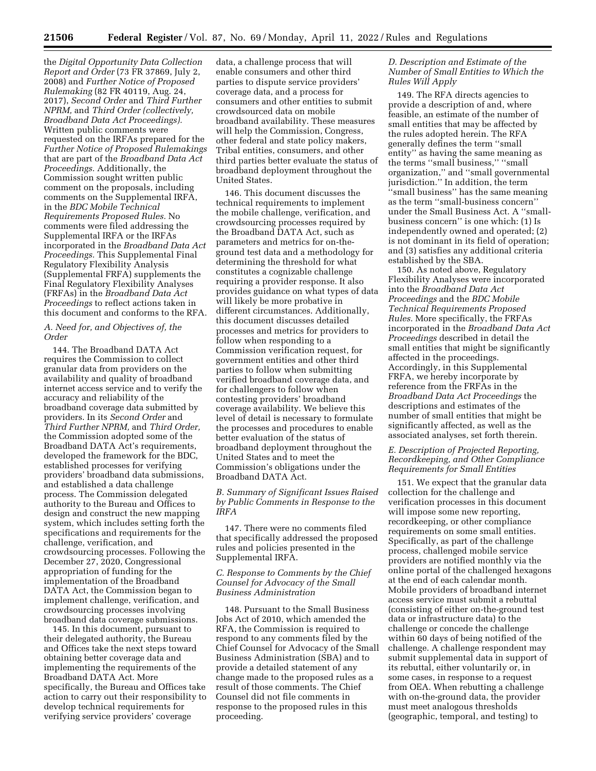the *Digital Opportunity Data Collection Report and Order* (73 FR 37869, July 2, 2008) and *Further Notice of Proposed Rulemaking* (82 FR 40119, Aug. 24, 2017), *Second Order* and *Third Further NPRM,* and *Third Order (collectively, Broadband Data Act Proceedings).* Written public comments were requested on the IRFAs prepared for the *Further Notice of Proposed Rulemakings* that are part of the *Broadband Data Act Proceedings.* Additionally, the Commission sought written public comment on the proposals, including comments on the Supplemental IRFA, in the *BDC Mobile Technical Requirements Proposed Rules.* No comments were filed addressing the Supplemental IRFA or the IRFAs incorporated in the *Broadband Data Act Proceedings.* This Supplemental Final Regulatory Flexibility Analysis (Supplemental FRFA) supplements the Final Regulatory Flexibility Analyses (FRFAs) in the *Broadband Data Act Proceedings* to reflect actions taken in this document and conforms to the RFA.

### *A. Need for, and Objectives of, the Order*

144. The Broadband DATA Act requires the Commission to collect granular data from providers on the availability and quality of broadband internet access service and to verify the accuracy and reliability of the broadband coverage data submitted by providers. In its *Second Order* and *Third Further NPRM,* and *Third Order,* the Commission adopted some of the Broadband DATA Act's requirements, developed the framework for the BDC, established processes for verifying providers' broadband data submissions, and established a data challenge process. The Commission delegated authority to the Bureau and Offices to design and construct the new mapping system, which includes setting forth the specifications and requirements for the challenge, verification, and crowdsourcing processes. Following the December 27, 2020, Congressional appropriation of funding for the implementation of the Broadband DATA Act, the Commission began to implement challenge, verification, and crowdsourcing processes involving broadband data coverage submissions.

145. In this document, pursuant to their delegated authority, the Bureau and Offices take the next steps toward obtaining better coverage data and implementing the requirements of the Broadband DATA Act. More specifically, the Bureau and Offices take action to carry out their responsibility to develop technical requirements for verifying service providers' coverage data, a challenge process that will enable consumers and other third parties to dispute service providers' coverage data, and a process for consumers and other entities to submit crowdsourced data on mobile broadband availability. These measures will help the Commission, Congress, other federal and state policy makers, Tribal entities, consumers, and other third parties better evaluate the status of broadband deployment throughout the United States.

146. This document discusses the technical requirements to implement the mobile challenge, verification, and crowdsourcing processes required by the Broadband DATA Act, such as parameters and metrics for on-the-ground test data and a methodology for determining the threshold for what constitutes a cognizable challenge requiring a provider response. It also provides guidance on what types of data will likely be more probative in different circumstances. Additionally, this document discusses detailed processes and metrics for providers to follow when responding to a Commission verification request, for government entities and other third parties to follow when submitting verified broadband coverage data, and for challengers to follow when contesting providers' broadband coverage availability. We believe this level of detail is necessary to formulate the processes and procedures to enable better evaluation of the status of broadband deployment throughout the United States and to meet the Commission's obligations under the Broadband DATA Act.

### *B. Summary of Significant Issues Raised by Public Comments in Response to the IRFA*

147. There were no comments filed that specifically addressed the proposed rules and policies presented in the Supplemental IRFA.

### *C. Response to Comments by the Chief Counsel for Advocacy of the Small Business Administration*

148. Pursuant to the Small Business Jobs Act of 2010, which amended the RFA, the Commission is required to respond to any comments filed by the Chief Counsel for Advocacy of the Small Business Administration (SBA) and to provide a detailed statement of any change made to the proposed rules as a result of those comments. The Chief Counsel did not file comments in response to the proposed rules in this proceeding.

### *D. Description and Estimate of the Number of Small Entities to Which the Rules Will Apply*

149. The RFA directs agencies to provide a description of and, where feasible, an estimate of the number of small entities that may be affected by the rules adopted herein. The RFA generally defines the term ''small entity'' as having the same meaning as the terms ''small business,'' ''small organization,'' and ''small governmental jurisdiction.'' In addition, the term ''small business'' has the same meaning as the term ''small-business concern'' under the Small Business Act. A ''small-business concern'' is one which: (1) Is independently owned and operated; (2) is not dominant in its field of operation; and (3) satisfies any additional criteria established by the SBA.

150. As noted above, Regulatory Flexibility Analyses were incorporated into the *Broadband Data Act Proceedings* and the *BDC Mobile Technical Requirements Proposed Rules.* More specifically, the FRFAs incorporated in the *Broadband Data Act Proceedings* described in detail the small entities that might be significantly affected in the proceedings. Accordingly, in this Supplemental FRFA, we hereby incorporate by reference from the FRFAs in the *Broadband Data Act Proceedings* the descriptions and estimates of the number of small entities that might be significantly affected, as well as the associated analyses, set forth therein.

### *E. Description of Projected Reporting, Recordkeeping, and Other Compliance Requirements for Small Entities*

151. We expect that the granular data collection for the challenge and verification processes in this document will impose some new reporting, recordkeeping, or other compliance requirements on some small entities. Specifically, as part of the challenge process, challenged mobile service providers are notified monthly via the online portal of the challenged hexagons at the end of each calendar month. Mobile providers of broadband internet access service must submit a rebuttal (consisting of either on-the-ground test data or infrastructure data) to the challenge or concede the challenge within 60 days of being notified of the challenge. A challenge respondent may submit supplemental data in support of its rebuttal, either voluntarily or, in some cases, in response to a request from OEA. When rebutting a challenge with on-the-ground data, the provider must meet analogous thresholds (geographic, temporal, and testing) to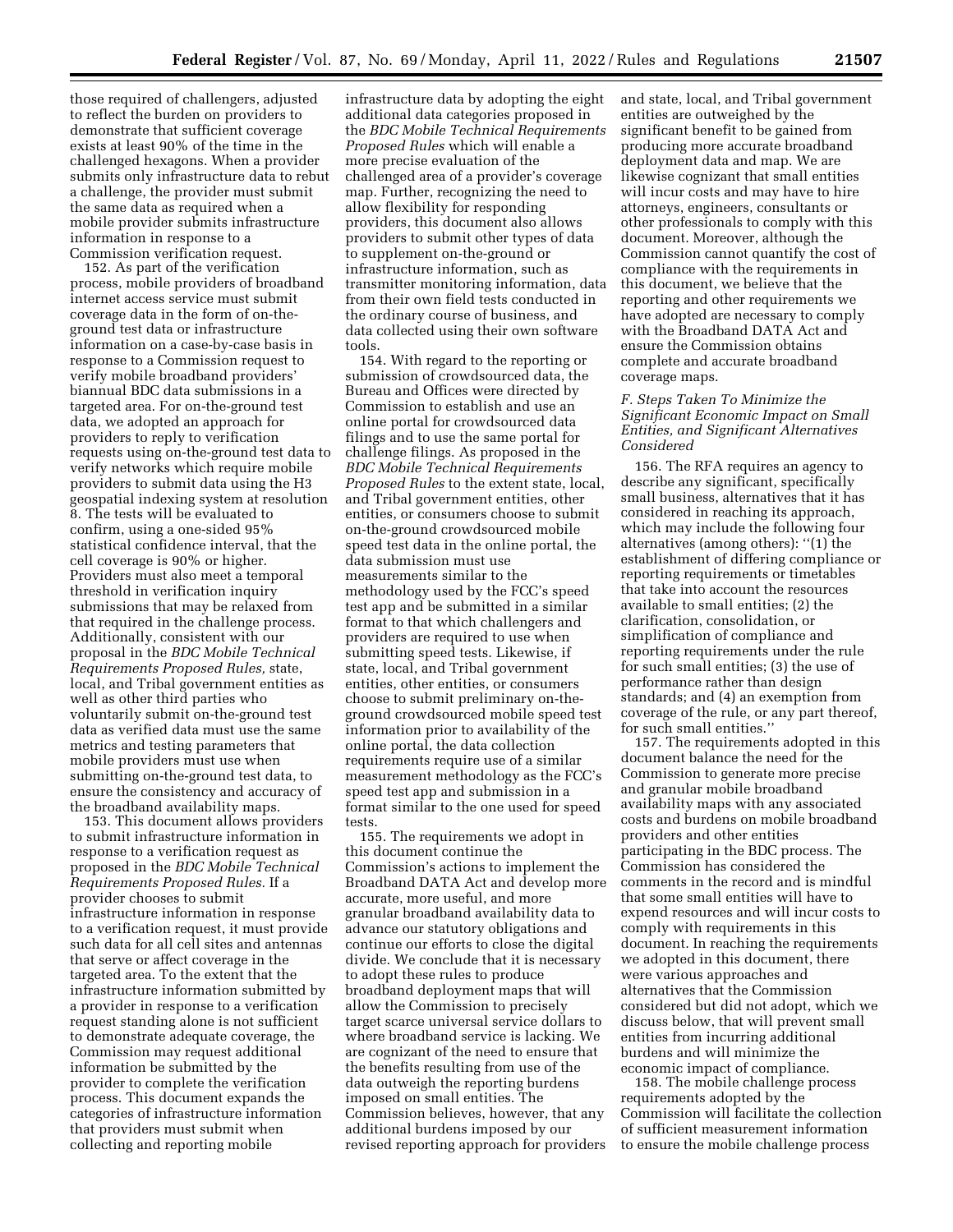those required of challengers, adjusted to reflect the burden on providers to demonstrate that sufficient coverage exists at least 90% of the time in the challenged hexagons. When a provider submits only infrastructure data to rebut a challenge, the provider must submit the same data as required when a mobile provider submits infrastructure information in response to a Commission verification request.

152. As part of the verification process, mobile providers of broadband internet access service must submit coverage data in the form of on-the-ground test data or infrastructure information on a case-by-case basis in response to a Commission request to verify mobile broadband providers' biannual BDC data submissions in a targeted area. For on-the-ground test data, we adopted an approach for providers to reply to verification requests using on-the-ground test data to verify networks which require mobile providers to submit data using the H3 geospatial indexing system at resolution 8. The tests will be evaluated to confirm, using a one-sided 95% statistical confidence interval, that the cell coverage is 90% or higher. Providers must also meet a temporal threshold in verification inquiry submissions that may be relaxed from that required in the challenge process. Additionally, consistent with our proposal in the *BDC Mobile Technical Requirements Proposed Rules,* state, local, and Tribal government entities as well as other third parties who voluntarily submit on-the-ground test data as verified data must use the same metrics and testing parameters that mobile providers must use when submitting on-the-ground test data, to ensure the consistency and accuracy of the broadband availability maps.

153. This document allows providers to submit infrastructure information in response to a verification request as proposed in the *BDC Mobile Technical Requirements Proposed Rules.* If a provider chooses to submit infrastructure information in response to a verification request, it must provide such data for all cell sites and antennas that serve or affect coverage in the targeted area. To the extent that the infrastructure information submitted by a provider in response to a verification request standing alone is not sufficient to demonstrate adequate coverage, the Commission may request additional information be submitted by the provider to complete the verification process. This document expands the categories of infrastructure information that providers must submit when collecting and reporting mobile infrastructure data by adopting the eight additional data categories proposed in the *BDC Mobile Technical Requirements Proposed Rules* which will enable a more precise evaluation of the challenged area of a provider's coverage map. Further, recognizing the need to allow flexibility for responding providers, this document also allows providers to submit other types of data to supplement on-the-ground or infrastructure information, such as transmitter monitoring information, data from their own field tests conducted in the ordinary course of business, and data collected using their own software tools.

154. With regard to the reporting or submission of crowdsourced data, the Bureau and Offices were directed by Commission to establish and use an online portal for crowdsourced data filings and to use the same portal for challenge filings. As proposed in the *BDC Mobile Technical Requirements Proposed Rules* to the extent state, local, and Tribal government entities, other entities, or consumers choose to submit on-the-ground crowdsourced mobile speed test data in the online portal, the data submission must use measurements similar to the methodology used by the FCC's speed test app and be submitted in a similar format to that which challengers and providers are required to use when submitting speed tests. Likewise, if state, local, and Tribal government entities, other entities, or consumers choose to submit preliminary on-the-ground crowdsourced mobile speed test information prior to availability of the online portal, the data collection requirements require use of a similar measurement methodology as the FCC's speed test app and submission in a format similar to the one used for speed tests.

155. The requirements we adopt in this document continue the Commission's actions to implement the Broadband DATA Act and develop more accurate, more useful, and more granular broadband availability data to advance our statutory obligations and continue our efforts to close the digital divide. We conclude that it is necessary to adopt these rules to produce broadband deployment maps that will allow the Commission to precisely target scarce universal service dollars to where broadband service is lacking. We are cognizant of the need to ensure that the benefits resulting from use of the data outweigh the reporting burdens imposed on small entities. The Commission believes, however, that any additional burdens imposed by our revised reporting approach for providers and state, local, and Tribal government entities are outweighed by the significant benefit to be gained from producing more accurate broadband deployment data and map. We are likewise cognizant that small entities will incur costs and may have to hire attorneys, engineers, consultants or other professionals to comply with this document. Moreover, although the Commission cannot quantify the cost of compliance with the requirements in this document, we believe that the reporting and other requirements we have adopted are necessary to comply with the Broadband DATA Act and ensure the Commission obtains complete and accurate broadband coverage maps.

### *F. Steps Taken To Minimize the Significant Economic Impact on Small Entities, and Significant Alternatives Considered*

156. The RFA requires an agency to describe any significant, specifically small business, alternatives that it has considered in reaching its approach, which may include the following four alternatives (among others): ''(1) the establishment of differing compliance or reporting requirements or timetables that take into account the resources available to small entities; (2) the clarification, consolidation, or simplification of compliance and reporting requirements under the rule for such small entities; (3) the use of performance rather than design standards; and (4) an exemption from coverage of the rule, or any part thereof, for such small entities.''

157. The requirements adopted in this document balance the need for the Commission to generate more precise and granular mobile broadband availability maps with any associated costs and burdens on mobile broadband providers and other entities participating in the BDC process. The Commission has considered the comments in the record and is mindful that some small entities will have to expend resources and will incur costs to comply with requirements in this document. In reaching the requirements we adopted in this document, there were various approaches and alternatives that the Commission considered but did not adopt, which we discuss below, that will prevent small entities from incurring additional burdens and will minimize the economic impact of compliance.

158. The mobile challenge process requirements adopted by the Commission will facilitate the collection of sufficient measurement information to ensure the mobile challenge process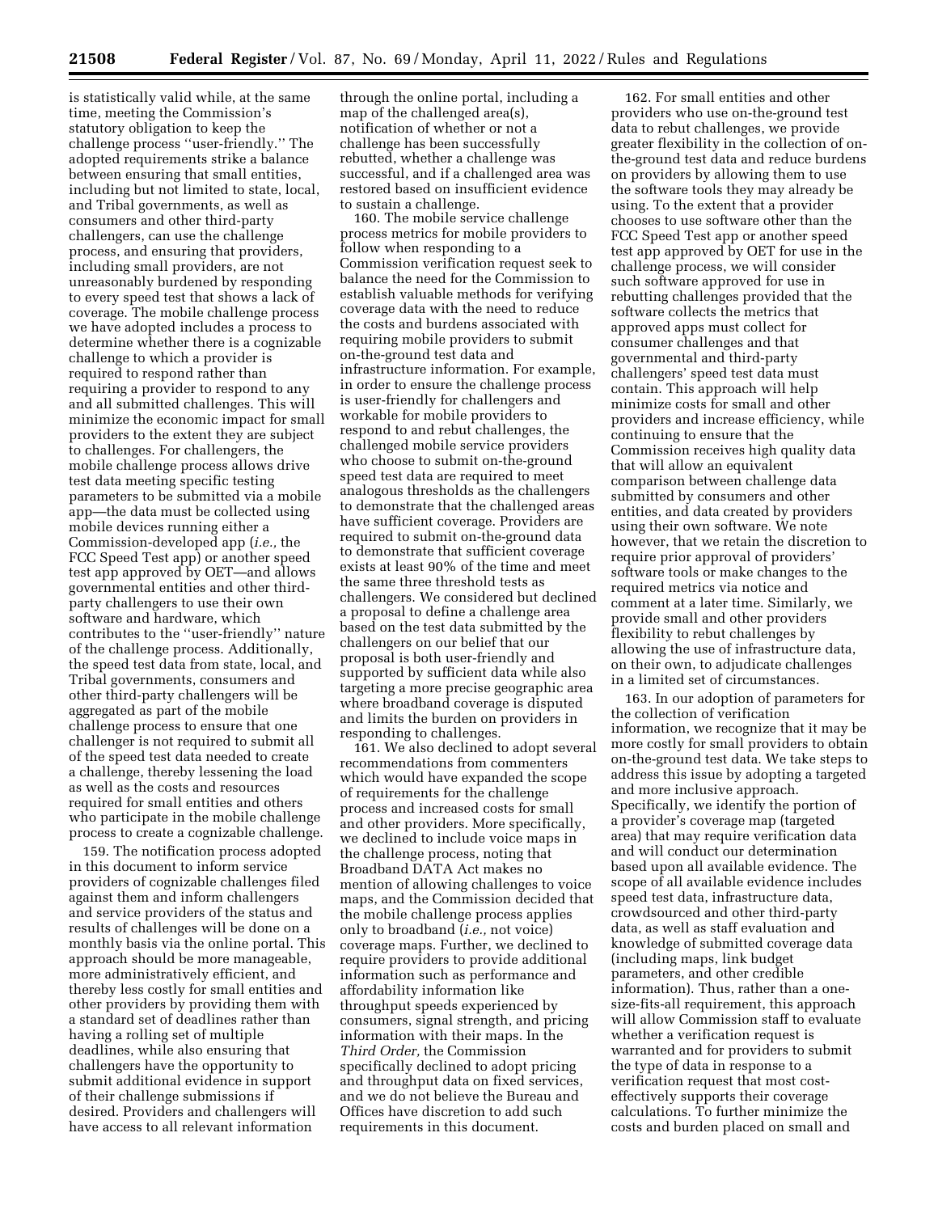is statistically valid while, at the same time, meeting the Commission's statutory obligation to keep the challenge process ''user-friendly.'' The adopted requirements strike a balance between ensuring that small entities, including but not limited to state, local, and Tribal governments, as well as consumers and other third-party challengers, can use the challenge process, and ensuring that providers, including small providers, are not unreasonably burdened by responding to every speed test that shows a lack of coverage. The mobile challenge process we have adopted includes a process to determine whether there is a cognizable challenge to which a provider is required to respond rather than requiring a provider to respond to any and all submitted challenges. This will minimize the economic impact for small providers to the extent they are subject to challenges. For challengers, the mobile challenge process allows drive test data meeting specific testing parameters to be submitted via a mobile app—the data must be collected using mobile devices running either a Commission-developed app (*i.e.,* the FCC Speed Test app) or another speed test app approved by OET—and allows governmental entities and other third-party challengers to use their own software and hardware, which contributes to the ''user-friendly'' nature of the challenge process. Additionally, the speed test data from state, local, and Tribal governments, consumers and other third-party challengers will be aggregated as part of the mobile challenge process to ensure that one challenger is not required to submit all of the speed test data needed to create a challenge, thereby lessening the load as well as the costs and resources required for small entities and others who participate in the mobile challenge process to create a cognizable challenge.

159. The notification process adopted in this document to inform service providers of cognizable challenges filed against them and inform challengers and service providers of the status and results of challenges will be done on a monthly basis via the online portal. This approach should be more manageable, more administratively efficient, and thereby less costly for small entities and other providers by providing them with a standard set of deadlines rather than having a rolling set of multiple deadlines, while also ensuring that challengers have the opportunity to submit additional evidence in support of their challenge submissions if desired. Providers and challengers will have access to all relevant information through the online portal, including a map of the challenged area(s), notification of whether or not a challenge has been successfully rebutted, whether a challenge was successful, and if a challenged area was restored based on insufficient evidence to sustain a challenge.

160. The mobile service challenge process metrics for mobile providers to follow when responding to a Commission verification request seek to balance the need for the Commission to establish valuable methods for verifying coverage data with the need to reduce the costs and burdens associated with requiring mobile providers to submit on-the-ground test data and infrastructure information. For example, in order to ensure the challenge process is user-friendly for challengers and workable for mobile providers to respond to and rebut challenges, the challenged mobile service providers who choose to submit on-the-ground speed test data are required to meet analogous thresholds as the challengers to demonstrate that the challenged areas have sufficient coverage. Providers are required to submit on-the-ground data to demonstrate that sufficient coverage exists at least 90% of the time and meet the same three threshold tests as challengers. We considered but declined a proposal to define a challenge area based on the test data submitted by the challengers on our belief that our proposal is both user-friendly and supported by sufficient data while also targeting a more precise geographic area where broadband coverage is disputed and limits the burden on providers in responding to challenges.

161. We also declined to adopt several recommendations from commenters which would have expanded the scope of requirements for the challenge process and increased costs for small and other providers. More specifically, we declined to include voice maps in the challenge process, noting that Broadband DATA Act makes no mention of allowing challenges to voice maps, and the Commission decided that the mobile challenge process applies only to broadband (*i.e.,* not voice) coverage maps. Further, we declined to require providers to provide additional information such as performance and affordability information like throughput speeds experienced by consumers, signal strength, and pricing information with their maps. In the *Third Order,* the Commission specifically declined to adopt pricing and throughput data on fixed services, and we do not believe the Bureau and Offices have discretion to add such requirements in this document.

162. For small entities and other providers who use on-the-ground test data to rebut challenges, we provide greater flexibility in the collection of on-the-ground test data and reduce burdens on providers by allowing them to use the software tools they may already be using. To the extent that a provider chooses to use software other than the FCC Speed Test app or another speed test app approved by OET for use in the challenge process, we will consider such software approved for use in rebutting challenges provided that the software collects the metrics that approved apps must collect for consumer challenges and that governmental and third-party challengers' speed test data must contain. This approach will help minimize costs for small and other providers and increase efficiency, while continuing to ensure that the Commission receives high quality data that will allow an equivalent comparison between challenge data submitted by consumers and other entities, and data created by providers using their own software. We note however, that we retain the discretion to require prior approval of providers' software tools or make changes to the required metrics via notice and comment at a later time. Similarly, we provide small and other providers flexibility to rebut challenges by allowing the use of infrastructure data, on their own, to adjudicate challenges in a limited set of circumstances.

163. In our adoption of parameters for the collection of verification information, we recognize that it may be more costly for small providers to obtain on-the-ground test data. We take steps to address this issue by adopting a targeted and more inclusive approach. Specifically, we identify the portion of a provider's coverage map (targeted area) that may require verification data and will conduct our determination based upon all available evidence. The scope of all available evidence includes speed test data, infrastructure data, crowdsourced and other third-party data, as well as staff evaluation and knowledge of submitted coverage data (including maps, link budget parameters, and other credible information). Thus, rather than a one-size-fits-all requirement, this approach will allow Commission staff to evaluate whether a verification request is warranted and for providers to submit the type of data in response to a verification request that most cost-effectively supports their coverage calculations. To further minimize the costs and burden placed on small and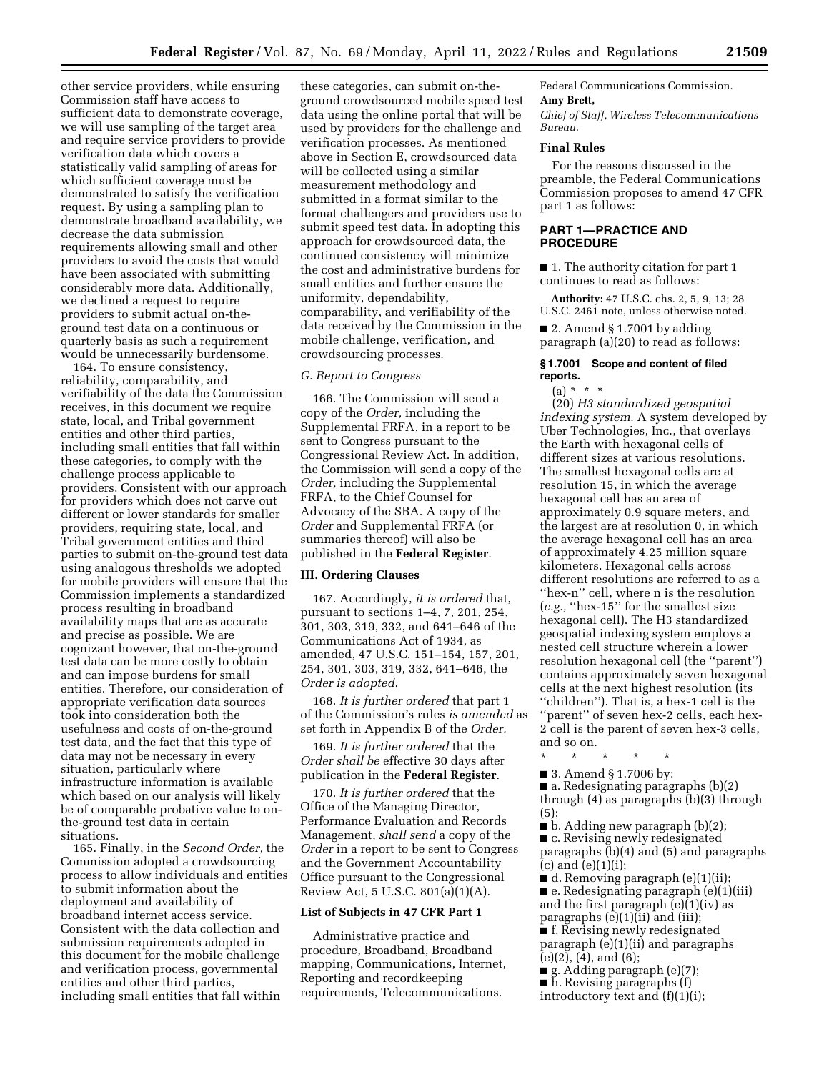other service providers, while ensuring Commission staff have access to sufficient data to demonstrate coverage, we will use sampling of the target area and require service providers to provide verification data which covers a statistically valid sampling of areas for which sufficient coverage must be demonstrated to satisfy the verification request. By using a sampling plan to demonstrate broadband availability, we decrease the data submission requirements allowing small and other providers to avoid the costs that would have been associated with submitting considerably more data. Additionally, we declined a request to require providers to submit actual on-the-ground test data on a continuous or quarterly basis as such a requirement would be unnecessarily burdensome.

164. To ensure consistency, reliability, comparability, and verifiability of the data the Commission receives, in this document we require state, local, and Tribal government entities and other third parties, including small entities that fall within these categories, to comply with the challenge process applicable to providers. Consistent with our approach for providers which does not carve out different or lower standards for smaller providers, requiring state, local, and Tribal government entities and third parties to submit on-the-ground test data using analogous thresholds we adopted for mobile providers will ensure that the Commission implements a standardized process resulting in broadband availability maps that are as accurate and precise as possible. We are cognizant however, that on-the-ground test data can be more costly to obtain and can impose burdens for small entities. Therefore, our consideration of appropriate verification data sources took into consideration both the usefulness and costs of on-the-ground test data, and the fact that this type of data may not be necessary in every situation, particularly where infrastructure information is available which based on our analysis will likely be of comparable probative value to on-the-ground test data in certain situations.

165. Finally, in the *Second Order,* the Commission adopted a crowdsourcing process to allow individuals and entities to submit information about the deployment and availability of broadband internet access service. Consistent with the data collection and submission requirements adopted in this document for the mobile challenge and verification process, governmental entities and other third parties, including small entities that fall within these categories, can submit on-the-ground crowdsourced mobile speed test data using the online portal that will be used by providers for the challenge and verification processes. As mentioned above in Section E, crowdsourced data will be collected using a similar measurement methodology and submitted in a format similar to the format challengers and providers use to submit speed test data. In adopting this approach for crowdsourced data, the continued consistency will minimize the cost and administrative burdens for small entities and further ensure the uniformity, dependability, comparability, and verifiability of the data received by the Commission in the mobile challenge, verification, and crowdsourcing processes.

### *G. Report to Congress*

166. The Commission will send a copy of the *Order,* including the Supplemental FRFA, in a report to be sent to Congress pursuant to the Congressional Review Act. In addition, the Commission will send a copy of the *Order,* including the Supplemental FRFA, to the Chief Counsel for Advocacy of the SBA. A copy of the *Order* and Supplemental FRFA (or summaries thereof) will also be published in the **Federal Register**.

## III. Ordering Clauses

167. Accordingly, *it is ordered* that, pursuant to sections 1–4, 7, 201, 254, 301, 303, 319, 332, and 641–646 of the Communications Act of 1934, as amended, 47 U.S.C. 151–154, 157, 201, 254, 301, 303, 319, 332, 641–646, the *Order is adopted.*

168. *It is further ordered* that part 1 of the Commission's rules *is amended* as set forth in Appendix B of the *Order.*

169. *It is further ordered* that the *Order shall be* effective 30 days after publication in the **Federal Register**.

170. *It is further ordered* that the Office of the Managing Director, Performance Evaluation and Records Management, *shall send* a copy of the *Order* in a report to be sent to Congress and the Government Accountability Office pursuant to the Congressional Review Act, 5 U.S.C. 801(a)(1)(A).

## List of Subjects in 47 CFR Part 1

Administrative practice and procedure, Broadband, Broadband mapping, Communications, Internet, Reporting and recordkeeping requirements, Telecommunications.

Federal Communications Commission.

**Amy Brett,**

*Chief of Staff, Wireless Telecommunications Bureau.*

## Final Rules

For the reasons discussed in the preamble, the Federal Communications Commission proposes to amend 47 CFR part 1 as follows:

## PART 1—PRACTICE AND PROCEDURE

■ 1. The authority citation for part 1 continues to read as follows:

**Authority:** 47 U.S.C. chs. 2, 5, 9, 13; 28 U.S.C. 2461 note, unless otherwise noted.

■ 2. Amend § 1.7001 by adding paragraph (a)(20) to read as follows:

### § 1.7001 Scope and content of filed reports.

(a) * * *

(20) *H3 standardized geospatial indexing system.* A system developed by Uber Technologies, Inc., that overlays the Earth with hexagonal cells of different sizes at various resolutions. The smallest hexagonal cells are at resolution 15, in which the average hexagonal cell has an area of approximately 0.9 square meters, and the largest are at resolution 0, in which the average hexagonal cell has an area of approximately 4.25 million square kilometers. Hexagonal cells across different resolutions are referred to as a ''hex-n'' cell, where n is the resolution (*e.g.,* ''hex-15'' for the smallest size hexagonal cell). The H3 standardized geospatial indexing system employs a nested cell structure wherein a lower resolution hexagonal cell (the ''parent'') contains approximately seven hexagonal cells at the next highest resolution (its ''children''). That is, a hex-1 cell is the ''parent'' of seven hex-2 cells, each hex-2 cell is the parent of seven hex-3 cells, and so on.

\* \* \* \* \*

■ 3. Amend § 1.7006 by:

■ a. Redesignating paragraphs (b)(2) through (4) as paragraphs (b)(3) through (5);

■ b. Adding new paragraph (b)(2);

■ c. Revising newly redesignated paragraphs (b)(4) and (5) and paragraphs (c) and (e)(1)(i);

■ d. Removing paragraph (e)(1)(ii);

■ e. Redesignating paragraph (e)(1)(iii) and the first paragraph (e)(1)(iv) as paragraphs (e)(1)(ii) and (iii);

■ f. Revising newly redesignated paragraph (e)(1)(ii) and paragraphs (e)(2), (4), and (6);

■ g. Adding paragraph (e)(7);

■ h. Revising paragraphs (f) introductory text and (f)(1)(i);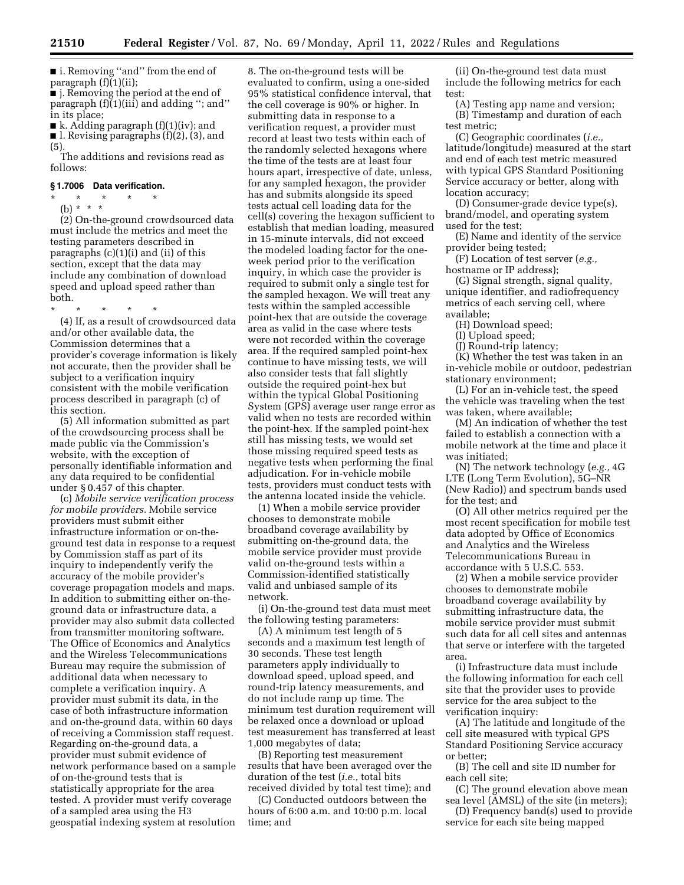■ i. Removing "and" from the end of paragraph (f)(1)(ii);

■ j. Removing the period at the end of paragraph (f)(1)(iii) and adding "; and" in its place;

■ k. Adding paragraph (f)(1)(iv); and

■ l. Revising paragraphs (f)(2), (3), and (5).

The additions and revisions read as follows:

### § 1.7006 Data verification.

\* \* \* \* \*

(b) \* \* \*

(2) On-the-ground crowdsourced data must include the metrics and meet the testing parameters described in paragraphs (c)(1)(i) and (ii) of this section, except that the data may include any combination of download speed and upload speed rather than both.

\* \* \* \* \*

(4) If, as a result of crowdsourced data and/or other available data, the Commission determines that a provider's coverage information is likely not accurate, then the provider shall be subject to a verification inquiry consistent with the mobile verification process described in paragraph (c) of this section.

(5) All information submitted as part of the crowdsourcing process shall be made public via the Commission's website, with the exception of personally identifiable information and any data required to be confidential under § 0.457 of this chapter.

(c) *Mobile service verification process for mobile providers.* Mobile service providers must submit either infrastructure information or on-the-ground test data in response to a request by Commission staff as part of its inquiry to independently verify the accuracy of the mobile provider's coverage propagation models and maps. In addition to submitting either on-the-ground data or infrastructure data, a provider may also submit data collected from transmitter monitoring software. The Office of Economics and Analytics and the Wireless Telecommunications Bureau may require the submission of additional data when necessary to complete a verification inquiry. A provider must submit its data, in the case of both infrastructure information and on-the-ground data, within 60 days of receiving a Commission staff request. Regarding on-the-ground data, a provider must submit evidence of network performance based on a sample of on-the-ground tests that is statistically appropriate for the area tested. A provider must verify coverage of a sampled area using the H3 geospatial indexing system at resolution 8. The on-the-ground tests will be evaluated to confirm, using a one-sided 95% statistical confidence interval, that the cell coverage is 90% or higher. In submitting data in response to a verification request, a provider must record at least two tests within each of the randomly selected hexagons where the time of the tests are at least four hours apart, irrespective of date, unless, for any sampled hexagon, the provider has and submits alongside its speed tests actual cell loading data for the cell(s) covering the hexagon sufficient to establish that median loading, measured in 15-minute intervals, did not exceed the modeled loading factor for the one-week period prior to the verification inquiry, in which case the provider is required to submit only a single test for the sampled hexagon. We will treat any tests within the sampled accessible point-hex that are outside the coverage area as valid in the case where tests were not recorded within the coverage area. If the required sampled point-hex continue to have missing tests, we will also consider tests that fall slightly outside the required point-hex but within the typical Global Positioning System (GPS) average user range error as valid when no tests are recorded within the point-hex. If the sampled point-hex still has missing tests, we would set those missing required speed tests as negative tests when performing the final adjudication. For in-vehicle mobile tests, providers must conduct tests with the antenna located inside the vehicle.

(1) When a mobile service provider chooses to demonstrate mobile broadband coverage availability by submitting on-the-ground data, the mobile service provider must provide valid on-the-ground tests within a Commission-identified statistically valid and unbiased sample of its network.

(i) On-the-ground test data must meet the following testing parameters:

(A) A minimum test length of 5 seconds and a maximum test length of 30 seconds. These test length parameters apply individually to download speed, upload speed, and round-trip latency measurements, and do not include ramp up time. The minimum test duration requirement will be relaxed once a download or upload test measurement has transferred at least 1,000 megabytes of data;

(B) Reporting test measurement results that have been averaged over the duration of the test (*i.e.,* total bits received divided by total test time); and

(C) Conducted outdoors between the hours of 6:00 a.m. and 10:00 p.m. local time; and

(ii) On-the-ground test data must include the following metrics for each test:

(A) Testing app name and version;

(B) Timestamp and duration of each test metric;

(C) Geographic coordinates (*i.e.,* latitude/longitude) measured at the start and end of each test metric measured with typical GPS Standard Positioning Service accuracy or better, along with location accuracy;

(D) Consumer-grade device type(s), brand/model, and operating system used for the test;

(E) Name and identity of the service provider being tested;

(F) Location of test server (*e.g.,* hostname or IP address);

(G) Signal strength, signal quality, unique identifier, and radiofrequency metrics of each serving cell, where available;

(H) Download speed;

(I) Upload speed;

(J) Round-trip latency;

(K) Whether the test was taken in an in-vehicle mobile or outdoor, pedestrian stationary environment;

(L) For an in-vehicle test, the speed the vehicle was traveling when the test was taken, where available;

(M) An indication of whether the test failed to establish a connection with a mobile network at the time and place it was initiated;

(N) The network technology (*e.g.,* 4G LTE (Long Term Evolution), 5G–NR (New Radio)) and spectrum bands used for the test; and

(O) All other metrics required per the most recent specification for mobile test data adopted by Office of Economics and Analytics and the Wireless Telecommunications Bureau in accordance with 5 U.S.C. 553.

(2) When a mobile service provider chooses to demonstrate mobile broadband coverage availability by submitting infrastructure data, the mobile service provider must submit such data for all cell sites and antennas that serve or interfere with the targeted area.

(i) Infrastructure data must include the following information for each cell site that the provider uses to provide service for the area subject to the verification inquiry:

(A) The latitude and longitude of the cell site measured with typical GPS Standard Positioning Service accuracy or better;

(B) The cell and site ID number for each cell site;

(C) The ground elevation above mean sea level (AMSL) of the site (in meters);

(D) Frequency band(s) used to provide service for each site being mapped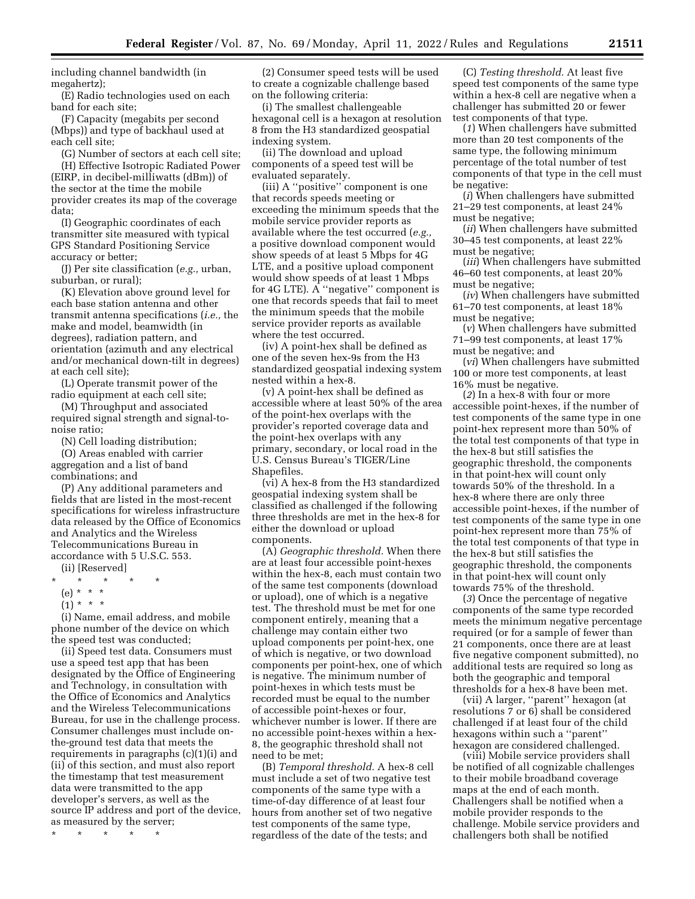including channel bandwidth (in megahertz);

(E) Radio technologies used on each band for each site;

(F) Capacity (megabits per second (Mbps)) and type of backhaul used at each cell site;

(G) Number of sectors at each cell site;

(H) Effective Isotropic Radiated Power (EIRP, in decibel-milliwatts (dBm)) of the sector at the time the mobile provider creates its map of the coverage data;

(I) Geographic coordinates of each transmitter site measured with typical GPS Standard Positioning Service accuracy or better;

(J) Per site classification (*e.g.,* urban, suburban, or rural);

(K) Elevation above ground level for each base station antenna and other transmit antenna specifications (*i.e.,* the make and model, beamwidth (in degrees), radiation pattern, and orientation (azimuth and any electrical and/or mechanical down-tilt in degrees) at each cell site);

(L) Operate transmit power of the radio equipment at each cell site;

(M) Throughput and associated required signal strength and signal-to-noise ratio;

(N) Cell loading distribution;

(O) Areas enabled with carrier aggregation and a list of band combinations; and

(P) Any additional parameters and fields that are listed in the most-recent specifications for wireless infrastructure data released by the Office of Economics and Analytics and the Wireless Telecommunications Bureau in accordance with 5 U.S.C. 553.

(ii) [Reserved]

\* \* \* \* \*

(e) \* \* \*

(1) \* \* \*

(i) Name, email address, and mobile phone number of the device on which the speed test was conducted;

(ii) Speed test data. Consumers must use a speed test app that has been designated by the Office of Engineering and Technology, in consultation with the Office of Economics and Analytics and the Wireless Telecommunications Bureau, for use in the challenge process. Consumer challenges must include on-the-ground test data that meets the requirements in paragraphs (c)(1)(i) and (ii) of this section, and must also report the timestamp that test measurement data were transmitted to the app developer's servers, as well as the source IP address and port of the device, as measured by the server;

\* \* \* \* \*

(2) Consumer speed tests will be used to create a cognizable challenge based on the following criteria:

(i) The smallest challengeable hexagonal cell is a hexagon at resolution 8 from the H3 standardized geospatial indexing system.

(ii) The download and upload components of a speed test will be evaluated separately.

(iii) A ''positive'' component is one that records speeds meeting or exceeding the minimum speeds that the mobile service provider reports as available where the test occurred (*e.g.,* a positive download component would show speeds of at least 5 Mbps for 4G LTE, and a positive upload component would show speeds of at least 1 Mbps for 4G LTE). A ''negative'' component is one that records speeds that fail to meet the minimum speeds that the mobile service provider reports as available where the test occurred.

(iv) A point-hex shall be defined as one of the seven hex-9s from the H3 standardized geospatial indexing system nested within a hex-8.

(v) A point-hex shall be defined as accessible where at least 50% of the area of the point-hex overlaps with the provider's reported coverage data and the point-hex overlaps with any primary, secondary, or local road in the U.S. Census Bureau's TIGER/Line Shapefiles.

(vi) A hex-8 from the H3 standardized geospatial indexing system shall be classified as challenged if the following three thresholds are met in the hex-8 for either the download or upload components.

(A) *Geographic threshold.* When there are at least four accessible point-hexes within the hex-8, each must contain two of the same test components (download or upload), one of which is a negative test. The threshold must be met for one component entirely, meaning that a challenge may contain either two upload components per point-hex, one of which is negative, or two download components per point-hex, one of which is negative. The minimum number of point-hexes in which tests must be recorded must be equal to the number of accessible point-hexes or four, whichever number is lower. If there are no accessible point-hexes within a hex-8, the geographic threshold shall not need to be met;

(B) *Temporal threshold.* A hex-8 cell must include a set of two negative test components of the same type with a time-of-day difference of at least four hours from another set of two negative test components of the same type, regardless of the date of the tests; and

(C) *Testing threshold.* At least five speed test components of the same type within a hex-8 cell are negative when a challenger has submitted 20 or fewer test components of that type.

(*1*) When challengers have submitted more than 20 test components of the same type, the following minimum percentage of the total number of test components of that type in the cell must be negative:

(*i*) When challengers have submitted 21–29 test components, at least 24% must be negative;

(*ii*) When challengers have submitted 30–45 test components, at least 22% must be negative;

(*iii*) When challengers have submitted 46–60 test components, at least 20% must be negative;

(*iv*) When challengers have submitted 61–70 test components, at least 18% must be negative;

(*v*) When challengers have submitted 71–99 test components, at least 17% must be negative; and

(*vi*) When challengers have submitted 100 or more test components, at least 16% must be negative.

(*2*) In a hex-8 with four or more accessible point-hexes, if the number of test components of the same type in one point-hex represent more than 50% of the total test components of that type in the hex-8 but still satisfies the geographic threshold, the components in that point-hex will count only towards 50% of the threshold. In a hex-8 where there are only three accessible point-hexes, if the number of test components of the same type in one point-hex represent more than 75% of the total test components of that type in the hex-8 but still satisfies the geographic threshold, the components in that point-hex will count only towards 75% of the threshold.

(*3*) Once the percentage of negative components of the same type recorded meets the minimum negative percentage required (or for a sample of fewer than 21 components, once there are at least five negative component submitted), no additional tests are required so long as both the geographic and temporal thresholds for a hex-8 have been met.

(vii) A larger, ''parent'' hexagon (at resolutions 7 or 6) shall be considered challenged if at least four of the child hexagons within such a ''parent'' hexagon are considered challenged.

(viii) Mobile service providers shall be notified of all cognizable challenges to their mobile broadband coverage maps at the end of each month. Challengers shall be notified when a mobile provider responds to the challenge. Mobile service providers and challengers both shall be notified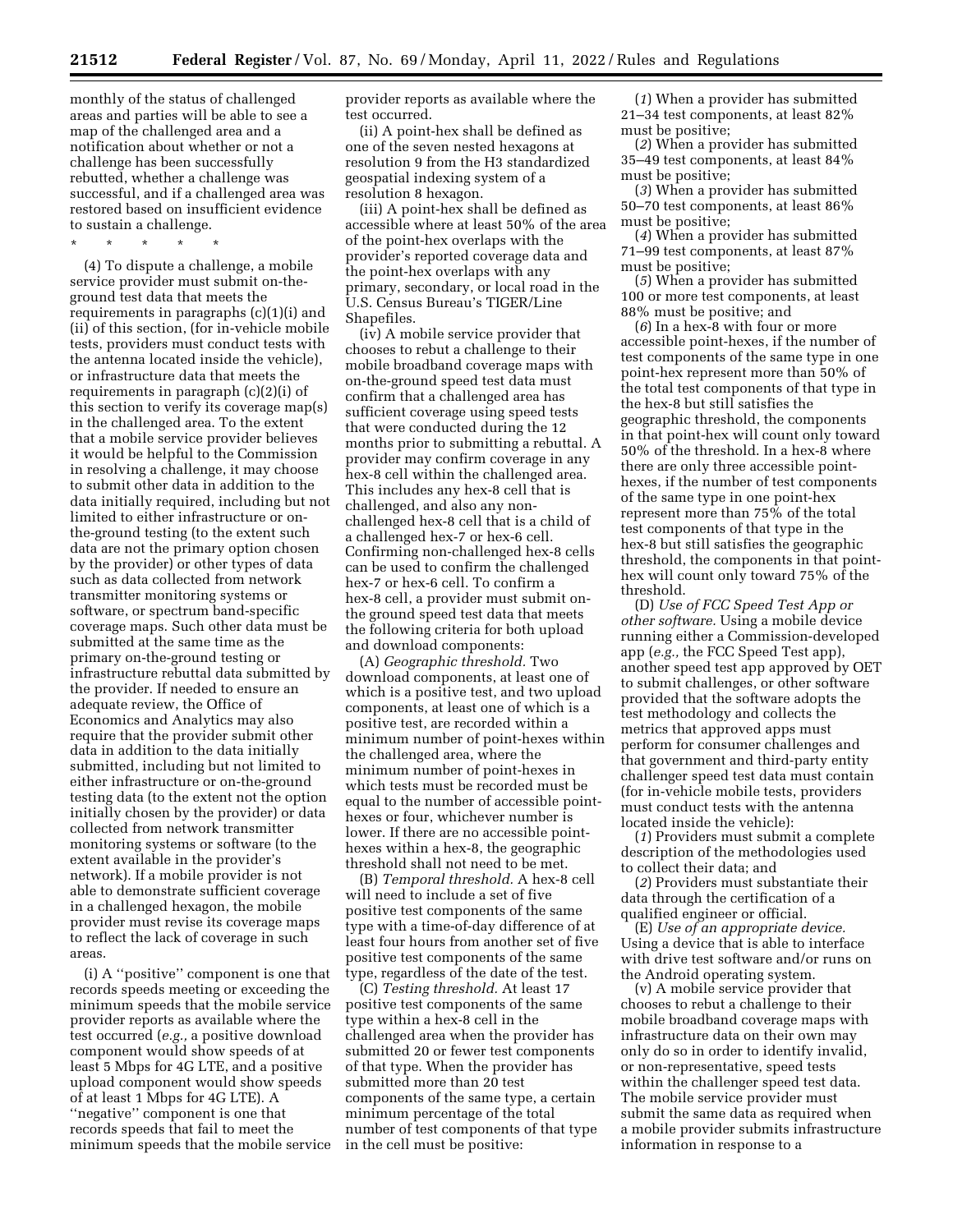monthly of the status of challenged areas and parties will be able to see a map of the challenged area and a notification about whether or not a challenge has been successfully rebutted, whether a challenge was successful, and if a challenged area was restored based on insufficient evidence to sustain a challenge.

\* \* \* \* \*

(4) To dispute a challenge, a mobile service provider must submit on-the-ground test data that meets the requirements in paragraphs (c)(1)(i) and (ii) of this section, (for in-vehicle mobile tests, providers must conduct tests with the antenna located inside the vehicle), or infrastructure data that meets the requirements in paragraph (c)(2)(i) of this section to verify its coverage map(s) in the challenged area. To the extent that a mobile service provider believes it would be helpful to the Commission in resolving a challenge, it may choose to submit other data in addition to the data initially required, including but not limited to either infrastructure or on-the-ground testing (to the extent such data are not the primary option chosen by the provider) or other types of data such as data collected from network transmitter monitoring systems or software, or spectrum band-specific coverage maps. Such other data must be submitted at the same time as the primary on-the-ground testing or infrastructure rebuttal data submitted by the provider. If needed to ensure an adequate review, the Office of Economics and Analytics may also require that the provider submit other data in addition to the data initially submitted, including but not limited to either infrastructure or on-the-ground testing data (to the extent not the option initially chosen by the provider) or data collected from network transmitter monitoring systems or software (to the extent available in the provider's network). If a mobile provider is not able to demonstrate sufficient coverage in a challenged hexagon, the mobile provider must revise its coverage maps to reflect the lack of coverage in such areas.

(i) A "positive" component is one that records speeds meeting or exceeding the minimum speeds that the mobile service provider reports as available where the test occurred (*e.g.,* a positive download component would show speeds of at least 5 Mbps for 4G LTE, and a positive upload component would show speeds of at least 1 Mbps for 4G LTE). A "negative" component is one that records speeds that fail to meet the minimum speeds that the mobile service provider reports as available where the test occurred.

(ii) A point-hex shall be defined as one of the seven nested hexagons at resolution 9 from the H3 standardized geospatial indexing system of a resolution 8 hexagon.

(iii) A point-hex shall be defined as accessible where at least 50% of the area of the point-hex overlaps with the provider's reported coverage data and the point-hex overlaps with any primary, secondary, or local road in the U.S. Census Bureau's TIGER/Line Shapefiles.

(iv) A mobile service provider that chooses to rebut a challenge to their mobile broadband coverage maps with on-the-ground speed test data must confirm that a challenged area has sufficient coverage using speed tests that were conducted during the 12 months prior to submitting a rebuttal. A provider may confirm coverage in any hex-8 cell within the challenged area. This includes any hex-8 cell that is challenged, and also any non-challenged hex-8 cell that is a child of a challenged hex-7 or hex-6 cell. Confirming non-challenged hex-8 cells can be used to confirm the challenged hex-7 or hex-6 cell. To confirm a hex-8 cell, a provider must submit on-the ground speed test data that meets the following criteria for both upload and download components:

(A) *Geographic threshold.* Two download components, at least one of which is a positive test, and two upload components, at least one of which is a positive test, are recorded within a minimum number of point-hexes within the challenged area, where the minimum number of point-hexes in which tests must be recorded must be equal to the number of accessible point-hexes or four, whichever number is lower. If there are no accessible point-hexes within a hex-8, the geographic threshold shall not need to be met.

(B) *Temporal threshold.* A hex-8 cell will need to include a set of five positive test components of the same type with a time-of-day difference of at least four hours from another set of five positive test components of the same type, regardless of the date of the test.

(C) *Testing threshold.* At least 17 positive test components of the same type within a hex-8 cell in the challenged area when the provider has submitted 20 or fewer test components of that type. When the provider has submitted more than 20 test components of the same type, a certain minimum percentage of the total number of test components of that type in the cell must be positive:

(*1*) When a provider has submitted 21–34 test components, at least 82% must be positive;

(*2*) When a provider has submitted 35–49 test components, at least 84% must be positive;

(*3*) When a provider has submitted 50–70 test components, at least 86% must be positive;

(*4*) When a provider has submitted 71–99 test components, at least 87% must be positive;

(*5*) When a provider has submitted 100 or more test components, at least 88% must be positive; and

(*6*) In a hex-8 with four or more accessible point-hexes, if the number of test components of the same type in one point-hex represent more than 50% of the total test components of that type in the hex-8 but still satisfies the geographic threshold, the components in that point-hex will count only toward 50% of the threshold. In a hex-8 where there are only three accessible point-hexes, if the number of test components of the same type in one point-hex represent more than 75% of the total test components of that type in the hex-8 but still satisfies the geographic threshold, the components in that point-hex will count only toward 75% of the threshold.

(D) *Use of FCC Speed Test App or other software.* Using a mobile device running either a Commission-developed app (*e.g.,* the FCC Speed Test app), another speed test app approved by OET to submit challenges, or other software provided that the software adopts the test methodology and collects the metrics that approved apps must perform for consumer challenges and that government and third-party entity challenger speed test data must contain (for in-vehicle mobile tests, providers must conduct tests with the antenna located inside the vehicle):

(*1*) Providers must submit a complete description of the methodologies used to collect their data; and

(*2*) Providers must substantiate their data through the certification of a qualified engineer or official.

(E) *Use of an appropriate device.* Using a device that is able to interface with drive test software and/or runs on the Android operating system.

(v) A mobile service provider that chooses to rebut a challenge to their mobile broadband coverage maps with infrastructure data on their own may only do so in order to identify invalid, or non-representative, speed tests within the challenger speed test data. The mobile service provider must submit the same data as required when a mobile provider submits infrastructure information in response to a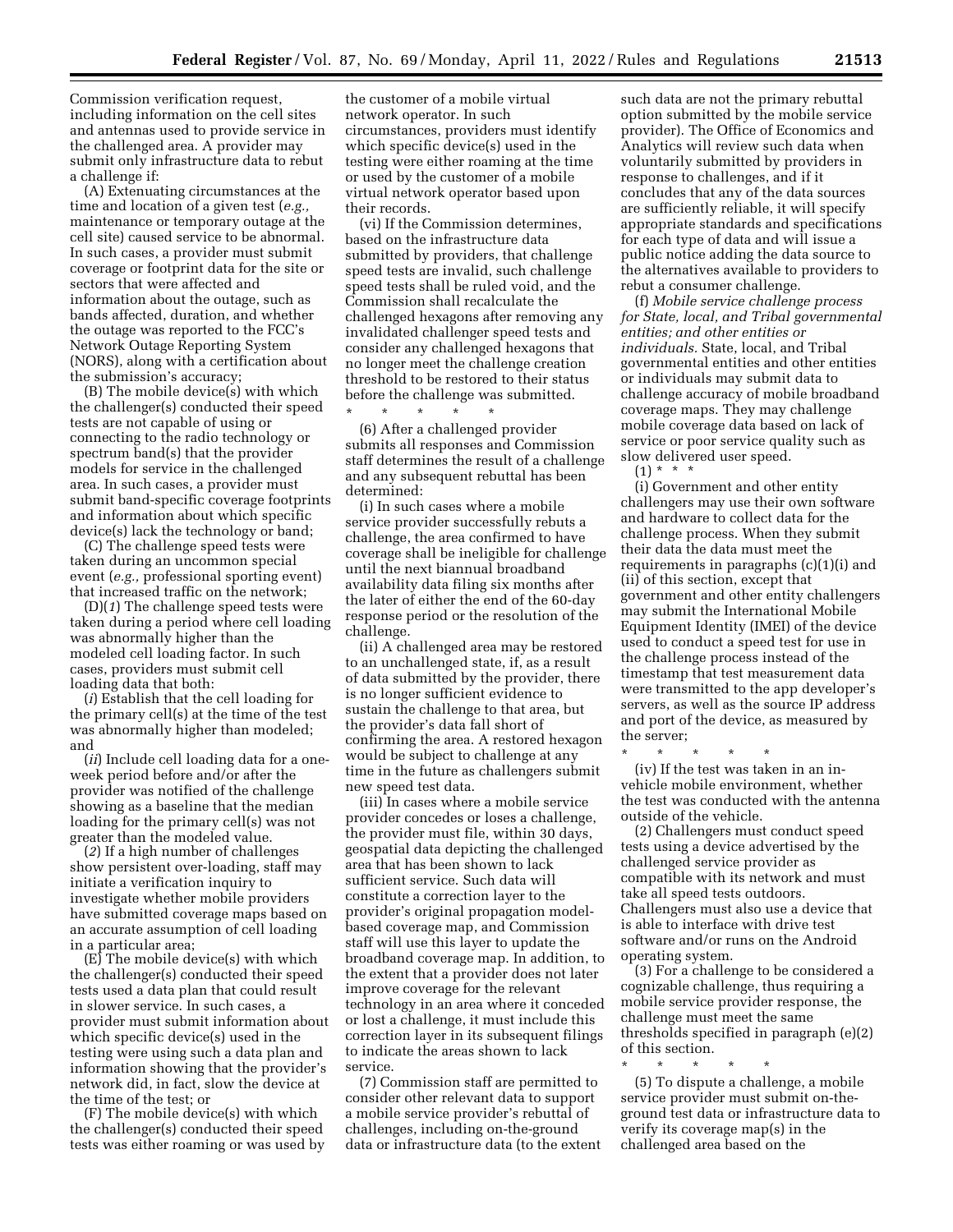Commission verification request, including information on the cell sites and antennas used to provide service in the challenged area. A provider may submit only infrastructure data to rebut a challenge if:

(A) Extenuating circumstances at the time and location of a given test (*e.g.,* maintenance or temporary outage at the cell site) caused service to be abnormal. In such cases, a provider must submit coverage or footprint data for the site or sectors that were affected and information about the outage, such as bands affected, duration, and whether the outage was reported to the FCC's Network Outage Reporting System (NORS), along with a certification about the submission's accuracy;

(B) The mobile device(s) with which the challenger(s) conducted their speed tests are not capable of using or connecting to the radio technology or spectrum band(s) that the provider models for service in the challenged area. In such cases, a provider must submit band-specific coverage footprints and information about which specific device(s) lack the technology or band;

(C) The challenge speed tests were taken during an uncommon special event (*e.g.,* professional sporting event) that increased traffic on the network;

(D)(*1*) The challenge speed tests were taken during a period where cell loading was abnormally higher than the modeled cell loading factor. In such cases, providers must submit cell loading data that both:

(*i*) Establish that the cell loading for the primary cell(s) at the time of the test was abnormally higher than modeled; and

(*ii*) Include cell loading data for a one-week period before and/or after the provider was notified of the challenge showing as a baseline that the median loading for the primary cell(s) was not greater than the modeled value.

(*2*) If a high number of challenges show persistent over-loading, staff may initiate a verification inquiry to investigate whether mobile providers have submitted coverage maps based on an accurate assumption of cell loading in a particular area;

(E) The mobile device(s) with which the challenger(s) conducted their speed tests used a data plan that could result in slower service. In such cases, a provider must submit information about which specific device(s) used in the testing were using such a data plan and information showing that the provider's network did, in fact, slow the device at the time of the test; or

(F) The mobile device(s) with which the challenger(s) conducted their speed tests was either roaming or was used by the customer of a mobile virtual network operator. In such circumstances, providers must identify which specific device(s) used in the testing were either roaming at the time or used by the customer of a mobile virtual network operator based upon their records.

(vi) If the Commission determines, based on the infrastructure data submitted by providers, that challenge speed tests are invalid, such challenge speed tests shall be ruled void, and the Commission shall recalculate the challenged hexagons after removing any invalidated challenger speed tests and consider any challenged hexagons that no longer meet the challenge creation threshold to be restored to their status before the challenge was submitted.

\* \* \* \* \*

(6) After a challenged provider submits all responses and Commission staff determines the result of a challenge and any subsequent rebuttal has been determined:

(i) In such cases where a mobile service provider successfully rebuts a challenge, the area confirmed to have coverage shall be ineligible for challenge until the next biannual broadband availability data filing six months after the later of either the end of the 60-day response period or the resolution of the challenge.

(ii) A challenged area may be restored to an unchallenged state, if, as a result of data submitted by the provider, there is no longer sufficient evidence to sustain the challenge to that area, but the provider's data fall short of confirming the area. A restored hexagon would be subject to challenge at any time in the future as challengers submit new speed test data.

(iii) In cases where a mobile service provider concedes or loses a challenge, the provider must file, within 30 days, geospatial data depicting the challenged area that has been shown to lack sufficient service. Such data will constitute a correction layer to the provider's original propagation model-based coverage map, and Commission staff will use this layer to update the broadband coverage map. In addition, to the extent that a provider does not later improve coverage for the relevant technology in an area where it conceded or lost a challenge, it must include this correction layer in its subsequent filings to indicate the areas shown to lack service.

(7) Commission staff are permitted to consider other relevant data to support a mobile service provider's rebuttal of challenges, including on-the-ground data or infrastructure data (to the extent such data are not the primary rebuttal option submitted by the mobile service provider). The Office of Economics and Analytics will review such data when voluntarily submitted by providers in response to challenges, and if it concludes that any of the data sources are sufficiently reliable, it will specify appropriate standards and specifications for each type of data and will issue a public notice adding the data source to the alternatives available to providers to rebut a consumer challenge.

(f) *Mobile service challenge process for State, local, and Tribal governmental entities; and other entities or individuals.* State, local, and Tribal governmental entities and other entities or individuals may submit data to challenge accuracy of mobile broadband coverage maps. They may challenge mobile coverage data based on lack of service or poor service quality such as slow delivered user speed.

(1) \* \* \*

(i) Government and other entity challengers may use their own software and hardware to collect data for the challenge process. When they submit their data the data must meet the requirements in paragraphs (c)(1)(i) and (ii) of this section, except that government and other entity challengers may submit the International Mobile Equipment Identity (IMEI) of the device used to conduct a speed test for use in the challenge process instead of the timestamp that test measurement data were transmitted to the app developer's servers, as well as the source IP address and port of the device, as measured by the server;

\* \* \* \* \*

(iv) If the test was taken in an in-vehicle mobile environment, whether the test was conducted with the antenna outside of the vehicle.

(2) Challengers must conduct speed tests using a device advertised by the challenged service provider as compatible with its network and must take all speed tests outdoors. Challengers must also use a device that is able to interface with drive test software and/or runs on the Android operating system.

(3) For a challenge to be considered a cognizable challenge, thus requiring a mobile service provider response, the challenge must meet the same thresholds specified in paragraph (e)(2) of this section.

\* \* \* \* \*

(5) To dispute a challenge, a mobile service provider must submit on-the-ground test data or infrastructure data to verify its coverage map(s) in the challenged area based on the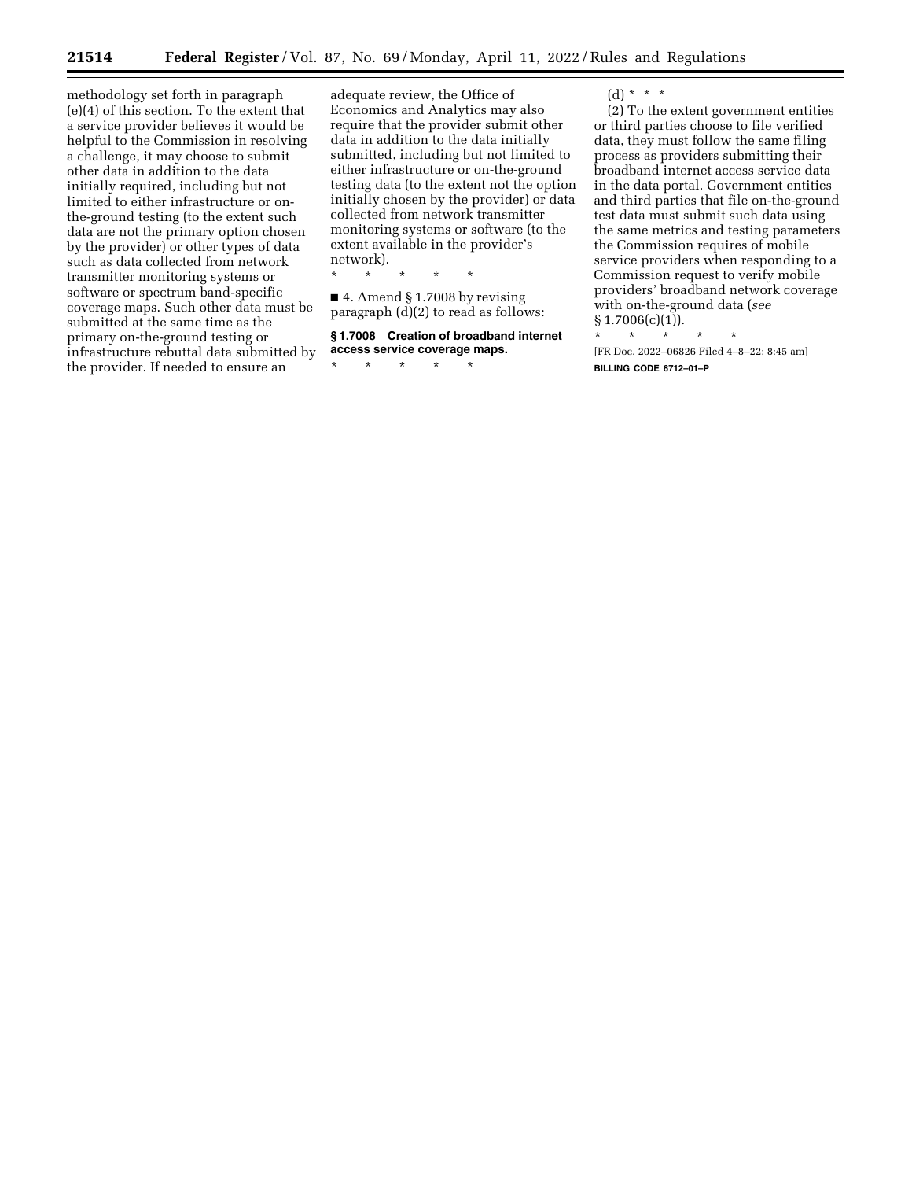methodology set forth in paragraph (e)(4) of this section. To the extent that a service provider believes it would be helpful to the Commission in resolving a challenge, it may choose to submit other data in addition to the data initially required, including but not limited to either infrastructure or on-the-ground testing (to the extent such data are not the primary option chosen by the provider) or other types of data such as data collected from network transmitter monitoring systems or software or spectrum band-specific coverage maps. Such other data must be submitted at the same time as the primary on-the-ground testing or infrastructure rebuttal data submitted by the provider. If needed to ensure an adequate review, the Office of Economics and Analytics may also require that the provider submit other data in addition to the data initially submitted, including but not limited to either infrastructure or on-the-ground testing data (to the extent not the option initially chosen by the provider) or data collected from network transmitter monitoring systems or software (to the extent available in the provider's network).

\* \* \* \* \*

■ 4. Amend § 1.7008 by revising paragraph (d)(2) to read as follows:

**§ 1.7008 Creation of broadband internet access service coverage maps.**

\* \* \* \* \*

(d) \* \* \*

(2) To the extent government entities or third parties choose to file verified data, they must follow the same filing process as providers submitting their broadband internet access service data in the data portal. Government entities and third parties that file on-the-ground test data must submit such data using the same metrics and testing parameters the Commission requires of mobile service providers when responding to a Commission request to verify mobile providers' broadband network coverage with on-the-ground data (*see* § 1.7006(c)(1)).

\* \* \* \* \*

[FR Doc. 2022–06826 Filed 4–8–22; 8:45 am]

BILLING CODE 6712–01–P